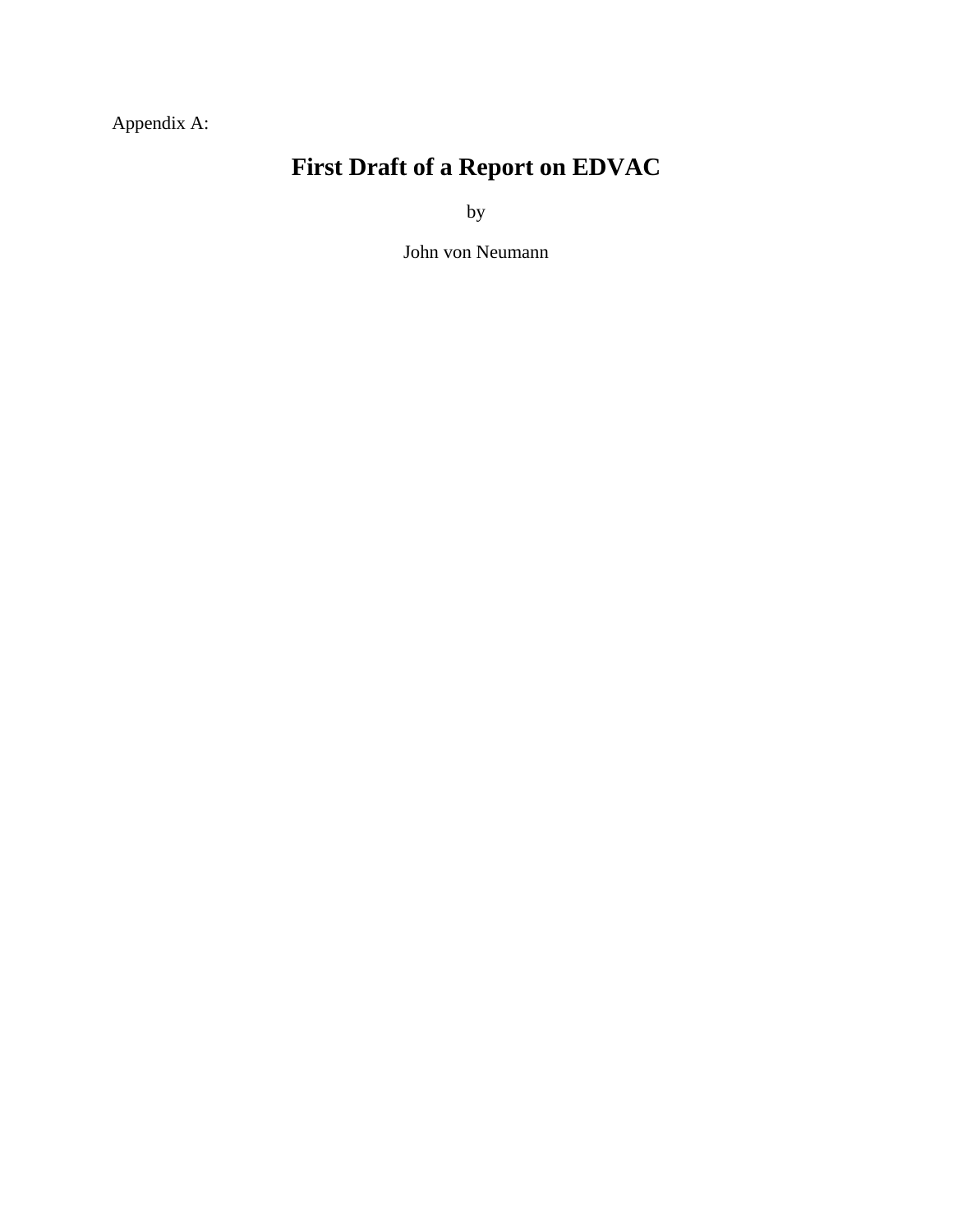Appendix A:

# First Draft of a Report on EDVAC

by

John von Neumann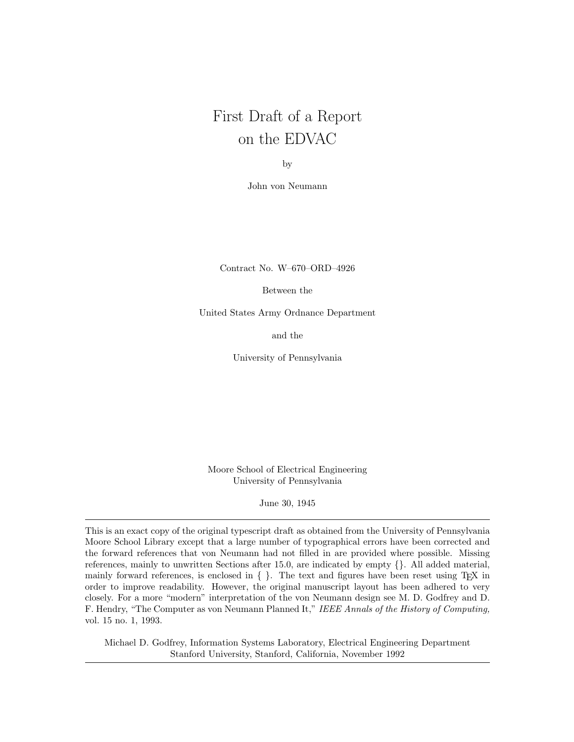# First Draft of a Report on the EDVAC

by

John von Neumann

Contract No. W–670–ORD–4926

Between the

United States Army Ordnance Department

and the

University of Pennsylvania

Moore School of Electrical Engineering
University of Pennsylvania

June 30, 1945

---

This is an exact copy of the original typescript draft as obtained from the University of Pennsylvania Moore School Library except that a large number of typographical errors have been corrected and the forward references that von Neumann had not filled in are provided where possible. Missing references, mainly to unwritten Sections after 15.0, are indicated by empty {}. All added material, mainly forward references, is enclosed in { }. The text and figures have been reset using TEX in order to improve readability. However, the original manuscript layout has been adhered to very closely. For a more "modern" interpretation of the von Neumann design see M. D. Godfrey and D. F. Hendry, "The Computer as von Neumann Planned It," *IEEE Annals of the History of Computing,* vol. 15 no. 1, 1993.

Michael D. Godfrey, Information Systems Laboratory, Electrical Engineering Department
Stanford University, Stanford, California, November 1992

---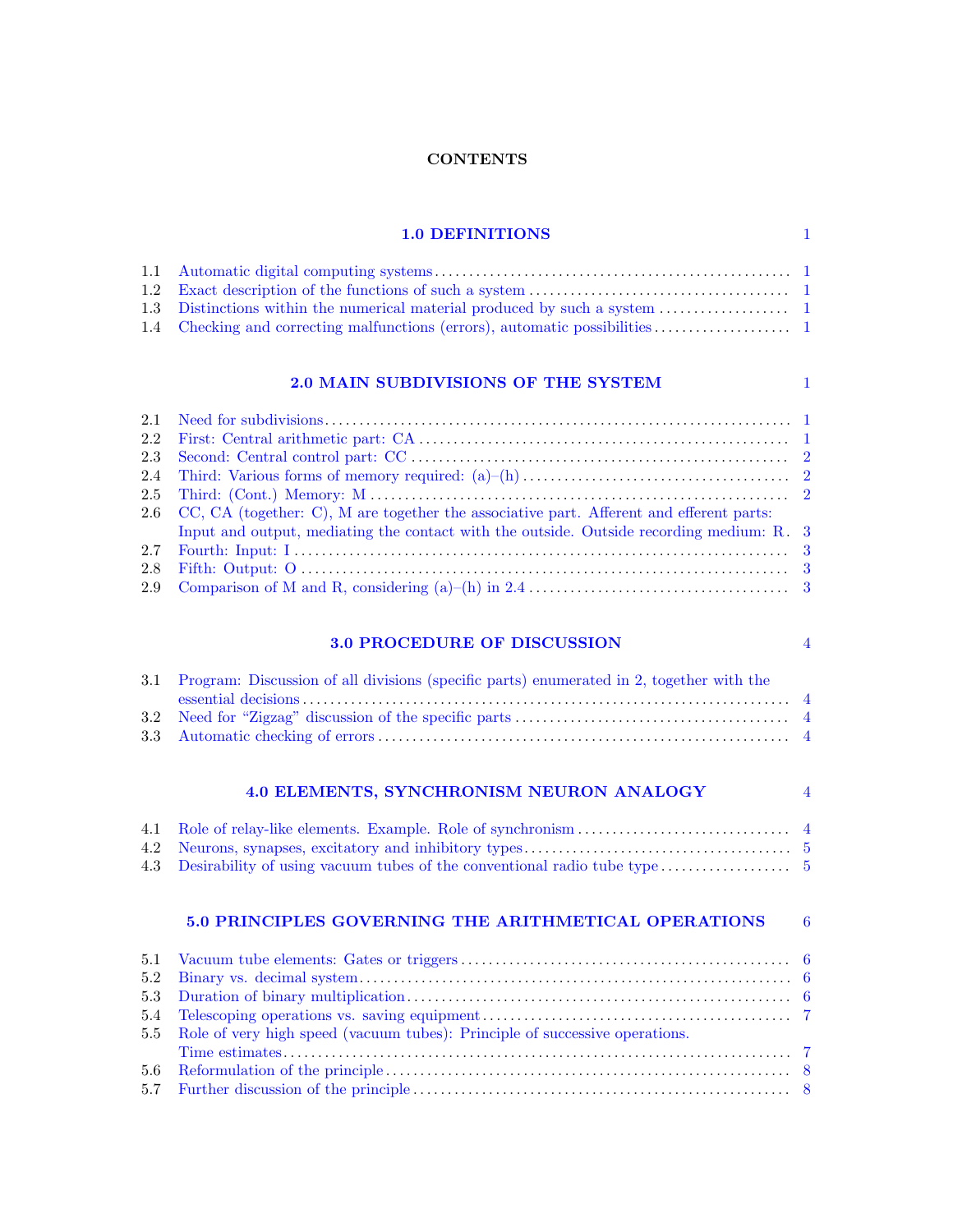**CONTENTS**

**1.0 DEFINITIONS** 1

- 1.1 Automatic digital computing systems . . . 1
- 1.2 Exact description of the functions of such a system . . . 1
- 1.3 Distinctions within the numerical material produced by such a system . . . 1
- 1.4 Checking and correcting malfunctions (errors), automatic possibilities . . . 1

**2.0 MAIN SUBDIVISIONS OF THE SYSTEM** 1

- 2.1 Need for subdivisions . . . 1
- 2.2 First: Central arithmetic part: CA . . . 1
- 2.3 Second: Central control part: CC . . . 2
- 2.4 Third: Various forms of memory required: (a)–(h) . . . 2
- 2.5 Third: (Cont.) Memory: M . . . 2
- 2.6 CC, CA (together: C), M are together the associative part. Afferent and efferent parts: Input and output, mediating the contact with the outside. Outside recording medium: R. 3
- 2.7 Fourth: Input: I . . . 3
- 2.8 Fifth: Output: O . . . 3
- 2.9 Comparison of M and R, considering (a)–(h) in 2.4 . . . 3

**3.0 PROCEDURE OF DISCUSSION** 4

- 3.1 Program: Discussion of all divisions (specific parts) enumerated in 2, together with the essential decisions . . . 4
- 3.2 Need for "Zigzag" discussion of the specific parts . . . 4
- 3.3 Automatic checking of errors . . . 4

**4.0 ELEMENTS, SYNCHRONISM NEURON ANALOGY** 4

- 4.1 Role of relay-like elements. Example. Role of synchronism . . . 4
- 4.2 Neurons, synapses, excitatory and inhibitory types . . . 5
- 4.3 Desirability of using vacuum tubes of the conventional radio tube type . . . 5

**5.0 PRINCIPLES GOVERNING THE ARITHMETICAL OPERATIONS** 6

- 5.1 Vacuum tube elements: Gates or triggers . . . 6
- 5.2 Binary vs. decimal system . . . 6
- 5.3 Duration of binary multiplication . . . 6
- 5.4 Telescoping operations vs. saving equipment . . . 7
- 5.5 Role of very high speed (vacuum tubes): Principle of successive operations. Time estimates . . . 7
- 5.6 Reformulation of the principle . . . 8
- 5.7 Further discussion of the principle . . . 8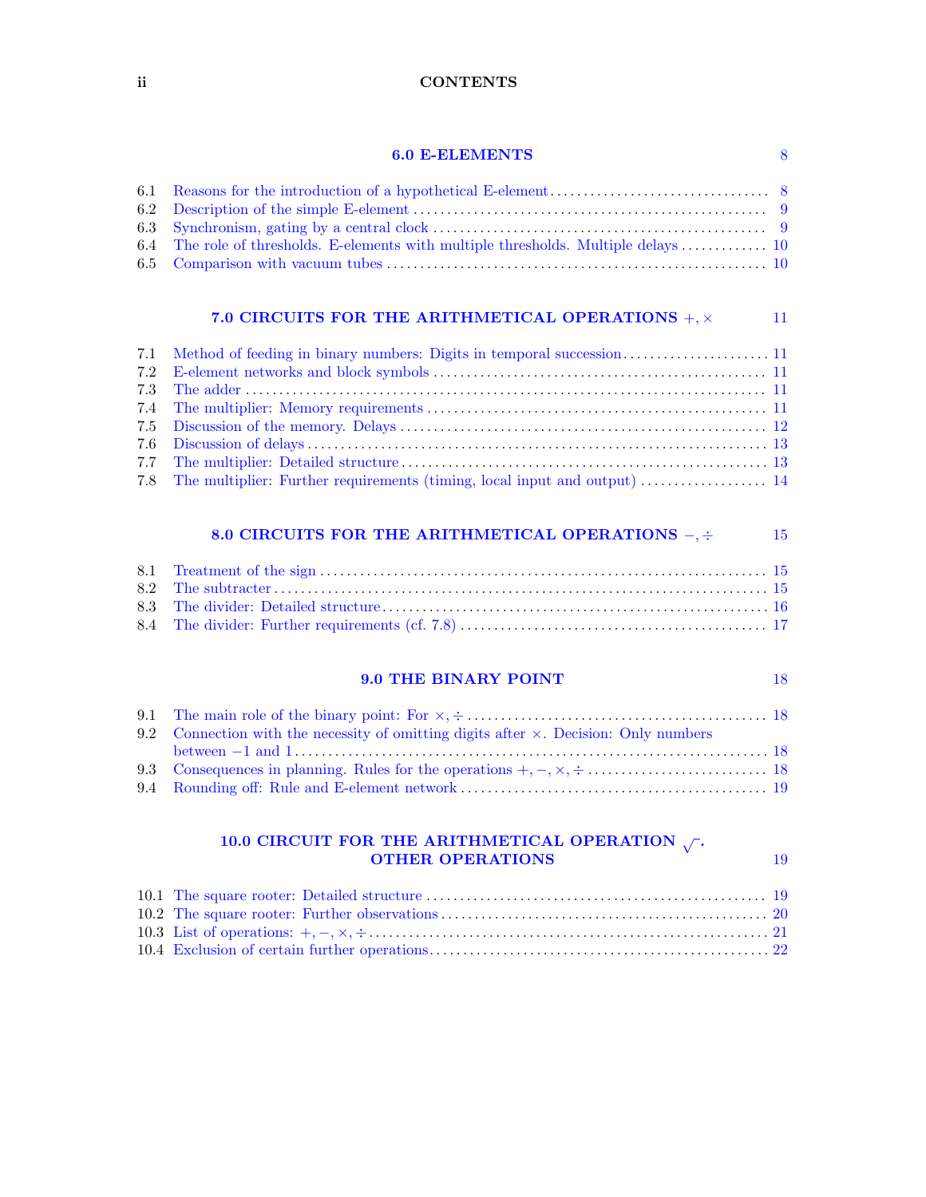**6.0 E-ELEMENTS** 8

6.1 Reasons for the introduction of a hypothetical E-element . . . . . 8
6.2 Description of the simple E-element . . . . . 9
6.3 Synchronism, gating by a central clock . . . . . 9
6.4 The role of thresholds. E-elements with multiple thresholds. Multiple delays . . . . . 10
6.5 Comparison with vacuum tubes . . . . . 10

**7.0 CIRCUITS FOR THE ARITHMETICAL OPERATIONS $+, \times$** 11

7.1 Method of feeding in binary numbers: Digits in temporal succession . . . . . 11
7.2 E-element networks and block symbols . . . . . 11
7.3 The adder . . . . . 11
7.4 The multiplier: Memory requirements . . . . . 11
7.5 Discussion of the memory. Delays . . . . . 12
7.6 Discussion of delays . . . . . 13
7.7 The multiplier: Detailed structure . . . . . 13
7.8 The multiplier: Further requirements (timing, local input and output) . . . . . 14

**8.0 CIRCUITS FOR THE ARITHMETICAL OPERATIONS $-, \div$** 15

8.1 Treatment of the sign . . . . . 15
8.2 The subtracter . . . . . 15
8.3 The divider: Detailed structure . . . . . 16
8.4 The divider: Further requirements (cf. 7.8) . . . . . 17

**9.0 THE BINARY POINT** 18

9.1 The main role of the binary point: For $\times, \div$ . . . . . 18
9.2 Connection with the necessity of omitting digits after $\times$. Decision: Only numbers between $-1$ and 1 . . . . . 18
9.3 Consequences in planning. Rules for the operations $+, -, \times, \div$ . . . . . 18
9.4 Rounding off: Rule and E-element network . . . . . 19

**10.0 CIRCUIT FOR THE ARITHMETICAL OPERATION $\sqrt{\ }$. OTHER OPERATIONS** 19

10.1 The square rooter: Detailed structure . . . . . 19
10.2 The square rooter: Further observations . . . . . 20
10.3 List of operations: $+, -, \times, \div$ . . . . . 21
10.4 Exclusion of certain further operations . . . . . 22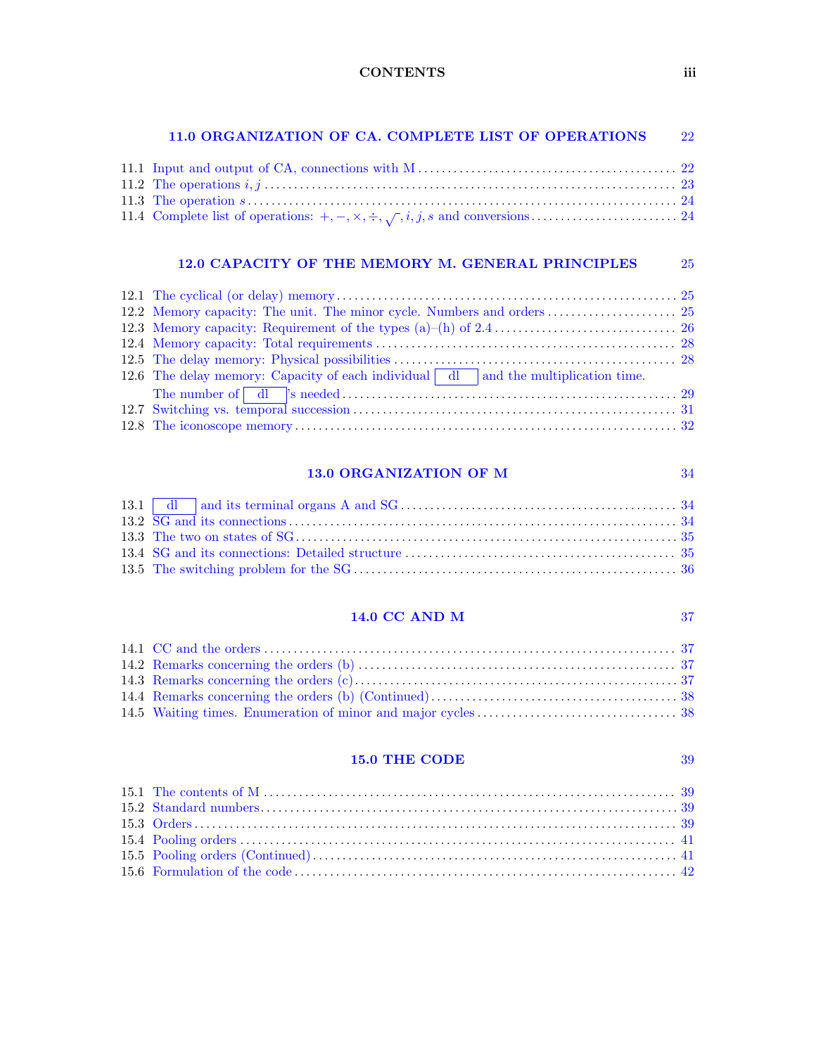### 11.0 ORGANIZATION OF CA. COMPLETE LIST OF OPERATIONS 22

11.1 Input and output of CA, connections with M . . . . . . . . . . 22
11.2 The operations $i, j$ . . . . . . . . . . 23
11.3 The operation $s$ . . . . . . . . . . 24
11.4 Complete list of operations: $+, -, \times, \div, \sqrt{}, i, j, s$ and conversions . . . . . . . . . . 24

### 12.0 CAPACITY OF THE MEMORY M. GENERAL PRINCIPLES 25

12.1 The cyclical (or delay) memory . . . . . . . . . . 25
12.2 Memory capacity: The unit. The minor cycle. Numbers and orders . . . . . . . . . . 25
12.3 Memory capacity: Requirement of the types (a)–(h) of 2.4 . . . . . . . . . . 26
12.4 Memory capacity: Total requirements . . . . . . . . . . 28
12.5 The delay memory: Physical possibilities . . . . . . . . . . 28
12.6 The delay memory: Capacity of each individual [dl] and the multiplication time. The number of [dl]'s needed . . . . . . . . . . 29
12.7 Switching vs. temporal succession . . . . . . . . . . 31
12.8 The iconoscope memory . . . . . . . . . . 32

### 13.0 ORGANIZATION OF M 34

13.1 [dl] and its terminal organs A and SG . . . . . . . . . . 34
13.2 SG and its connections . . . . . . . . . . 34
13.3 The two on states of SG . . . . . . . . . . 35
13.4 SG and its connections: Detailed structure . . . . . . . . . . 35
13.5 The switching problem for the SG . . . . . . . . . . 36

### 14.0 CC AND M 37

14.1 CC and the orders . . . . . . . . . . 37
14.2 Remarks concerning the orders (b) . . . . . . . . . . 37
14.3 Remarks concerning the orders (c) . . . . . . . . . . 37
14.4 Remarks concerning the orders (b) (Continued) . . . . . . . . . . 38
14.5 Waiting times. Enumeration of minor and major cycles . . . . . . . . . . 38

### 15.0 THE CODE 39

15.1 The contents of M . . . . . . . . . . 39
15.2 Standard numbers . . . . . . . . . . 39
15.3 Orders . . . . . . . . . . 39
15.4 Pooling orders . . . . . . . . . . 41
15.5 Pooling orders (Continued) . . . . . . . . . . 41
15.6 Formulation of the code . . . . . . . . . . 42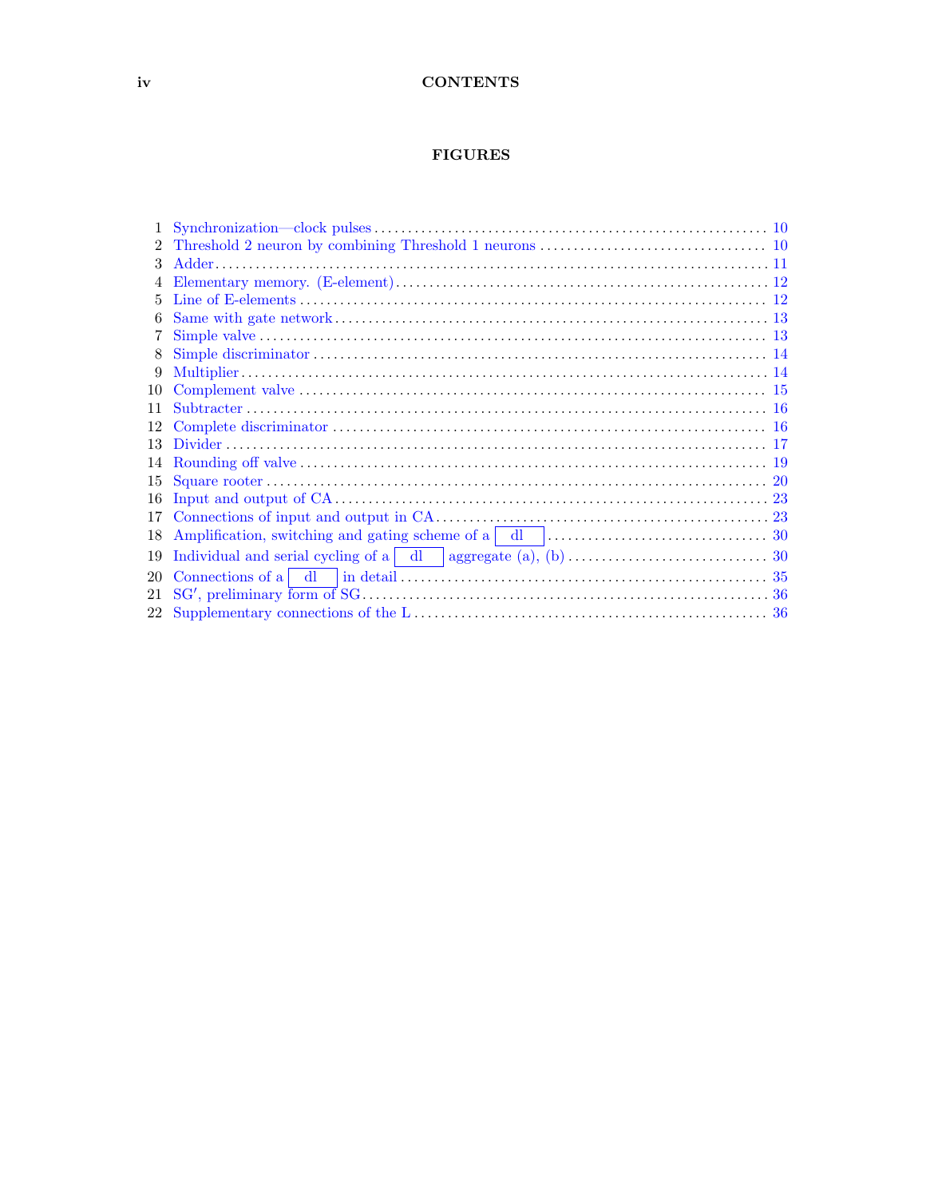## FIGURES

1 Synchronization—clock pulses . . . . . 10
2 Threshold 2 neuron by combining Threshold 1 neurons . . . . . 10
3 Adder . . . . . 11
4 Elementary memory. (E-element) . . . . . 12
5 Line of E-elements . . . . . 12
6 Same with gate network . . . . . 13
7 Simple valve . . . . . 13
8 Simple discriminator . . . . . 14
9 Multiplier . . . . . 14
10 Complement valve . . . . . 15
11 Subtracter . . . . . 16
12 Complete discriminator . . . . . 16
13 Divider . . . . . 17
14 Rounding off valve . . . . . 19
15 Square rooter . . . . . 20
16 Input and output of CA . . . . . 23
17 Connections of input and output in CA . . . . . 23
18 Amplification, switching and gating scheme of a [dl] . . . . . 30
19 Individual and serial cycling of a [dl] aggregate (a), (b) . . . . . 30
20 Connections of a [dl] in detail . . . . . 35
21 SG′, preliminary form of SG . . . . . 36
22 Supplementary connections of the L . . . . . 36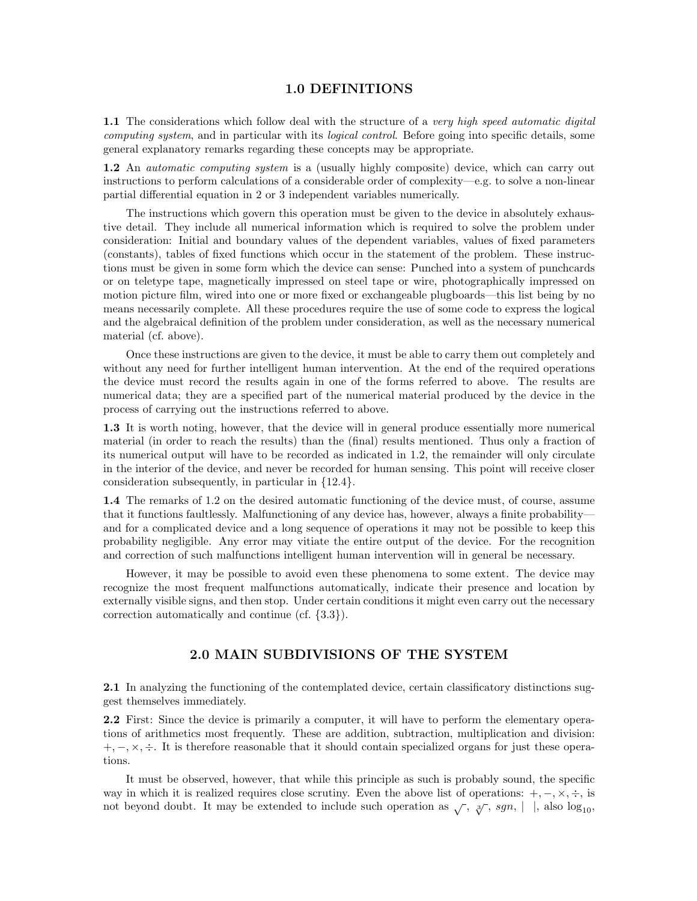## 1.0 DEFINITIONS

**1.1** The considerations which follow deal with the structure of a *very high speed automatic digital computing system*, and in particular with its *logical control*. Before going into specific details, some general explanatory remarks regarding these concepts may be appropriate.

**1.2** An *automatic computing system* is a (usually highly composite) device, which can carry out instructions to perform calculations of a considerable order of complexity—e.g. to solve a non-linear partial differential equation in 2 or 3 independent variables numerically.

The instructions which govern this operation must be given to the device in absolutely exhaustive detail. They include all numerical information which is required to solve the problem under consideration: Initial and boundary values of the dependent variables, values of fixed parameters (constants), tables of fixed functions which occur in the statement of the problem. These instructions must be given in some form which the device can sense: Punched into a system of punchcards or on teletype tape, magnetically impressed on steel tape or wire, photographically impressed on motion picture film, wired into one or more fixed or exchangeable plugboards—this list being by no means necessarily complete. All these procedures require the use of some code to express the logical and the algebraical definition of the problem under consideration, as well as the necessary numerical material (cf. above).

Once these instructions are given to the device, it must be able to carry them out completely and without any need for further intelligent human intervention. At the end of the required operations the device must record the results again in one of the forms referred to above. The results are numerical data; they are a specified part of the numerical material produced by the device in the process of carrying out the instructions referred to above.

**1.3** It is worth noting, however, that the device will in general produce essentially more numerical material (in order to reach the results) than the (final) results mentioned. Thus only a fraction of its numerical output will have to be recorded as indicated in 1.2, the remainder will only circulate in the interior of the device, and never be recorded for human sensing. This point will receive closer consideration subsequently, in particular in {12.4}.

**1.4** The remarks of 1.2 on the desired automatic functioning of the device must, of course, assume that it functions faultlessly. Malfunctioning of any device has, however, always a finite probability—and for a complicated device and a long sequence of operations it may not be possible to keep this probability negligible. Any error may vitiate the entire output of the device. For the recognition and correction of such malfunctions intelligent human intervention will in general be necessary.

However, it may be possible to avoid even these phenomena to some extent. The device may recognize the most frequent malfunctions automatically, indicate their presence and location by externally visible signs, and then stop. Under certain conditions it might even carry out the necessary correction automatically and continue (cf. {3.3}).

## 2.0 MAIN SUBDIVISIONS OF THE SYSTEM

**2.1** In analyzing the functioning of the contemplated device, certain classificatory distinctions suggest themselves immediately.

**2.2** First: Since the device is primarily a computer, it will have to perform the elementary operations of arithmetics most frequently. These are addition, subtraction, multiplication and division: $+, -, \times, \div$. It is therefore reasonable that it should contain specialized organs for just these operations.

It must be observed, however, that while this principle as such is probably sound, the specific way in which it is realized requires close scrutiny. Even the above list of operations: $+, -, \times, \div$, is not beyond doubt. It may be extended to include such operation as $\sqrt{\ }$, $\sqrt[3]{\ }$, $sgn$, $|\ \ |$, also $\log_{10}$,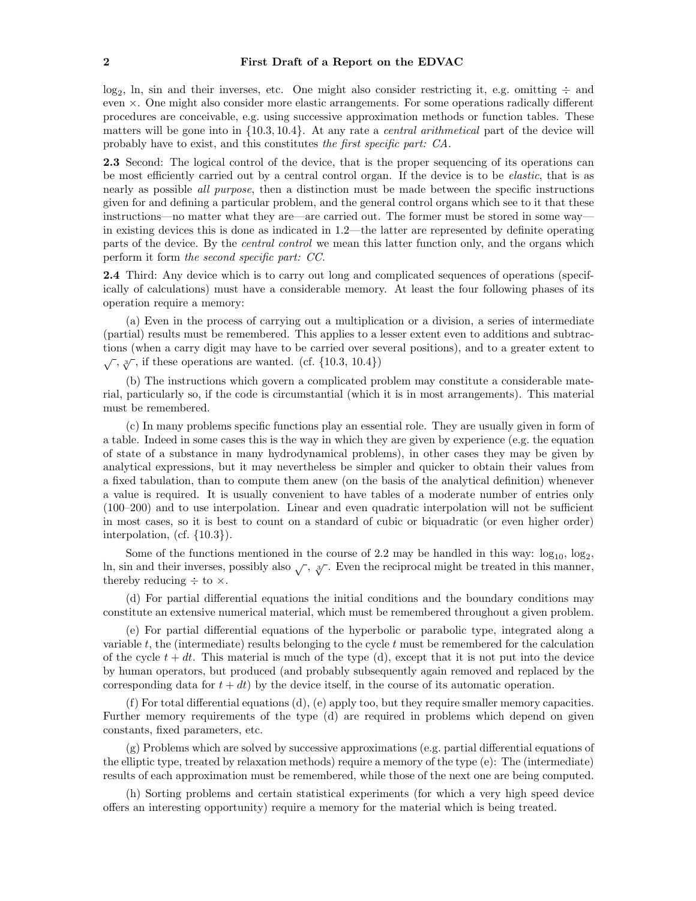$\log_2$, ln, sin and their inverses, etc. One might also consider restricting it, e.g. omitting $\div$ and even $\times$. One might also consider more elastic arrangements. For some operations radically different procedures are conceivable, e.g. using successive approximation methods or function tables. These matters will be gone into in {10.3, 10.4}. At any rate a *central arithmetical* part of the device will probably have to exist, and this constitutes *the first specific part: CA.*

**2.3** Second: The logical control of the device, that is the proper sequencing of its operations can be most efficiently carried out by a central control organ. If the device is to be *elastic*, that is as nearly as possible *all purpose*, then a distinction must be made between the specific instructions given for and defining a particular problem, and the general control organs which see to it that these instructions—no matter what they are—are carried out. The former must be stored in some way—in existing devices this is done as indicated in 1.2—the latter are represented by definite operating parts of the device. By the *central control* we mean this latter function only, and the organs which perform it form *the second specific part: CC.*

**2.4** Third: Any device which is to carry out long and complicated sequences of operations (specifically of calculations) must have a considerable memory. At least the four following phases of its operation require a memory:

(a) Even in the process of carrying out a multiplication or a division, a series of intermediate (partial) results must be remembered. This applies to a lesser extent even to additions and subtractions (when a carry digit may have to be carried over several positions), and to a greater extent to $\sqrt{\ }$, $\sqrt[3]{\ }$, if these operations are wanted. (cf. {10.3, 10.4})

(b) The instructions which govern a complicated problem may constitute a considerable material, particularly so, if the code is circumstantial (which it is in most arrangements). This material must be remembered.

(c) In many problems specific functions play an essential role. They are usually given in form of a table. Indeed in some cases this is the way in which they are given by experience (e.g. the equation of state of a substance in many hydrodynamical problems), in other cases they may be given by analytical expressions, but it may nevertheless be simpler and quicker to obtain their values from a fixed tabulation, than to compute them anew (on the basis of the analytical definition) whenever a value is required. It is usually convenient to have tables of a moderate number of entries only (100–200) and to use interpolation. Linear and even quadratic interpolation will not be sufficient in most cases, so it is best to count on a standard of cubic or biquadratic (or even higher order) interpolation, (cf. {10.3}).

Some of the functions mentioned in the course of 2.2 may be handled in this way: $\log_{10}$, $\log_2$, ln, sin and their inverses, possibly also $\sqrt{\ }$, $\sqrt[3]{\ }$. Even the reciprocal might be treated in this manner, thereby reducing $\div$ to $\times$.

(d) For partial differential equations the initial conditions and the boundary conditions may constitute an extensive numerical material, which must be remembered throughout a given problem.

(e) For partial differential equations of the hyperbolic or parabolic type, integrated along a variable $t$, the (intermediate) results belonging to the cycle $t$ must be remembered for the calculation of the cycle $t + dt$. This material is much of the type (d), except that it is not put into the device by human operators, but produced (and probably subsequently again removed and replaced by the corresponding data for $t + dt$) by the device itself, in the course of its automatic operation.

(f) For total differential equations (d), (e) apply too, but they require smaller memory capacities. Further memory requirements of the type (d) are required in problems which depend on given constants, fixed parameters, etc.

(g) Problems which are solved by successive approximations (e.g. partial differential equations of the elliptic type, treated by relaxation methods) require a memory of the type (e): The (intermediate) results of each approximation must be remembered, while those of the next one are being computed.

(h) Sorting problems and certain statistical experiments (for which a very high speed device offers an interesting opportunity) require a memory for the material which is being treated.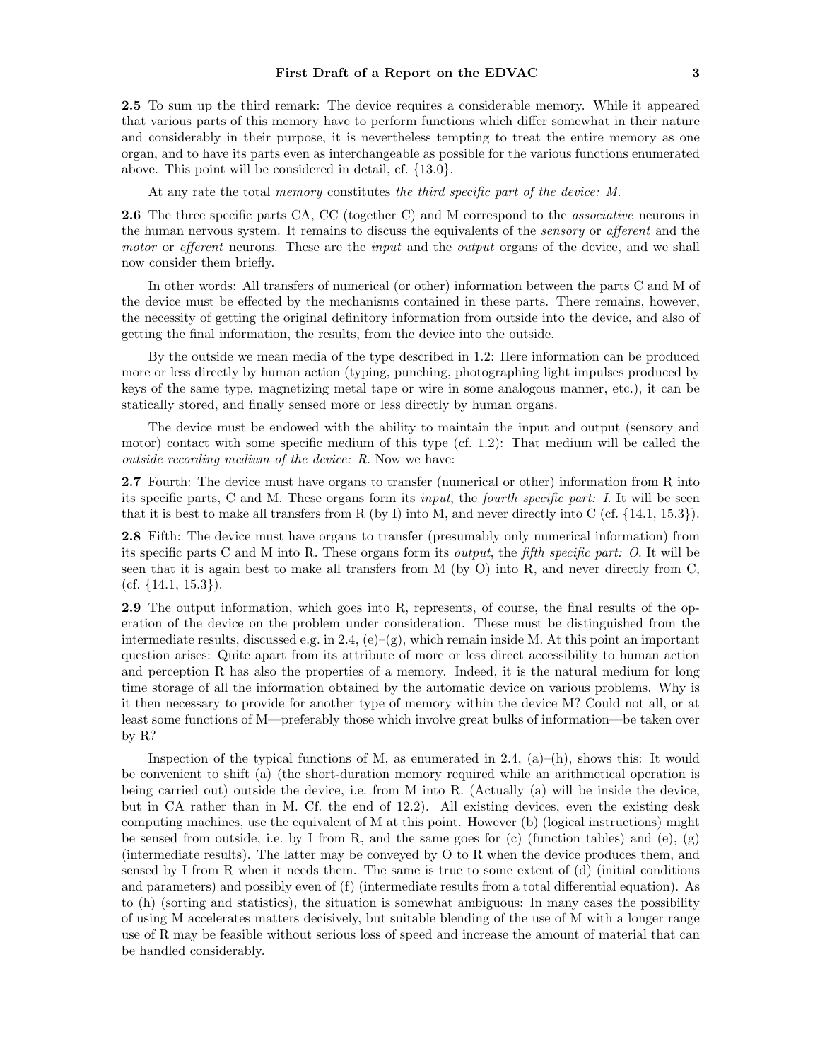**2.5** To sum up the third remark: The device requires a considerable memory. While it appeared that various parts of this memory have to perform functions which differ somewhat in their nature and considerably in their purpose, it is nevertheless tempting to treat the entire memory as one organ, and to have its parts even as interchangeable as possible for the various functions enumerated above. This point will be considered in detail, cf. {13.0}.

At any rate the total *memory* constitutes *the third specific part of the device: M.*

**2.6** The three specific parts CA, CC (together C) and M correspond to the *associative* neurons in the human nervous system. It remains to discuss the equivalents of the *sensory* or *afferent* and the *motor* or *efferent* neurons. These are the *input* and the *output* organs of the device, and we shall now consider them briefly.

In other words: All transfers of numerical (or other) information between the parts C and M of the device must be effected by the mechanisms contained in these parts. There remains, however, the necessity of getting the original definitory information from outside into the device, and also of getting the final information, the results, from the device into the outside.

By the outside we mean media of the type described in 1.2: Here information can be produced more or less directly by human action (typing, punching, photographing light impulses produced by keys of the same type, magnetizing metal tape or wire in some analogous manner, etc.), it can be statically stored, and finally sensed more or less directly by human organs.

The device must be endowed with the ability to maintain the input and output (sensory and motor) contact with some specific medium of this type (cf. 1.2): That medium will be called the *outside recording medium of the device: R.* Now we have:

**2.7** Fourth: The device must have organs to transfer (numerical or other) information from R into its specific parts, C and M. These organs form its *input*, the *fourth specific part: I.* It will be seen that it is best to make all transfers from R (by I) into M, and never directly into C (cf. {14.1, 15.3}).

**2.8** Fifth: The device must have organs to transfer (presumably only numerical information) from its specific parts C and M into R. These organs form its *output*, the *fifth specific part: O.* It will be seen that it is again best to make all transfers from M (by O) into R, and never directly from C, (cf. {14.1, 15.3}).

**2.9** The output information, which goes into R, represents, of course, the final results of the operation of the device on the problem under consideration. These must be distinguished from the intermediate results, discussed e.g. in 2.4, (e)–(g), which remain inside M. At this point an important question arises: Quite apart from its attribute of more or less direct accessibility to human action and perception R has also the properties of a memory. Indeed, it is the natural medium for long time storage of all the information obtained by the automatic device on various problems. Why is it then necessary to provide for another type of memory within the device M? Could not all, or at least some functions of M—preferably those which involve great bulks of information—be taken over by R?

Inspection of the typical functions of M, as enumerated in 2.4, (a)–(h), shows this: It would be convenient to shift (a) (the short-duration memory required while an arithmetical operation is being carried out) outside the device, i.e. from M into R. (Actually (a) will be inside the device, but in CA rather than in M. Cf. the end of 12.2). All existing devices, even the existing desk computing machines, use the equivalent of M at this point. However (b) (logical instructions) might be sensed from outside, i.e. by I from R, and the same goes for (c) (function tables) and (e), (g) (intermediate results). The latter may be conveyed by O to R when the device produces them, and sensed by I from R when it needs them. The same is true to some extent of (d) (initial conditions and parameters) and possibly even of (f) (intermediate results from a total differential equation). As to (h) (sorting and statistics), the situation is somewhat ambiguous: In many cases the possibility of using M accelerates matters decisively, but suitable blending of the use of M with a longer range use of R may be feasible without serious loss of speed and increase the amount of material that can be handled considerably.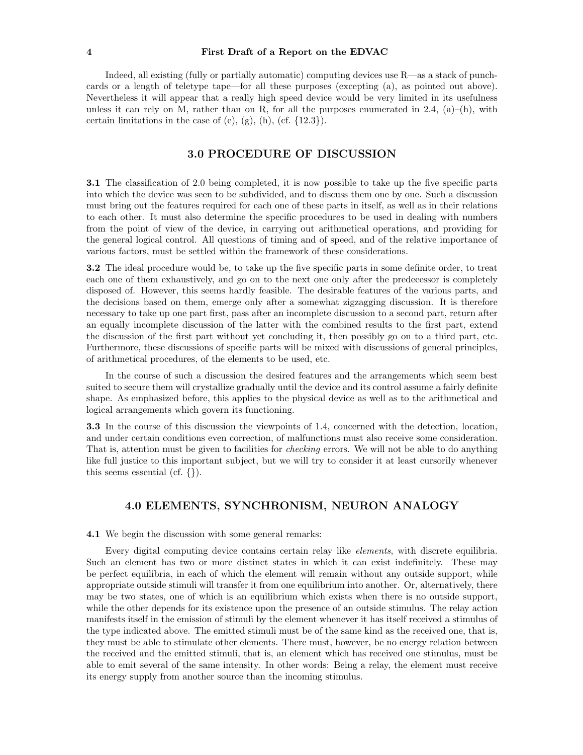Indeed, all existing (fully or partially automatic) computing devices use R—as a stack of punch-cards or a length of teletype tape—for all these purposes (excepting (a), as pointed out above). Nevertheless it will appear that a really high speed device would be very limited in its usefulness unless it can rely on M, rather than on R, for all the purposes enumerated in 2.4, (a)–(h), with certain limitations in the case of (e), (g), (h), (cf. {12.3}).

## 3.0 PROCEDURE OF DISCUSSION

**3.1** The classification of 2.0 being completed, it is now possible to take up the five specific parts into which the device was seen to be subdivided, and to discuss them one by one. Such a discussion must bring out the features required for each one of these parts in itself, as well as in their relations to each other. It must also determine the specific procedures to be used in dealing with numbers from the point of view of the device, in carrying out arithmetical operations, and providing for the general logical control. All questions of timing and of speed, and of the relative importance of various factors, must be settled within the framework of these considerations.

**3.2** The ideal procedure would be, to take up the five specific parts in some definite order, to treat each one of them exhaustively, and go on to the next one only after the predecessor is completely disposed of. However, this seems hardly feasible. The desirable features of the various parts, and the decisions based on them, emerge only after a somewhat zigzagging discussion. It is therefore necessary to take up one part first, pass after an incomplete discussion to a second part, return after an equally incomplete discussion of the latter with the combined results to the first part, extend the discussion of the first part without yet concluding it, then possibly go on to a third part, etc. Furthermore, these discussions of specific parts will be mixed with discussions of general principles, of arithmetical procedures, of the elements to be used, etc.

In the course of such a discussion the desired features and the arrangements which seem best suited to secure them will crystallize gradually until the device and its control assume a fairly definite shape. As emphasized before, this applies to the physical device as well as to the arithmetical and logical arrangements which govern its functioning.

**3.3** In the course of this discussion the viewpoints of 1.4, concerned with the detection, location, and under certain conditions even correction, of malfunctions must also receive some consideration. That is, attention must be given to facilities for *checking* errors. We will not be able to do anything like full justice to this important subject, but we will try to consider it at least cursorily whenever this seems essential (cf. {}).

## 4.0 ELEMENTS, SYNCHRONISM, NEURON ANALOGY

**4.1** We begin the discussion with some general remarks:

Every digital computing device contains certain relay like *elements*, with discrete equilibria. Such an element has two or more distinct states in which it can exist indefinitely. These may be perfect equilibria, in each of which the element will remain without any outside support, while appropriate outside stimuli will transfer it from one equilibrium into another. Or, alternatively, there may be two states, one of which is an equilibrium which exists when there is no outside support, while the other depends for its existence upon the presence of an outside stimulus. The relay action manifests itself in the emission of stimuli by the element whenever it has itself received a stimulus of the type indicated above. The emitted stimuli must be of the same kind as the received one, that is, they must be able to stimulate other elements. There must, however, be no energy relation between the received and the emitted stimuli, that is, an element which has received one stimulus, must be able to emit several of the same intensity. In other words: Being a relay, the element must receive its energy supply from another source than the incoming stimulus.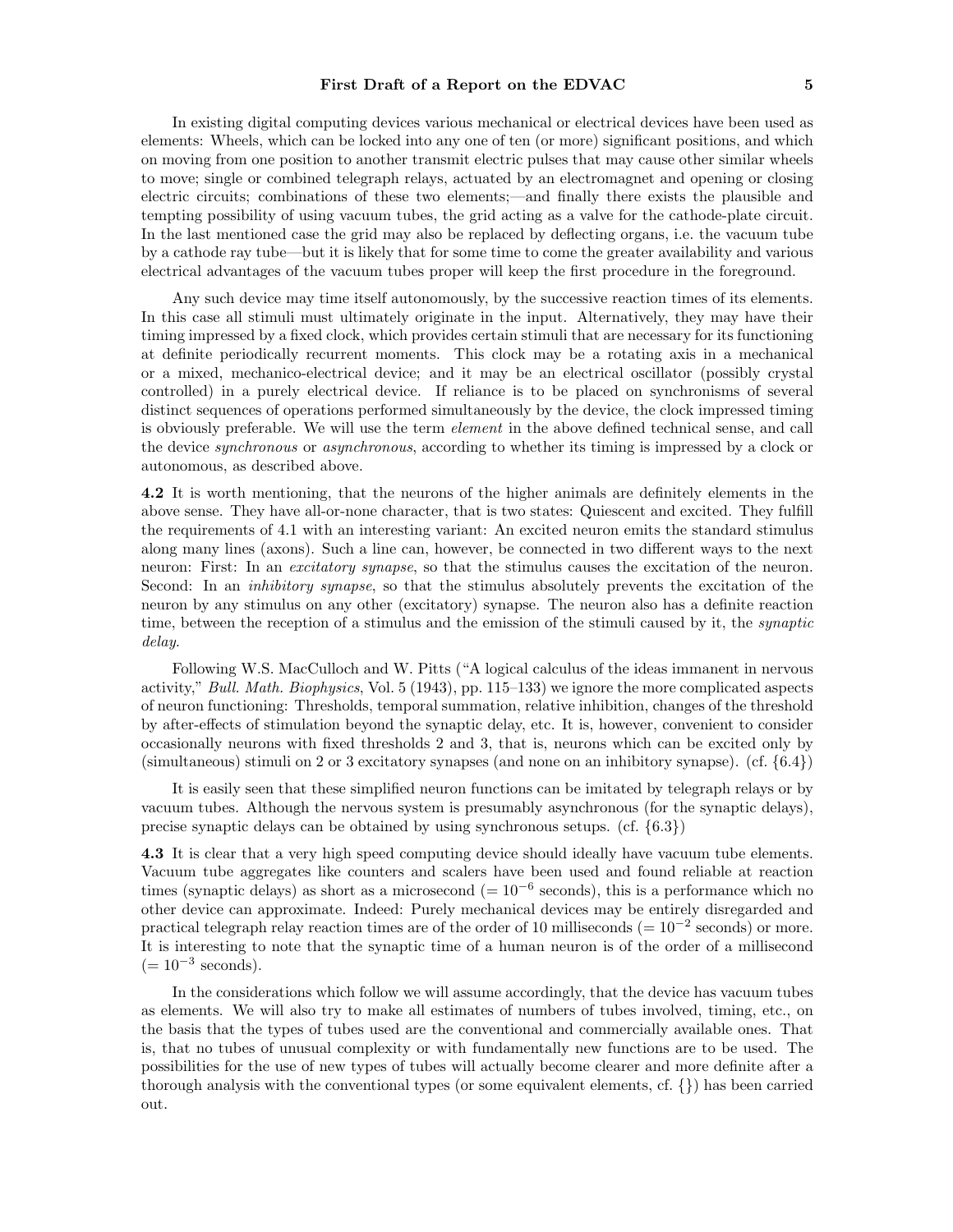In existing digital computing devices various mechanical or electrical devices have been used as elements: Wheels, which can be locked into any one of ten (or more) significant positions, and which on moving from one position to another transmit electric pulses that may cause other similar wheels to move; single or combined telegraph relays, actuated by an electromagnet and opening or closing electric circuits; combinations of these two elements;—and finally there exists the plausible and tempting possibility of using vacuum tubes, the grid acting as a valve for the cathode-plate circuit. In the last mentioned case the grid may also be replaced by deflecting organs, i.e. the vacuum tube by a cathode ray tube—but it is likely that for some time to come the greater availability and various electrical advantages of the vacuum tubes proper will keep the first procedure in the foreground.

Any such device may time itself autonomously, by the successive reaction times of its elements. In this case all stimuli must ultimately originate in the input. Alternatively, they may have their timing impressed by a fixed clock, which provides certain stimuli that are necessary for its functioning at definite periodically recurrent moments. This clock may be a rotating axis in a mechanical or a mixed, mechanico-electrical device; and it may be an electrical oscillator (possibly crystal controlled) in a purely electrical device. If reliance is to be placed on synchronisms of several distinct sequences of operations performed simultaneously by the device, the clock impressed timing is obviously preferable. We will use the term *element* in the above defined technical sense, and call the device *synchronous* or *asynchronous*, according to whether its timing is impressed by a clock or autonomous, as described above.

**4.2** It is worth mentioning, that the neurons of the higher animals are definitely elements in the above sense. They have all-or-none character, that is two states: Quiescent and excited. They fulfill the requirements of 4.1 with an interesting variant: An excited neuron emits the standard stimulus along many lines (axons). Such a line can, however, be connected in two different ways to the next neuron: First: In an *excitatory synapse*, so that the stimulus causes the excitation of the neuron. Second: In an *inhibitory synapse*, so that the stimulus absolutely prevents the excitation of the neuron by any stimulus on any other (excitatory) synapse. The neuron also has a definite reaction time, between the reception of a stimulus and the emission of the stimuli caused by it, the *synaptic delay*.

Following W.S. MacCulloch and W. Pitts ("A logical calculus of the ideas immanent in nervous activity," *Bull. Math. Biophysics*, Vol. 5 (1943), pp. 115–133) we ignore the more complicated aspects of neuron functioning: Thresholds, temporal summation, relative inhibition, changes of the threshold by after-effects of stimulation beyond the synaptic delay, etc. It is, however, convenient to consider occasionally neurons with fixed thresholds 2 and 3, that is, neurons which can be excited only by (simultaneous) stimuli on 2 or 3 excitatory synapses (and none on an inhibitory synapse). (cf. {6.4})

It is easily seen that these simplified neuron functions can be imitated by telegraph relays or by vacuum tubes. Although the nervous system is presumably asynchronous (for the synaptic delays), precise synaptic delays can be obtained by using synchronous setups. (cf. {6.3})

**4.3** It is clear that a very high speed computing device should ideally have vacuum tube elements. Vacuum tube aggregates like counters and scalers have been used and found reliable at reaction times (synaptic delays) as short as a microsecond ($= 10^{-6}$ seconds), this is a performance which no other device can approximate. Indeed: Purely mechanical devices may be entirely disregarded and practical telegraph relay reaction times are of the order of 10 milliseconds ($= 10^{-2}$ seconds) or more. It is interesting to note that the synaptic time of a human neuron is of the order of a millisecond ($= 10^{-3}$ seconds).

In the considerations which follow we will assume accordingly, that the device has vacuum tubes as elements. We will also try to make all estimates of numbers of tubes involved, timing, etc., on the basis that the types of tubes used are the conventional and commercially available ones. That is, that no tubes of unusual complexity or with fundamentally new functions are to be used. The possibilities for the use of new types of tubes will actually become clearer and more definite after a thorough analysis with the conventional types (or some equivalent elements, cf. {}) has been carried out.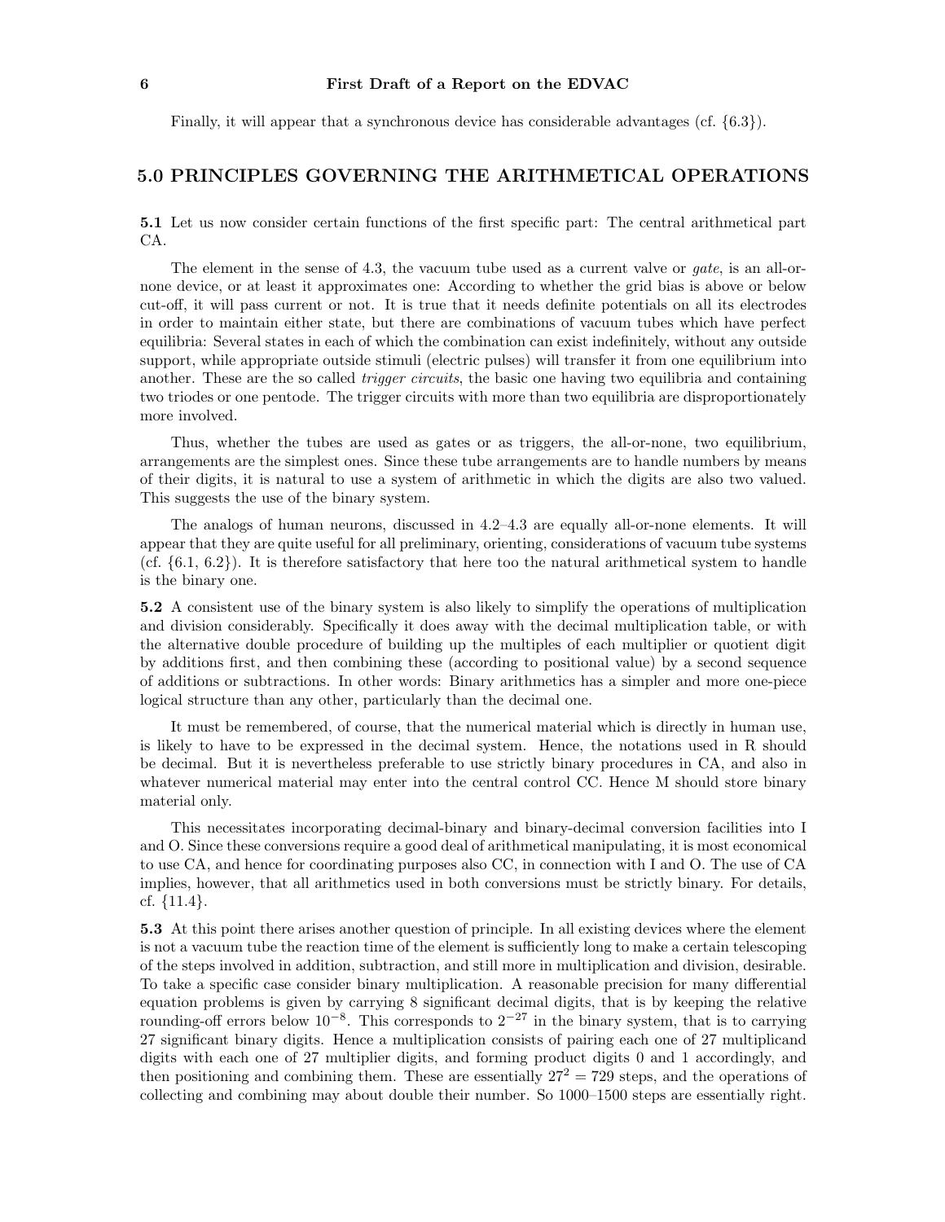Finally, it will appear that a synchronous device has considerable advantages (cf. {6.3}).

## 5.0 PRINCIPLES GOVERNING THE ARITHMETICAL OPERATIONS

**5.1** Let us now consider certain functions of the first specific part: The central arithmetical part CA.

The element in the sense of 4.3, the vacuum tube used as a current valve or *gate*, is an all-or-none device, or at least it approximates one: According to whether the grid bias is above or below cut-off, it will pass current or not. It is true that it needs definite potentials on all its electrodes in order to maintain either state, but there are combinations of vacuum tubes which have perfect equilibria: Several states in each of which the combination can exist indefinitely, without any outside support, while appropriate outside stimuli (electric pulses) will transfer it from one equilibrium into another. These are the so called *trigger circuits*, the basic one having two equilibria and containing two triodes or one pentode. The trigger circuits with more than two equilibria are disproportionately more involved.

Thus, whether the tubes are used as gates or as triggers, the all-or-none, two equilibrium, arrangements are the simplest ones. Since these tube arrangements are to handle numbers by means of their digits, it is natural to use a system of arithmetic in which the digits are also two valued. This suggests the use of the binary system.

The analogs of human neurons, discussed in 4.2–4.3 are equally all-or-none elements. It will appear that they are quite useful for all preliminary, orienting, considerations of vacuum tube systems (cf. {6.1, 6.2}). It is therefore satisfactory that here too the natural arithmetical system to handle is the binary one.

**5.2** A consistent use of the binary system is also likely to simplify the operations of multiplication and division considerably. Specifically it does away with the decimal multiplication table, or with the alternative double procedure of building up the multiples of each multiplier or quotient digit by additions first, and then combining these (according to positional value) by a second sequence of additions or subtractions. In other words: Binary arithmetics has a simpler and more one-piece logical structure than any other, particularly than the decimal one.

It must be remembered, of course, that the numerical material which is directly in human use, is likely to have to be expressed in the decimal system. Hence, the notations used in R should be decimal. But it is nevertheless preferable to use strictly binary procedures in CA, and also in whatever numerical material may enter into the central control CC. Hence M should store binary material only.

This necessitates incorporating decimal-binary and binary-decimal conversion facilities into I and O. Since these conversions require a good deal of arithmetical manipulating, it is most economical to use CA, and hence for coordinating purposes also CC, in connection with I and O. The use of CA implies, however, that all arithmetics used in both conversions must be strictly binary. For details, cf. {11.4}.

**5.3** At this point there arises another question of principle. In all existing devices where the element is not a vacuum tube the reaction time of the element is sufficiently long to make a certain telescoping of the steps involved in addition, subtraction, and still more in multiplication and division, desirable. To take a specific case consider binary multiplication. A reasonable precision for many differential equation problems is given by carrying 8 significant decimal digits, that is by keeping the relative rounding-off errors below $10^{-8}$. This corresponds to $2^{-27}$ in the binary system, that is to carrying 27 significant binary digits. Hence a multiplication consists of pairing each one of 27 multiplicand digits with each one of 27 multiplier digits, and forming product digits 0 and 1 accordingly, and then positioning and combining them. These are essentially $27^2 = 729$ steps, and the operations of collecting and combining may about double their number. So 1000–1500 steps are essentially right.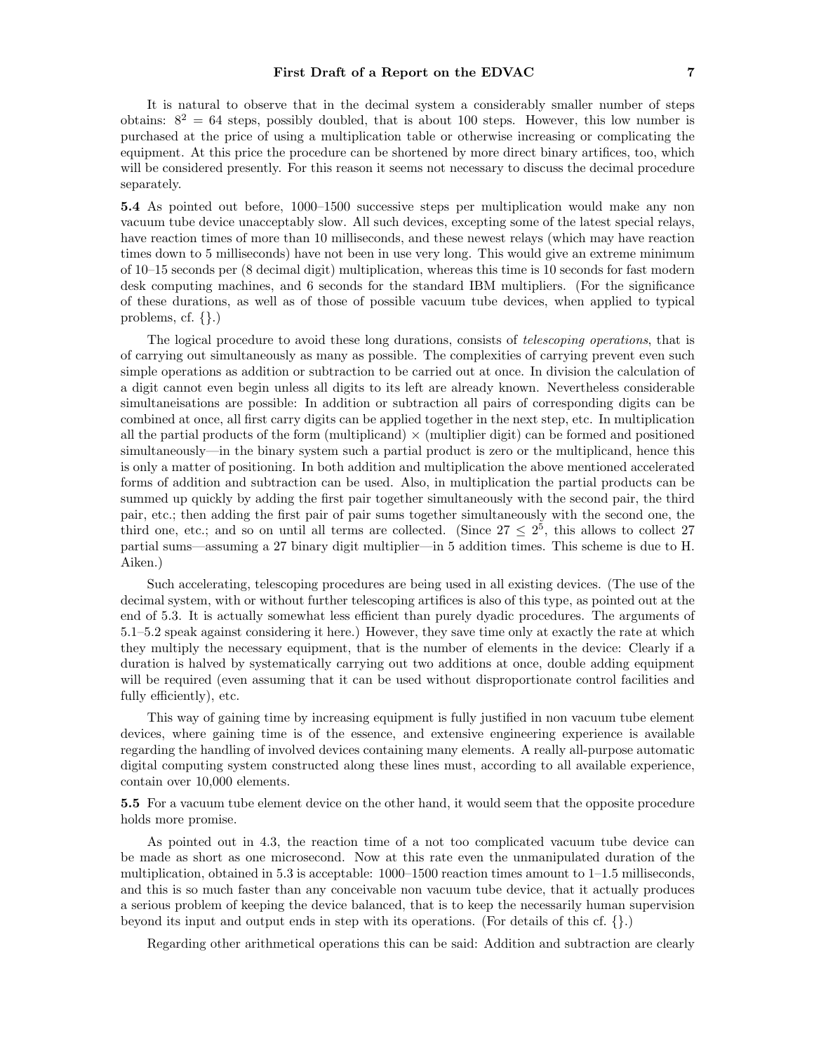It is natural to observe that in the decimal system a considerably smaller number of steps obtains: $8^2 = 64$ steps, possibly doubled, that is about 100 steps. However, this low number is purchased at the price of using a multiplication table or otherwise increasing or complicating the equipment. At this price the procedure can be shortened by more direct binary artifices, too, which will be considered presently. For this reason it seems not necessary to discuss the decimal procedure separately.

**5.4** As pointed out before, 1000–1500 successive steps per multiplication would make any non vacuum tube device unacceptably slow. All such devices, excepting some of the latest special relays, have reaction times of more than 10 milliseconds, and these newest relays (which may have reaction times down to 5 milliseconds) have not been in use very long. This would give an extreme minimum of 10–15 seconds per (8 decimal digit) multiplication, whereas this time is 10 seconds for fast modern desk computing machines, and 6 seconds for the standard IBM multipliers. (For the significance of these durations, as well as of those of possible vacuum tube devices, when applied to typical problems, cf. {}.)

The logical procedure to avoid these long durations, consists of *telescoping operations*, that is of carrying out simultaneously as many as possible. The complexities of carrying prevent even such simple operations as addition or subtraction to be carried out at once. In division the calculation of a digit cannot even begin unless all digits to its left are already known. Nevertheless considerable simultaneisations are possible: In addition or subtraction all pairs of corresponding digits can be combined at once, all first carry digits can be applied together in the next step, etc. In multiplication all the partial products of the form (multiplicand) × (multiplier digit) can be formed and positioned simultaneously—in the binary system such a partial product is zero or the multiplicand, hence this is only a matter of positioning. In both addition and multiplication the above mentioned accelerated forms of addition and subtraction can be used. Also, in multiplication the partial products can be summed up quickly by adding the first pair together simultaneously with the second pair, the third pair, etc.; then adding the first pair of pair sums together simultaneously with the second one, the third one, etc.; and so on until all terms are collected. (Since $27 \leq 2^5$, this allows to collect 27 partial sums—assuming a 27 binary digit multiplier—in 5 addition times. This scheme is due to H. Aiken.)

Such accelerating, telescoping procedures are being used in all existing devices. (The use of the decimal system, with or without further telescoping artifices is also of this type, as pointed out at the end of 5.3. It is actually somewhat less efficient than purely dyadic procedures. The arguments of 5.1–5.2 speak against considering it here.) However, they save time only at exactly the rate at which they multiply the necessary equipment, that is the number of elements in the device: Clearly if a duration is halved by systematically carrying out two additions at once, double adding equipment will be required (even assuming that it can be used without disproportionate control facilities and fully efficiently), etc.

This way of gaining time by increasing equipment is fully justified in non vacuum tube element devices, where gaining time is of the essence, and extensive engineering experience is available regarding the handling of involved devices containing many elements. A really all-purpose automatic digital computing system constructed along these lines must, according to all available experience, contain over 10,000 elements.

**5.5** For a vacuum tube element device on the other hand, it would seem that the opposite procedure holds more promise.

As pointed out in 4.3, the reaction time of a not too complicated vacuum tube device can be made as short as one microsecond. Now at this rate even the unmanipulated duration of the multiplication, obtained in 5.3 is acceptable: 1000–1500 reaction times amount to 1–1.5 milliseconds, and this is so much faster than any conceivable non vacuum tube device, that it actually produces a serious problem of keeping the device balanced, that is to keep the necessarily human supervision beyond its input and output ends in step with its operations. (For details of this cf. {}.)

Regarding other arithmetical operations this can be said: Addition and subtraction are clearly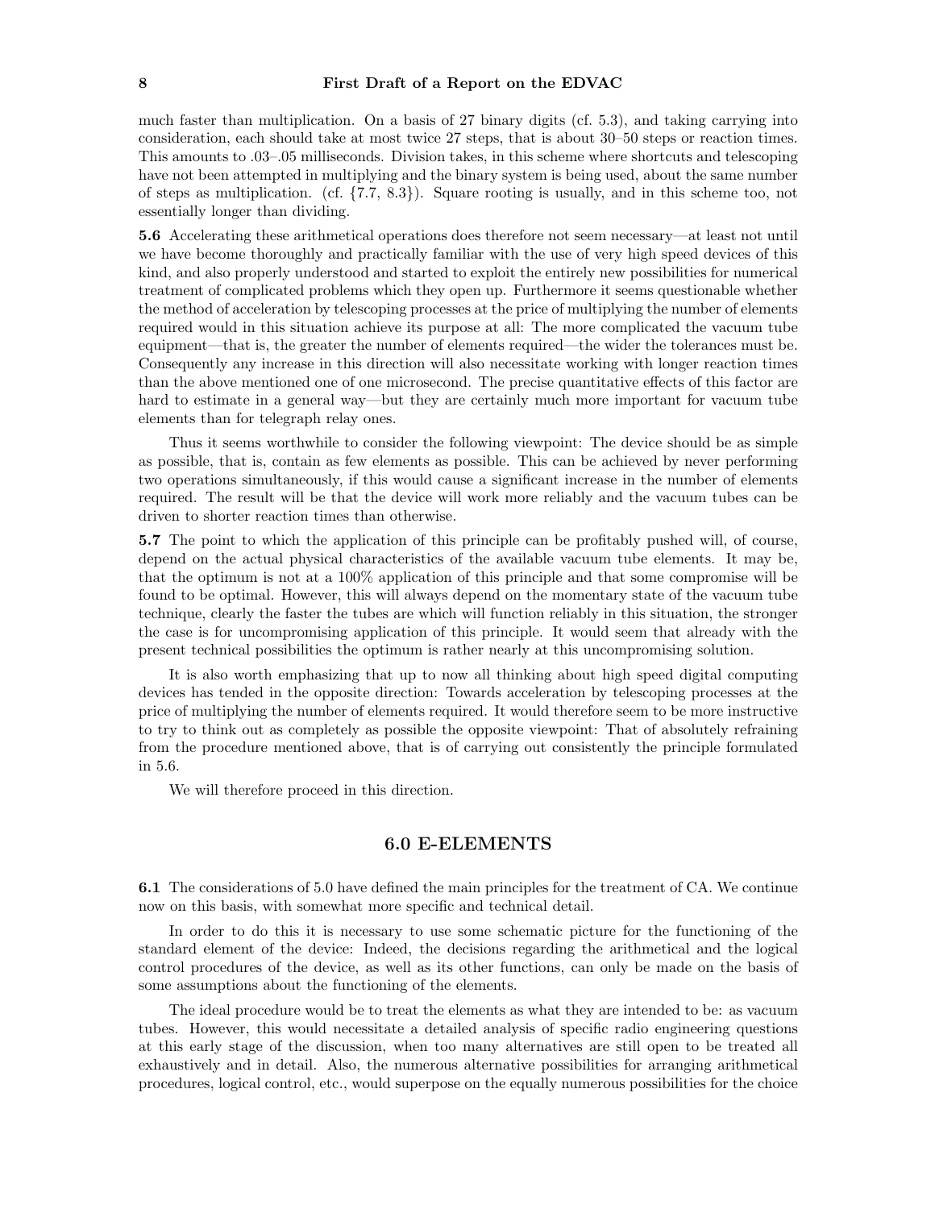much faster than multiplication. On a basis of 27 binary digits (cf. 5.3), and taking carrying into consideration, each should take at most twice 27 steps, that is about 30–50 steps or reaction times. This amounts to .03–.05 milliseconds. Division takes, in this scheme where shortcuts and telescoping have not been attempted in multiplying and the binary system is being used, about the same number of steps as multiplication. (cf. {7.7, 8.3}). Square rooting is usually, and in this scheme too, not essentially longer than dividing.

**5.6** Accelerating these arithmetical operations does therefore not seem necessary—at least not until we have become thoroughly and practically familiar with the use of very high speed devices of this kind, and also properly understood and started to exploit the entirely new possibilities for numerical treatment of complicated problems which they open up. Furthermore it seems questionable whether the method of acceleration by telescoping processes at the price of multiplying the number of elements required would in this situation achieve its purpose at all: The more complicated the vacuum tube equipment—that is, the greater the number of elements required—the wider the tolerances must be. Consequently any increase in this direction will also necessitate working with longer reaction times than the above mentioned one of one microsecond. The precise quantitative effects of this factor are hard to estimate in a general way—but they are certainly much more important for vacuum tube elements than for telegraph relay ones.

Thus it seems worthwhile to consider the following viewpoint: The device should be as simple as possible, that is, contain as few elements as possible. This can be achieved by never performing two operations simultaneously, if this would cause a significant increase in the number of elements required. The result will be that the device will work more reliably and the vacuum tubes can be driven to shorter reaction times than otherwise.

**5.7** The point to which the application of this principle can be profitably pushed will, of course, depend on the actual physical characteristics of the available vacuum tube elements. It may be, that the optimum is not at a 100% application of this principle and that some compromise will be found to be optimal. However, this will always depend on the momentary state of the vacuum tube technique, clearly the faster the tubes are which will function reliably in this situation, the stronger the case is for uncompromising application of this principle. It would seem that already with the present technical possibilities the optimum is rather nearly at this uncompromising solution.

It is also worth emphasizing that up to now all thinking about high speed digital computing devices has tended in the opposite direction: Towards acceleration by telescoping processes at the price of multiplying the number of elements required. It would therefore seem to be more instructive to try to think out as completely as possible the opposite viewpoint: That of absolutely refraining from the procedure mentioned above, that is of carrying out consistently the principle formulated in 5.6.

We will therefore proceed in this direction.

## 6.0 E-ELEMENTS

**6.1** The considerations of 5.0 have defined the main principles for the treatment of CA. We continue now on this basis, with somewhat more specific and technical detail.

In order to do this it is necessary to use some schematic picture for the functioning of the standard element of the device: Indeed, the decisions regarding the arithmetical and the logical control procedures of the device, as well as its other functions, can only be made on the basis of some assumptions about the functioning of the elements.

The ideal procedure would be to treat the elements as what they are intended to be: as vacuum tubes. However, this would necessitate a detailed analysis of specific radio engineering questions at this early stage of the discussion, when too many alternatives are still open to be treated all exhaustively and in detail. Also, the numerous alternative possibilities for arranging arithmetical procedures, logical control, etc., would superpose on the equally numerous possibilities for the choice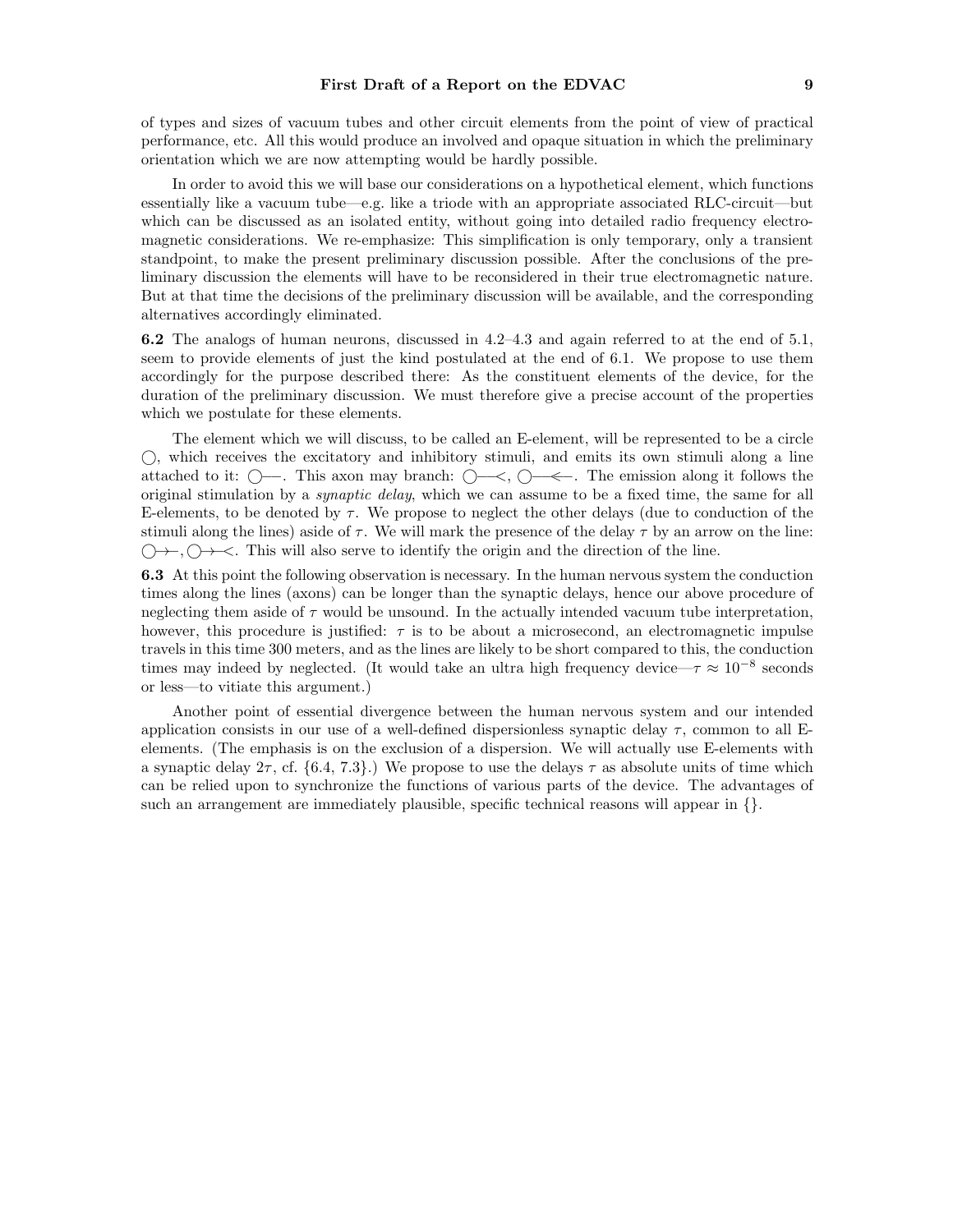of types and sizes of vacuum tubes and other circuit elements from the point of view of practical performance, etc. All this would produce an involved and opaque situation in which the preliminary orientation which we are now attempting would be hardly possible.

In order to avoid this we will base our considerations on a hypothetical element, which functions essentially like a vacuum tube—e.g. like a triode with an appropriate associated RLC-circuit—but which can be discussed as an isolated entity, without going into detailed radio frequency electromagnetic considerations. We re-emphasize: This simplification is only temporary, only a transient standpoint, to make the present preliminary discussion possible. After the conclusions of the preliminary discussion the elements will have to be reconsidered in their true electromagnetic nature. But at that time the decisions of the preliminary discussion will be available, and the corresponding alternatives accordingly eliminated.

**6.2** The analogs of human neurons, discussed in 4.2–4.3 and again referred to at the end of 5.1, seem to provide elements of just the kind postulated at the end of 6.1. We propose to use them accordingly for the purpose described there: As the constituent elements of the device, for the duration of the preliminary discussion. We must therefore give a precise account of the properties which we postulate for these elements.

The element which we will discuss, to be called an E-element, will be represented to be a circle ◯, which receives the excitatory and inhibitory stimuli, and emits its own stimuli along a line attached to it: ◯—. This axon may branch: ◯—<, ◯—⋞. The emission along it follows the original stimulation by a *synaptic delay*, which we can assume to be a fixed time, the same for all E-elements, to be denoted by $\tau$. We propose to neglect the other delays (due to conduction of the stimuli along the lines) aside of $\tau$. We will mark the presence of the delay $\tau$ by an arrow on the line: ◯→—, ◯→—<. This will also serve to identify the origin and the direction of the line.

**6.3** At this point the following observation is necessary. In the human nervous system the conduction times along the lines (axons) can be longer than the synaptic delays, hence our above procedure of neglecting them aside of $\tau$ would be unsound. In the actually intended vacuum tube interpretation, however, this procedure is justified: $\tau$ is to be about a microsecond, an electromagnetic impulse travels in this time 300 meters, and as the lines are likely to be short compared to this, the conduction times may indeed by neglected. (It would take an ultra high frequency device—$\tau \approx 10^{-8}$ seconds or less—to vitiate this argument.)

Another point of essential divergence between the human nervous system and our intended application consists in our use of a well-defined dispersionless synaptic delay $\tau$, common to all E-elements. (The emphasis is on the exclusion of a dispersion. We will actually use E-elements with a synaptic delay $2\tau$, cf. {6.4, 7.3}.) We propose to use the delays $\tau$ as absolute units of time which can be relied upon to synchronize the functions of various parts of the device. The advantages of such an arrangement are immediately plausible, specific technical reasons will appear in {}.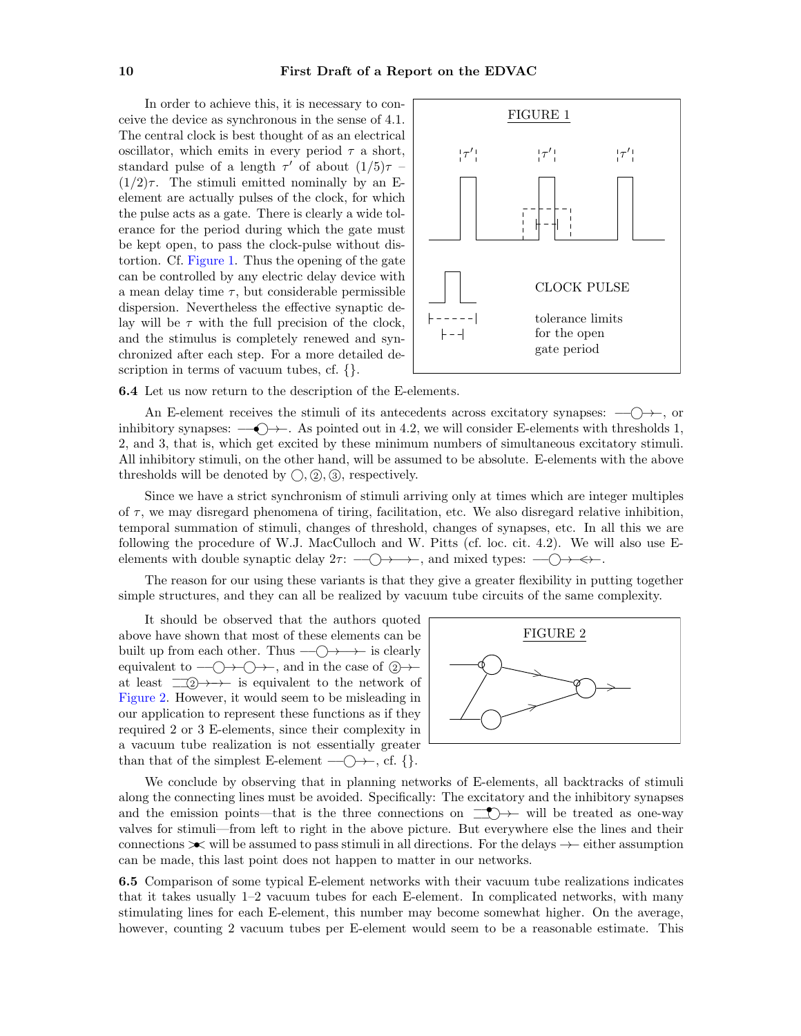In order to achieve this, it is necessary to conceive the device as synchronous in the sense of 4.1. The central clock is best thought of as an electrical oscillator, which emits in every period $\tau$ a short, standard pulse of a length $\tau'$ of about $(1/5)\tau$ – $(1/2)\tau$. The stimuli emitted nominally by an E-element are actually pulses of the clock, for which the pulse acts as a gate. There is clearly a wide tolerance for the period during which the gate must be kept open, to pass the clock-pulse without distortion. Cf. Figure 1. Thus the opening of the gate can be controlled by any electric delay device with a mean delay time $\tau$, but considerable permissible dispersion. Nevertheless the effective synaptic delay will be $\tau$ with the full precision of the clock, and the stimulus is completely renewed and synchronized after each step. For a more detailed description in terms of vacuum tubes, cf. {}.

FIGURE 1

CLOCK PULSE

tolerance limits for the open gate period

**6.4** Let us now return to the description of the E-elements.

An E-element receives the stimuli of its antecedents across excitatory synapses: —○→—, or inhibitory synapses: —●○→—. As pointed out in 4.2, we will consider E-elements with thresholds 1, 2, and 3, that is, which get excited by these minimum numbers of simultaneous excitatory stimuli. All inhibitory stimuli, on the other hand, will be assumed to be absolute. E-elements with the above thresholds will be denoted by ○, ②, ③, respectively.

Since we have a strict synchronism of stimuli arriving only at times which are integer multiples of $\tau$, we may disregard phenomena of tiring, facilitation, etc. We also disregard relative inhibition, temporal summation of stimuli, changes of threshold, changes of synapses, etc. In all this we are following the procedure of W.J. MacCulloch and W. Pitts (cf. loc. cit. 4.2). We will also use E-elements with double synaptic delay $2\tau$: —○→—→—, and mixed types: —○→—<→—.

The reason for our using these variants is that they give a greater flexibility in putting together simple structures, and they can all be realized by vacuum tube circuits of the same complexity.

It should be observed that the authors quoted above have shown that most of these elements can be built up from each other. Thus —○→—→— is clearly equivalent to —○→—○→—, and in the case of ②→— at least ═②→—→— is equivalent to the network of Figure 2. However, it would seem to be misleading in our application to represent these functions as if they required 2 or 3 E-elements, since their complexity in a vacuum tube realization is not essentially greater than that of the simplest E-element —○→—, cf. {}.

FIGURE 2

We conclude by observing that in planning networks of E-elements, all backtracks of stimuli along the connecting lines must be avoided. Specifically: The excitatory and the inhibitory synapses and the emission points—that is the three connections on ═●○→— will be treated as one-way valves for stimuli—from left to right in the above picture. But everywhere else the lines and their connections >●< will be assumed to pass stimuli in all directions. For the delays →— either assumption can be made, this last point does not happen to matter in our networks.

**6.5** Comparison of some typical E-element networks with their vacuum tube realizations indicates that it takes usually 1–2 vacuum tubes for each E-element. In complicated networks, with many stimulating lines for each E-element, this number may become somewhat higher. On the average, however, counting 2 vacuum tubes per E-element would seem to be a reasonable estimate. This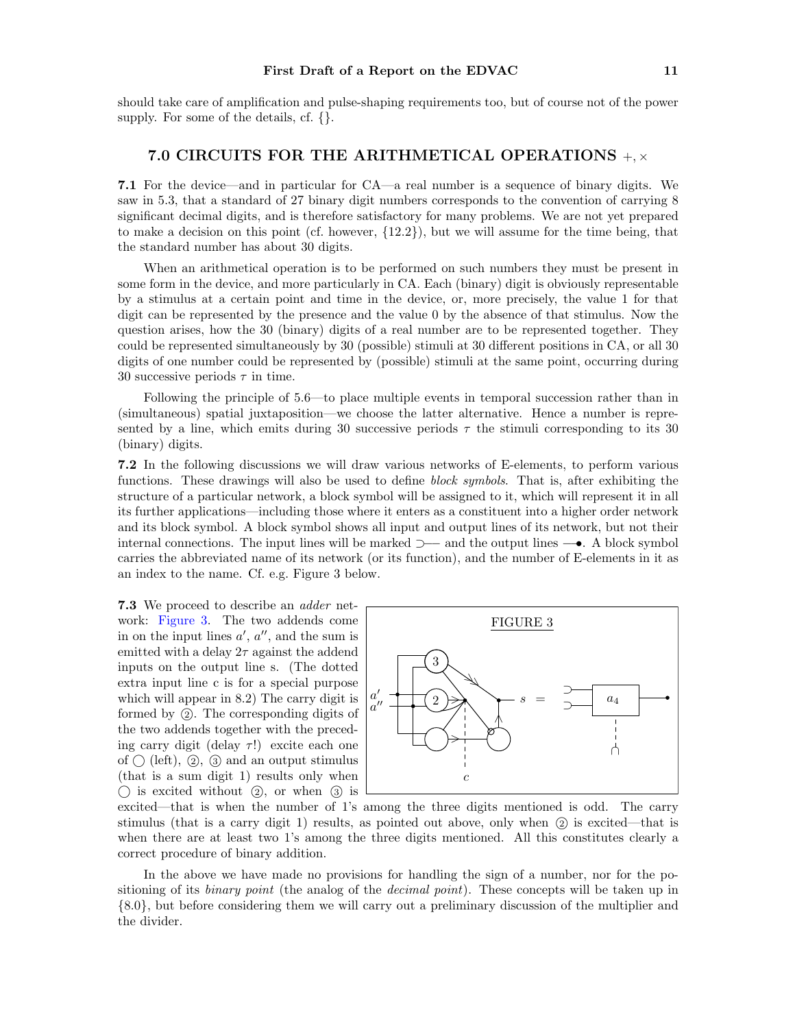should take care of amplification and pulse-shaping requirements too, but of course not of the power supply. For some of the details, cf. {}.

## 7.0 CIRCUITS FOR THE ARITHMETICAL OPERATIONS $+, \times$

**7.1** For the device—and in particular for CA—a real number is a sequence of binary digits. We saw in 5.3, that a standard of 27 binary digit numbers corresponds to the convention of carrying 8 significant decimal digits, and is therefore satisfactory for many problems. We are not yet prepared to make a decision on this point (cf. however, {12.2}), but we will assume for the time being, that the standard number has about 30 digits.

When an arithmetical operation is to be performed on such numbers they must be present in some form in the device, and more particularly in CA. Each (binary) digit is obviously representable by a stimulus at a certain point and time in the device, or, more precisely, the value 1 for that digit can be represented by the presence and the value 0 by the absence of that stimulus. Now the question arises, how the 30 (binary) digits of a real number are to be represented together. They could be represented simultaneously by 30 (possible) stimuli at 30 different positions in CA, or all 30 digits of one number could be represented by (possible) stimuli at the same point, occurring during 30 successive periods $\tau$ in time.

Following the principle of 5.6—to place multiple events in temporal succession rather than in (simultaneous) spatial juxtaposition—we choose the latter alternative. Hence a number is represented by a line, which emits during 30 successive periods $\tau$ the stimuli corresponding to its 30 (binary) digits.

**7.2** In the following discussions we will draw various networks of E-elements, to perform various functions. These drawings will also be used to define *block symbols*. That is, after exhibiting the structure of a particular network, a block symbol will be assigned to it, which will represent it in all its further applications—including those where it enters as a constituent into a higher order network and its block symbol. A block symbol shows all input and output lines of its network, but not their internal connections. The input lines will be marked ⊃— and the output lines —•. A block symbol carries the abbreviated name of its network (or its function), and the number of E-elements in it as an index to the name. Cf. e.g. Figure 3 below.

**7.3** We proceed to describe an *adder* network: Figure 3. The two addends come in on the input lines $a'$, $a''$, and the sum is emitted with a delay $2\tau$ against the addend inputs on the output line s. (The dotted extra input line c is for a special purpose which will appear in 8.2) The carry digit is formed by ②. The corresponding digits of the two addends together with the preceding carry digit (delay $\tau$!) excite each one of ◯ (left), ②, ③ and an output stimulus (that is a sum digit 1) results only when ◯ is excited without ②, or when ③ is excited—that is when the number of 1's among the three digits mentioned is odd. The carry stimulus (that is a carry digit 1) results, as pointed out above, only when ② is excited—that is when there are at least two 1's among the three digits mentioned. All this constitutes clearly a correct procedure of binary addition.

FIGURE 3

In the above we have made no provisions for handling the sign of a number, nor for the positioning of its *binary point* (the analog of the *decimal point*). These concepts will be taken up in {8.0}, but before considering them we will carry out a preliminary discussion of the multiplier and the divider.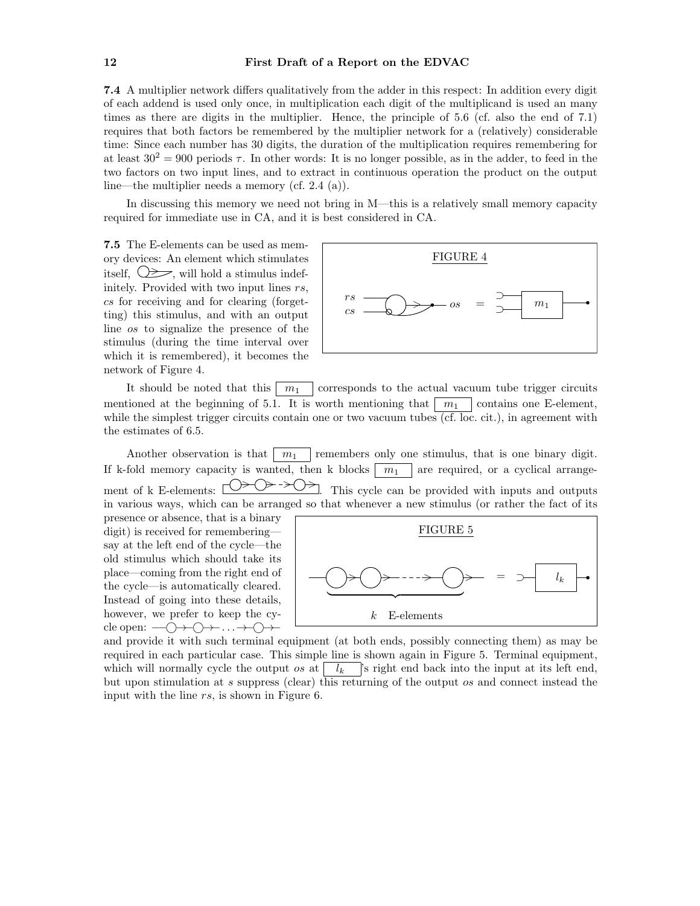**7.4** A multiplier network differs qualitatively from the adder in this respect: In addition every digit of each addend is used only once, in multiplication each digit of the multiplicand is used an many times as there are digits in the multiplier. Hence, the principle of 5.6 (cf. also the end of 7.1) requires that both factors be remembered by the multiplier network for a (relatively) considerable time: Since each number has 30 digits, the duration of the multiplication requires remembering for at least $30^2 = 900$ periods $\tau$. In other words: It is no longer possible, as in the adder, to feed in the two factors on two input lines, and to extract in continuous operation the product on the output line—the multiplier needs a memory (cf. 2.4 (a)).

In discussing this memory we need not bring in M—this is a relatively small memory capacity required for immediate use in CA, and it is best considered in CA.

**7.5** The E-elements can be used as memory devices: An element which stimulates itself, will hold a stimulus indefinitely. Provided with two input lines $rs$, $cs$ for receiving and for clearing (forgetting) this stimulus, and with an output line $os$ to signalize the presence of the stimulus (during the time interval over which it is remembered), it becomes the network of Figure 4.

FIGURE 4

It should be noted that this $m_1$ corresponds to the actual vacuum tube trigger circuits mentioned at the beginning of 5.1. It is worth mentioning that $m_1$ contains one E-element, while the simplest trigger circuits contain one or two vacuum tubes (cf. loc. cit.), in agreement with the estimates of 6.5.

Another observation is that $m_1$ remembers only one stimulus, that is one binary digit. If k-fold memory capacity is wanted, then k blocks $m_1$ are required, or a cyclical arrangement of k E-elements. This cycle can be provided with inputs and outputs in various ways, which can be arranged so that whenever a new stimulus (or rather the fact of its presence or absence, that is a binary digit) is received for remembering—say at the left end of the cycle—the old stimulus which should take its place—coming from the right end of the cycle—is automatically cleared. Instead of going into these details, however, we prefer to keep the cycle open: and provide it with such terminal equipment (at both ends, possibly connecting them) as may be required in each particular case. This simple line is shown again in Figure 5. Terminal equipment, which will normally cycle the output $os$ at $l_k$'s right end back into the input at its left end, but upon stimulation at $s$ suppress (clear) this returning of the output $os$ and connect instead the input with the line $rs$, is shown in Figure 6.

FIGURE 5

$k$ E-elements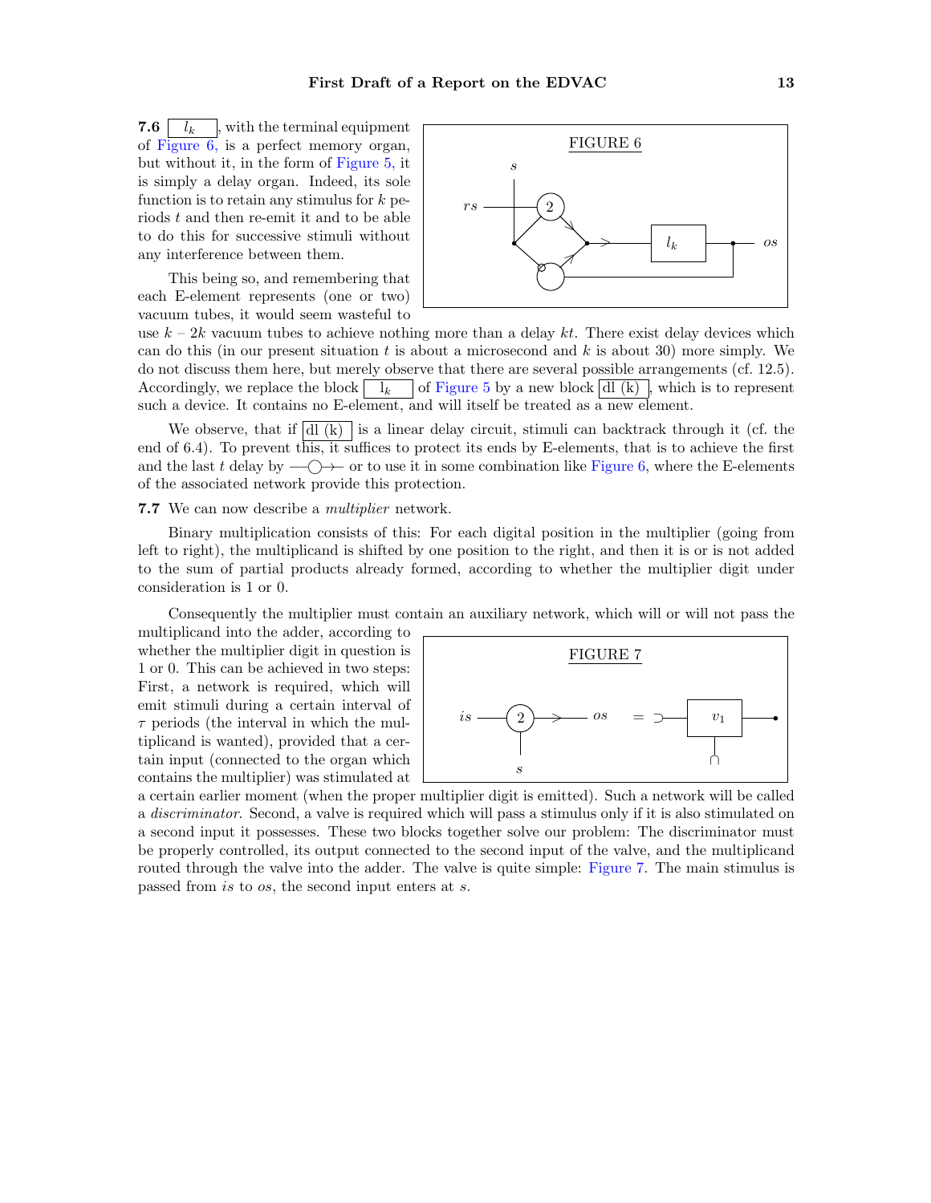**7.6** $l_k$, with the terminal equipment of Figure 6, is a perfect memory organ, but without it, in the form of Figure 5, it is simply a delay organ. Indeed, its sole function is to retain any stimulus for $k$ periods $t$ and then re-emit it and to be able to do this for successive stimuli without any interference between them.

FIGURE 6

This being so, and remembering that each E-element represents (one or two) vacuum tubes, it would seem wasteful to use $k$ – $2k$ vacuum tubes to achieve nothing more than a delay $kt$. There exist delay devices which can do this (in our present situation $t$ is about a microsecond and $k$ is about 30) more simply. We do not discuss them here, but merely observe that there are several possible arrangements (cf. 12.5). Accordingly, we replace the block $l_k$ of Figure 5 by a new block dl (k), which is to represent such a device. It contains no E-element, and will itself be treated as a new element.

We observe, that if dl (k) is a linear delay circuit, stimuli can backtrack through it (cf. the end of 6.4). To prevent this, it suffices to protect its ends by E-elements, that is to achieve the first and the last $t$ delay by —◯→ or to use it in some combination like Figure 6, where the E-elements of the associated network provide this protection.

**7.7** We can now describe a *multiplier* network.

Binary multiplication consists of this: For each digital position in the multiplier (going from left to right), the multiplicand is shifted by one position to the right, and then it is or is not added to the sum of partial products already formed, according to whether the multiplier digit under consideration is 1 or 0.

Consequently the multiplier must contain an auxiliary network, which will or will not pass the multiplicand into the adder, according to whether the multiplier digit in question is 1 or 0. This can be achieved in two steps: First, a network is required, which will emit stimuli during a certain interval of $\tau$ periods (the interval in which the multiplicand is wanted), provided that a certain input (connected to the organ which contains the multiplier) was stimulated at a certain earlier moment (when the proper multiplier digit is emitted). Such a network will be called a *discriminator*. Second, a valve is required which will pass a stimulus only if it is also stimulated on a second input it possesses. These two blocks together solve our problem: The discriminator must be properly controlled, its output connected to the second input of the valve, and the multiplicand routed through the valve into the adder. The valve is quite simple: Figure 7. The main stimulus is passed from *is* to *os*, the second input enters at *s*.

FIGURE 7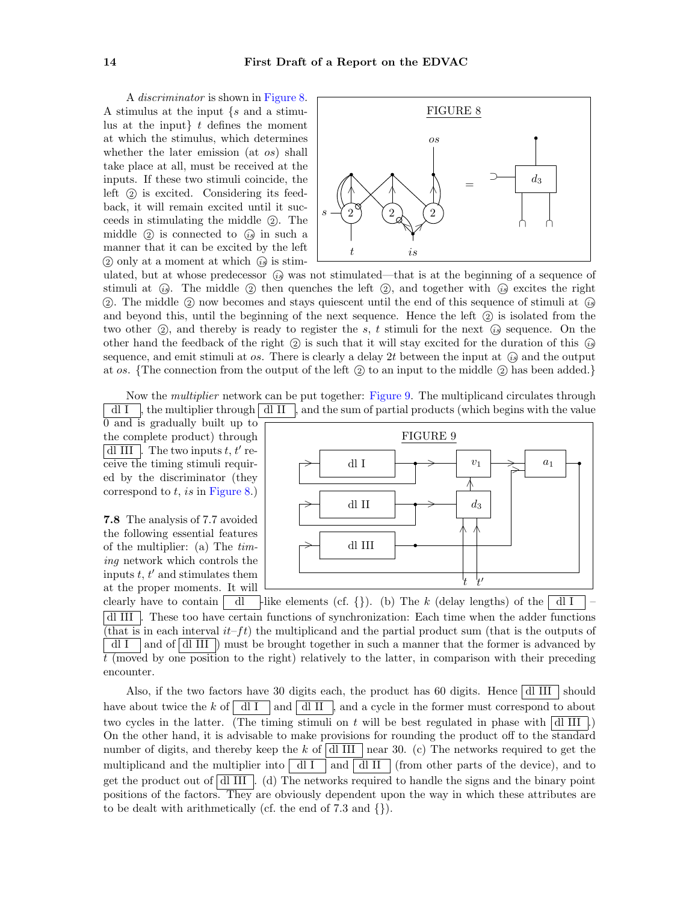A *discriminator* is shown in Figure 8. A stimulus at the input {*s* and a stimulus at the input} *t* defines the moment at which the stimulus, which determines whether the later emission (at *os*) shall take place at all, must be received at the inputs. If these two stimuli coincide, the left ② is excited. Considering its feedback, it will remain excited until it succeeds in stimulating the middle ②. The middle ② is connected to ⓘⓢ in such a manner that it can be excited by the left ② only at a moment at which ⓘⓢ is stimulated, but at whose predecessor ⓘⓢ was not stimulated—that is at the beginning of a sequence of stimuli at ⓘⓢ. The middle ② then quenches the left ②, and together with ⓘⓢ excites the right ②. The middle ② now becomes and stays quiescent until the end of this sequence of stimuli at ⓘⓢ and beyond this, until the beginning of the next sequence. Hence the left ② is isolated from the two other ②, and thereby is ready to register the *s*, *t* stimuli for the next ⓘⓢ sequence. On the other hand the feedback of the right ② is such that it will stay excited for the duration of this ⓘⓢ sequence, and emit stimuli at *os*. There is clearly a delay $2t$ between the input at ⓘⓢ and the output at *os*. {The connection from the output of the left ② to an input to the middle ② has been added.}

FIGURE 8

Now the *multiplier* network can be put together: Figure 9. The multiplicand circulates through dl I, the multiplier through dl II, and the sum of partial products (which begins with the value 0 and is gradually built up to the complete product) through dl III. The two inputs $t$, $t'$ receive the timing stimuli required by the discriminator (they correspond to $t$, *is* in Figure 8.)

FIGURE 9

**7.8** The analysis of 7.7 avoided the following essential features of the multiplier: (a) The *timing* network which controls the inputs $t$, $t'$ and stimulates them at the proper moments. It will clearly have to contain dl-like elements (cf. {}). (b) The $k$ (delay lengths) of the dl I – dl III. These too have certain functions of synchronization: Each time when the adder functions (that is in each interval $it$–$ft$) the multiplicand and the partial product sum (that is the outputs of dl I and of dl III) must be brought together in such a manner that the former is advanced by $t$ (moved by one position to the right) relatively to the latter, in comparison with their preceding encounter.

Also, if the two factors have 30 digits each, the product has 60 digits. Hence dl III should have about twice the $k$ of dl I and dl II, and a cycle in the former must correspond to about two cycles in the latter. (The timing stimuli on $t$ will be best regulated in phase with dl III.) On the other hand, it is advisable to make provisions for rounding the product off to the standard number of digits, and thereby keep the $k$ of dl III near 30. (c) The networks required to get the multiplicand and the multiplier into dl I and dl II (from other parts of the device), and to get the product out of dl III. (d) The networks required to handle the signs and the binary point positions of the factors. They are obviously dependent upon the way in which these attributes are to be dealt with arithmetically (cf. the end of 7.3 and {}).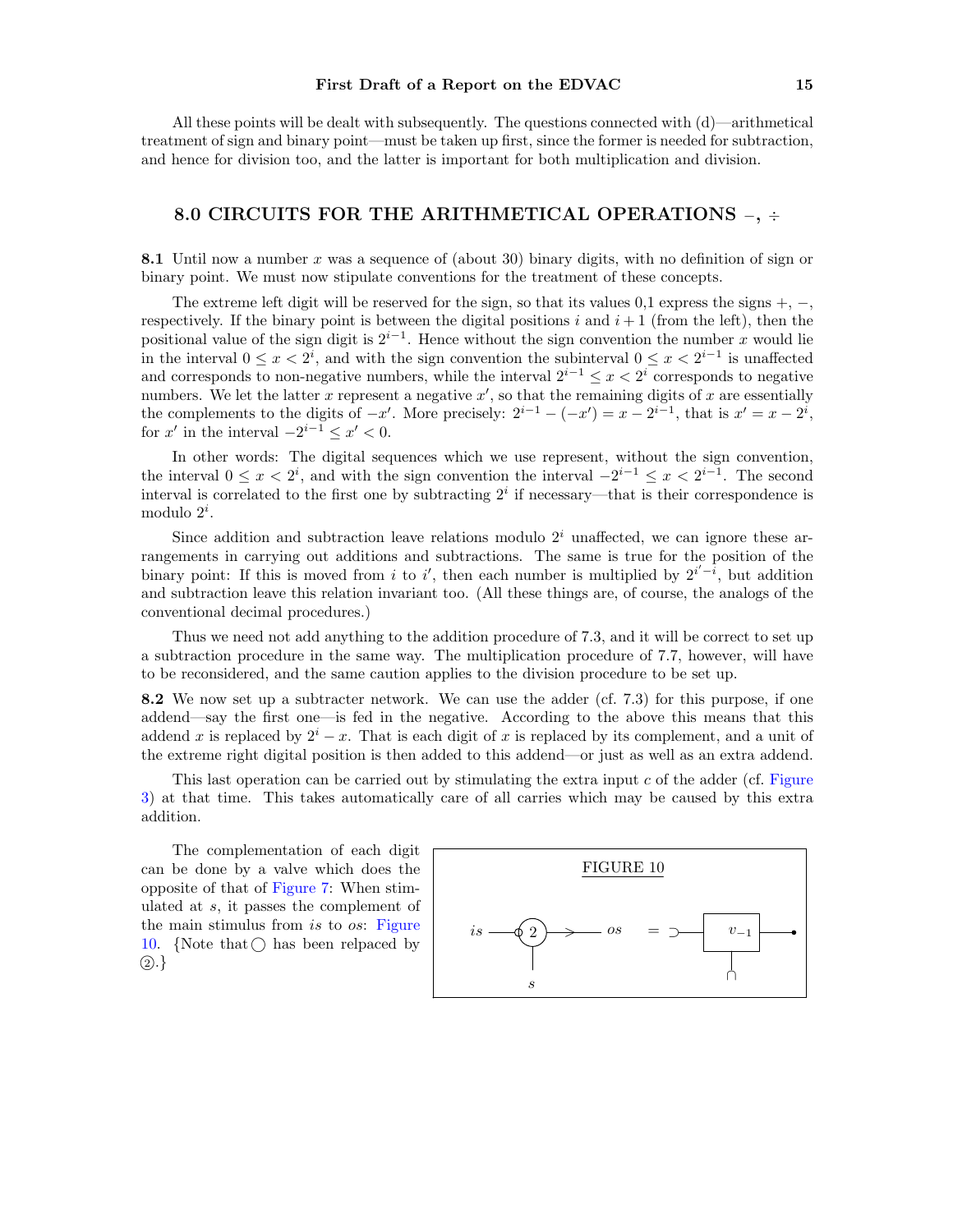All these points will be dealt with subsequently. The questions connected with (d)—arithmetical treatment of sign and binary point—must be taken up first, since the former is needed for subtraction, and hence for division too, and the latter is important for both multiplication and division.

## 8.0 CIRCUITS FOR THE ARITHMETICAL OPERATIONS –, ÷

**8.1** Until now a number $x$ was a sequence of (about 30) binary digits, with no definition of sign or binary point. We must now stipulate conventions for the treatment of these concepts.

The extreme left digit will be reserved for the sign, so that its values 0,1 express the signs $+$, $-$, respectively. If the binary point is between the digital positions $i$ and $i+1$ (from the left), then the positional value of the sign digit is $2^{i-1}$. Hence without the sign convention the number $x$ would lie in the interval $0 \leq x < 2^i$, and with the sign convention the subinterval $0 \leq x < 2^{i-1}$ is unaffected and corresponds to non-negative numbers, while the interval $2^{i-1} \leq x < 2^i$ corresponds to negative numbers. We let the latter $x$ represent a negative $x'$, so that the remaining digits of $x$ are essentially the complements to the digits of $-x'$. More precisely: $2^{i-1} - (-x') = x - 2^{i-1}$, that is $x' = x - 2^i$, for $x'$ in the interval $-2^{i-1} \leq x' < 0$.

In other words: The digital sequences which we use represent, without the sign convention, the interval $0 \leq x < 2^i$, and with the sign convention the interval $-2^{i-1} \leq x < 2^{i-1}$. The second interval is correlated to the first one by subtracting $2^i$ if necessary—that is their correspondence is modulo $2^i$.

Since addition and subtraction leave relations modulo $2^i$ unaffected, we can ignore these arrangements in carrying out additions and subtractions. The same is true for the position of the binary point: If this is moved from $i$ to $i'$, then each number is multiplied by $2^{i'-i}$, but addition and subtraction leave this relation invariant too. (All these things are, of course, the analogs of the conventional decimal procedures.)

Thus we need not add anything to the addition procedure of 7.3, and it will be correct to set up a subtraction procedure in the same way. The multiplication procedure of 7.7, however, will have to be reconsidered, and the same caution applies to the division procedure to be set up.

**8.2** We now set up a subtracter network. We can use the adder (cf. 7.3) for this purpose, if one addend—say the first one—is fed in the negative. According to the above this means that this addend $x$ is replaced by $2^i - x$. That is each digit of $x$ is replaced by its complement, and a unit of the extreme right digital position is then added to this addend—or just as well as an extra addend.

This last operation can be carried out by stimulating the extra input $c$ of the adder (cf. Figure 3) at that time. This takes automatically care of all carries which may be caused by this extra addition.

The complementation of each digit can be done by a valve which does the opposite of that of Figure 7: When stimulated at $s$, it passes the complement of the main stimulus from $is$ to $os$: Figure 10. {Note that ◯ has been relpaced by ②.}

FIGURE 10

$is$ —o② → $os$ = ⊃— $v_{-1}$ —• (input $s$ below; ∩ below $v_{-1}$)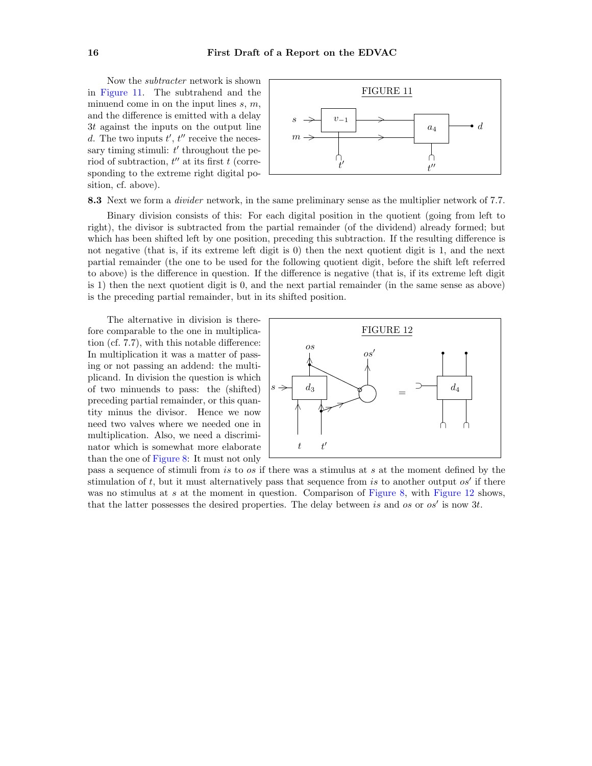Now the *subtracter* network is shown in Figure 11. The subtrahend and the minuend come in on the input lines $s$, $m$, and the difference is emitted with a delay $3t$ against the inputs on the output line $d$. The two inputs $t'$, $t''$ receive the necessary timing stimuli: $t'$ throughout the period of subtraction, $t''$ at its first $t$ (corresponding to the extreme right digital position, cf. above).

FIGURE 11

**8.3** Next we form a *divider* network, in the same preliminary sense as the multiplier network of 7.7.

Binary division consists of this: For each digital position in the quotient (going from left to right), the divisor is subtracted from the partial remainder (of the dividend) already formed; but which has been shifted left by one position, preceding this subtraction. If the resulting difference is not negative (that is, if its extreme left digit is 0) then the next quotient digit is 1, and the next partial remainder (the one to be used for the following quotient digit, before the shift left referred to above) is the difference in question. If the difference is negative (that is, if its extreme left digit is 1) then the next quotient digit is 0, and the next partial remainder (in the same sense as above) is the preceding partial remainder, but in its shifted position.

The alternative in division is therefore comparable to the one in multiplication (cf. 7.7), with this notable difference: In multiplication it was a matter of passing or not passing an addend: the multiplicand. In division the question is which of two minuends to pass: the (shifted) preceding partial remainder, or this quantity minus the divisor. Hence we now need two valves where we needed one in multiplication. Also, we need a discriminator which is somewhat more elaborate than the one of Figure 8: It must not only pass a sequence of stimuli from $is$ to $os$ if there was a stimulus at $s$ at the moment defined by the stimulation of $t$, but it must alternatively pass that sequence from $is$ to another output $os'$ if there was no stimulus at $s$ at the moment in question. Comparison of Figure 8, with Figure 12 shows, that the latter possesses the desired properties. The delay between $is$ and $os$ or $os'$ is now $3t$.

FIGURE 12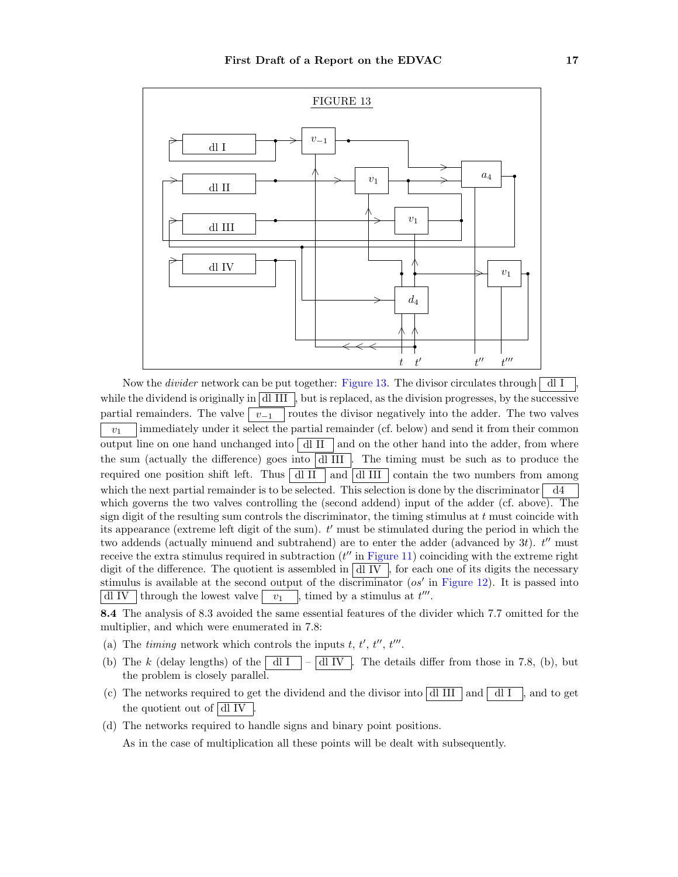FIGURE 13

Now the *divider* network can be put together: Figure 13. The divisor circulates through dl I, while the dividend is originally in dl III, but is replaced, as the division progresses, by the successive partial remainders. The valve $v_{-1}$ routes the divisor negatively into the adder. The two valves $v_1$ immediately under it select the partial remainder (cf. below) and send it from their common output line on one hand unchanged into dl II and on the other hand into the adder, from where the sum (actually the difference) goes into dl III. The timing must be such as to produce the required one position shift left. Thus dl II and dl III contain the two numbers from among which the next partial remainder is to be selected. This selection is done by the discriminator d4 which governs the two valves controlling the (second addend) input of the adder (cf. above). The sign digit of the resulting sum controls the discriminator, the timing stimulus at $t$ must coincide with its appearance (extreme left digit of the sum). $t'$ must be stimulated during the period in which the two addends (actually minuend and subtrahend) are to enter the adder (advanced by $3t$). $t''$ must receive the extra stimulus required in subtraction ($t''$ in Figure 11) coinciding with the extreme right digit of the difference. The quotient is assembled in dl IV, for each one of its digits the necessary stimulus is available at the second output of the discriminator ($os'$ in Figure 12). It is passed into dl IV through the lowest valve $v_1$, timed by a stimulus at $t'''$.

**8.4** The analysis of 8.3 avoided the same essential features of the divider which 7.7 omitted for the multiplier, and which were enumerated in 7.8:

(a) The *timing* network which controls the inputs $t$, $t'$, $t''$, $t'''$.

(b) The $k$ (delay lengths) of the dl I – dl IV. The details differ from those in 7.8, (b), but the problem is closely parallel.

(c) The networks required to get the dividend and the divisor into dl III and dl I, and to get the quotient out of dl IV.

(d) The networks required to handle signs and binary point positions.

As in the case of multiplication all these points will be dealt with subsequently.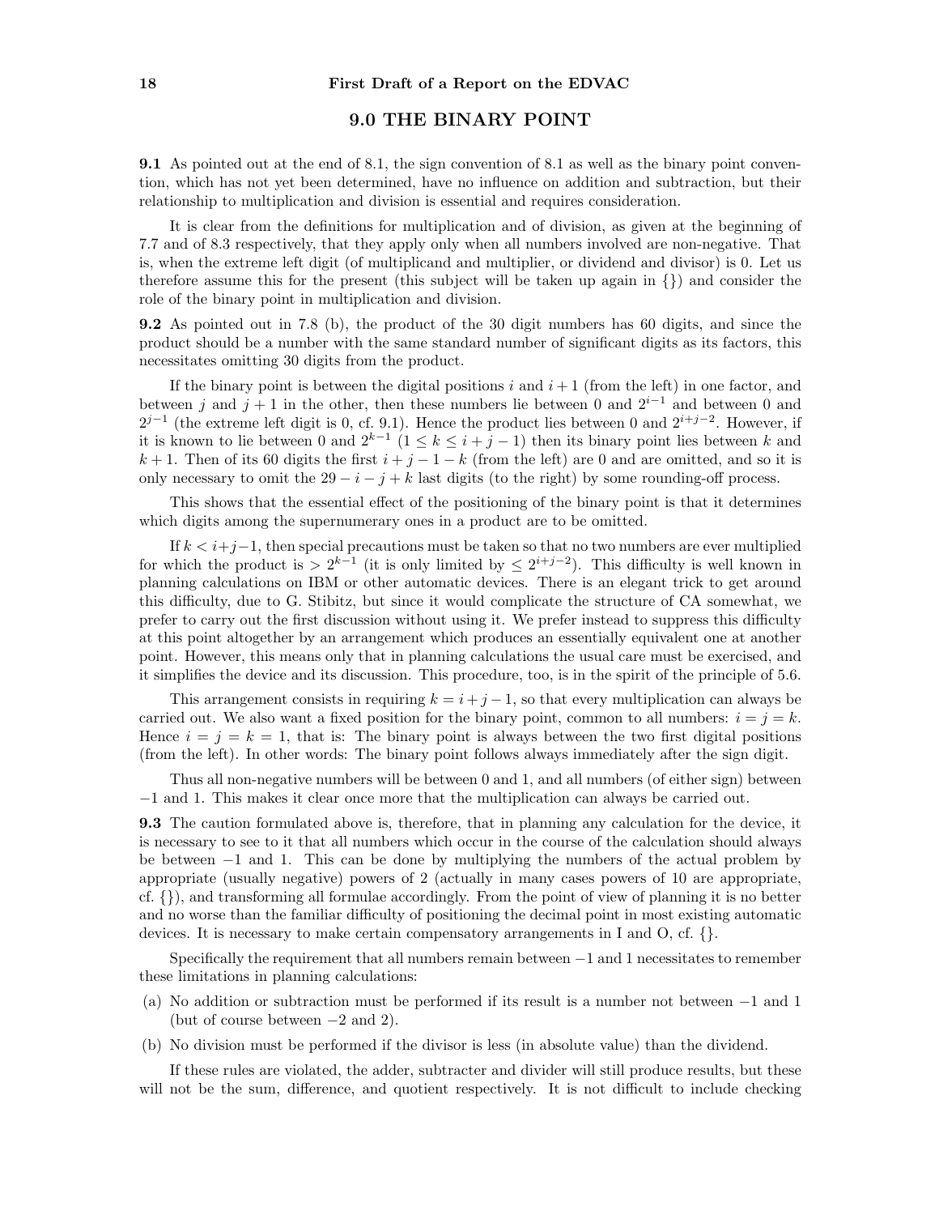## 9.0 THE BINARY POINT

**9.1** As pointed out at the end of 8.1, the sign convention of 8.1 as well as the binary point convention, which has not yet been determined, have no influence on addition and subtraction, but their relationship to multiplication and division is essential and requires consideration.

It is clear from the definitions for multiplication and of division, as given at the beginning of 7.7 and of 8.3 respectively, that they apply only when all numbers involved are non-negative. That is, when the extreme left digit (of multiplicand and multiplier, or dividend and divisor) is 0. Let us therefore assume this for the present (this subject will be taken up again in {}) and consider the role of the binary point in multiplication and division.

**9.2** As pointed out in 7.8 (b), the product of the 30 digit numbers has 60 digits, and since the product should be a number with the same standard number of significant digits as its factors, this necessitates omitting 30 digits from the product.

If the binary point is between the digital positions $i$ and $i+1$ (from the left) in one factor, and between $j$ and $j+1$ in the other, then these numbers lie between 0 and $2^{i-1}$ and between 0 and $2^{j-1}$ (the extreme left digit is 0, cf. 9.1). Hence the product lies between 0 and $2^{i+j-2}$. However, if it is known to lie between 0 and $2^{k-1}$ ($1 \leq k \leq i+j-1$) then its binary point lies between $k$ and $k+1$. Then of its 60 digits the first $i+j-1-k$ (from the left) are 0 and are omitted, and so it is only necessary to omit the $29-i-j+k$ last digits (to the right) by some rounding-off process.

This shows that the essential effect of the positioning of the binary point is that it determines which digits among the supernumerary ones in a product are to be omitted.

If $k < i+j-1$, then special precautions must be taken so that no two numbers are ever multiplied for which the product is $> 2^{k-1}$ (it is only limited by $\leq 2^{i+j-2}$). This difficulty is well known in planning calculations on IBM or other automatic devices. There is an elegant trick to get around this difficulty, due to G. Stibitz, but since it would complicate the structure of CA somewhat, we prefer to carry out the first discussion without using it. We prefer instead to suppress this difficulty at this point altogether by an arrangement which produces an essentially equivalent one at another point. However, this means only that in planning calculations the usual care must be exercised, and it simplifies the device and its discussion. This procedure, too, is in the spirit of the principle of 5.6.

This arrangement consists in requiring $k = i+j-1$, so that every multiplication can always be carried out. We also want a fixed position for the binary point, common to all numbers: $i = j = k$. Hence $i = j = k = 1$, that is: The binary point is always between the two first digital positions (from the left). In other words: The binary point follows always immediately after the sign digit.

Thus all non-negative numbers will be between 0 and 1, and all numbers (of either sign) between $-1$ and 1. This makes it clear once more that the multiplication can always be carried out.

**9.3** The caution formulated above is, therefore, that in planning any calculation for the device, it is necessary to see to it that all numbers which occur in the course of the calculation should always be between $-1$ and 1. This can be done by multiplying the numbers of the actual problem by appropriate (usually negative) powers of 2 (actually in many cases powers of 10 are appropriate, cf. {}), and transforming all formulae accordingly. From the point of view of planning it is no better and no worse than the familiar difficulty of positioning the decimal point in most existing automatic devices. It is necessary to make certain compensatory arrangements in I and O, cf. {}.

Specifically the requirement that all numbers remain between $-1$ and 1 necessitates to remember these limitations in planning calculations:

(a) No addition or subtraction must be performed if its result is a number not between $-1$ and 1 (but of course between $-2$ and 2).

(b) No division must be performed if the divisor is less (in absolute value) than the dividend.

If these rules are violated, the adder, subtracter and divider will still produce results, but these will not be the sum, difference, and quotient respectively. It is not difficult to include checking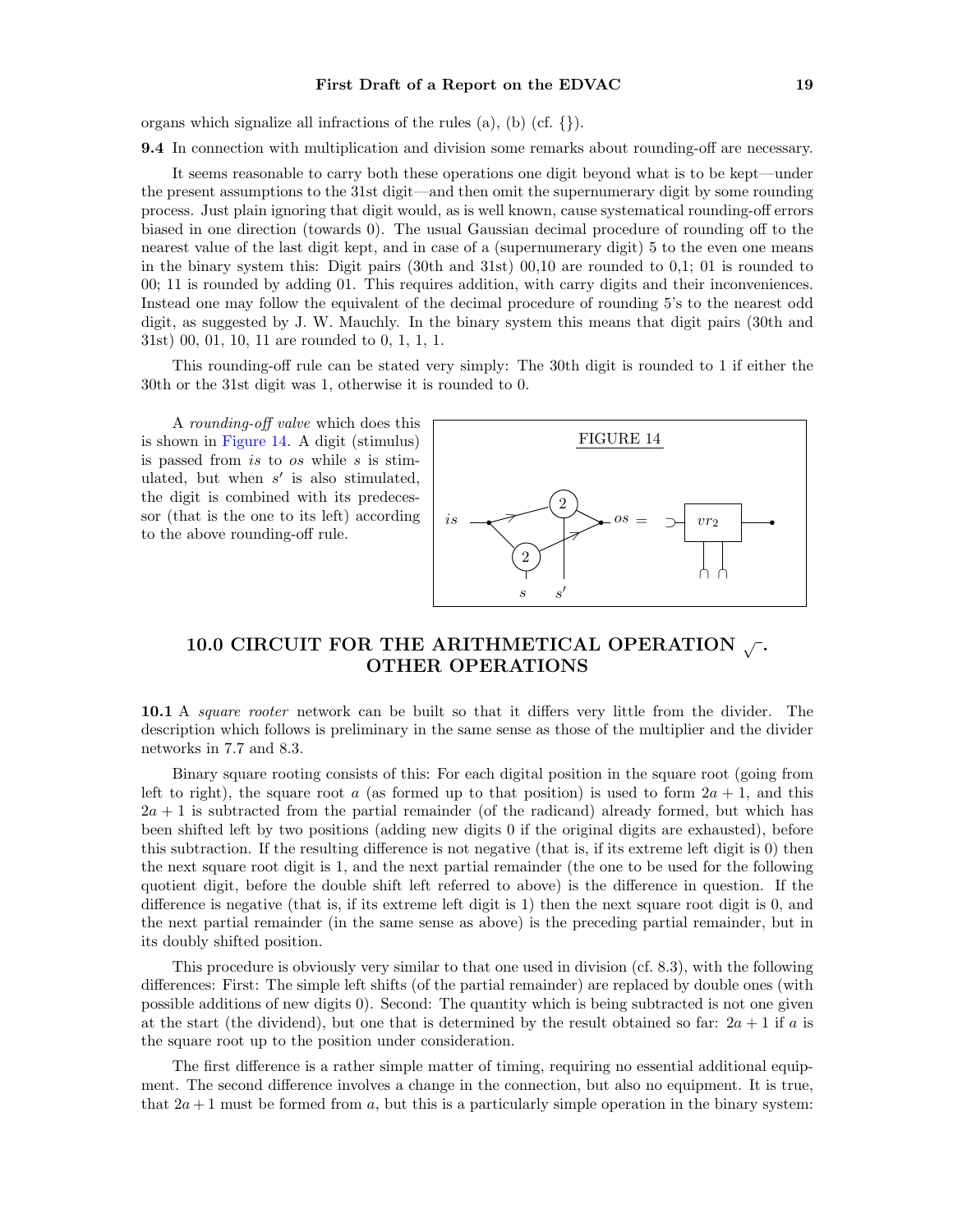organs which signalize all infractions of the rules (a), (b) (cf. {}).

**9.4** In connection with multiplication and division some remarks about rounding-off are necessary.

It seems reasonable to carry both these operations one digit beyond what is to be kept—under the present assumptions to the 31st digit—and then omit the supernumerary digit by some rounding process. Just plain ignoring that digit would, as is well known, cause systematical rounding-off errors biased in one direction (towards 0). The usual Gaussian decimal procedure of rounding off to the nearest value of the last digit kept, and in case of a (supernumerary digit) 5 to the even one means in the binary system this: Digit pairs (30th and 31st) 00,10 are rounded to 0,1; 01 is rounded to 00; 11 is rounded by adding 01. This requires addition, with carry digits and their inconveniences. Instead one may follow the equivalent of the decimal procedure of rounding 5's to the nearest odd digit, as suggested by J. W. Mauchly. In the binary system this means that digit pairs (30th and 31st) 00, 01, 10, 11 are rounded to 0, 1, 1, 1.

This rounding-off rule can be stated very simply: The 30th digit is rounded to 1 if either the 30th or the 31st digit was 1, otherwise it is rounded to 0.

A *rounding-off valve* which does this is shown in Figure 14. A digit (stimulus) is passed from *is* to *os* while *s* is stimulated, but when $s'$ is also stimulated, the digit is combined with its predecessor (that is the one to its left) according to the above rounding-off rule.

FIGURE 14

*is* — 2 — 2 — *os* = $vr_2$

*s* $s'$

## 10.0 CIRCUIT FOR THE ARITHMETICAL OPERATION $\sqrt{\ }$. OTHER OPERATIONS

**10.1** A *square rooter* network can be built so that it differs very little from the divider. The description which follows is preliminary in the same sense as those of the multiplier and the divider networks in 7.7 and 8.3.

Binary square rooting consists of this: For each digital position in the square root (going from left to right), the square root $a$ (as formed up to that position) is used to form $2a + 1$, and this $2a + 1$ is subtracted from the partial remainder (of the radicand) already formed, but which has been shifted left by two positions (adding new digits 0 if the original digits are exhausted), before this subtraction. If the resulting difference is not negative (that is, if its extreme left digit is 0) then the next square root digit is 1, and the next partial remainder (the one to be used for the following quotient digit, before the double shift left referred to above) is the difference in question. If the difference is negative (that is, if its extreme left digit is 1) then the next square root digit is 0, and the next partial remainder (in the same sense as above) is the preceding partial remainder, but in its doubly shifted position.

This procedure is obviously very similar to that one used in division (cf. 8.3), with the following differences: First: The simple left shifts (of the partial remainder) are replaced by double ones (with possible additions of new digits 0). Second: The quantity which is being subtracted is not one given at the start (the dividend), but one that is determined by the result obtained so far: $2a + 1$ if $a$ is the square root up to the position under consideration.

The first difference is a rather simple matter of timing, requiring no essential additional equipment. The second difference involves a change in the connection, but also no equipment. It is true, that $2a + 1$ must be formed from $a$, but this is a particularly simple operation in the binary system: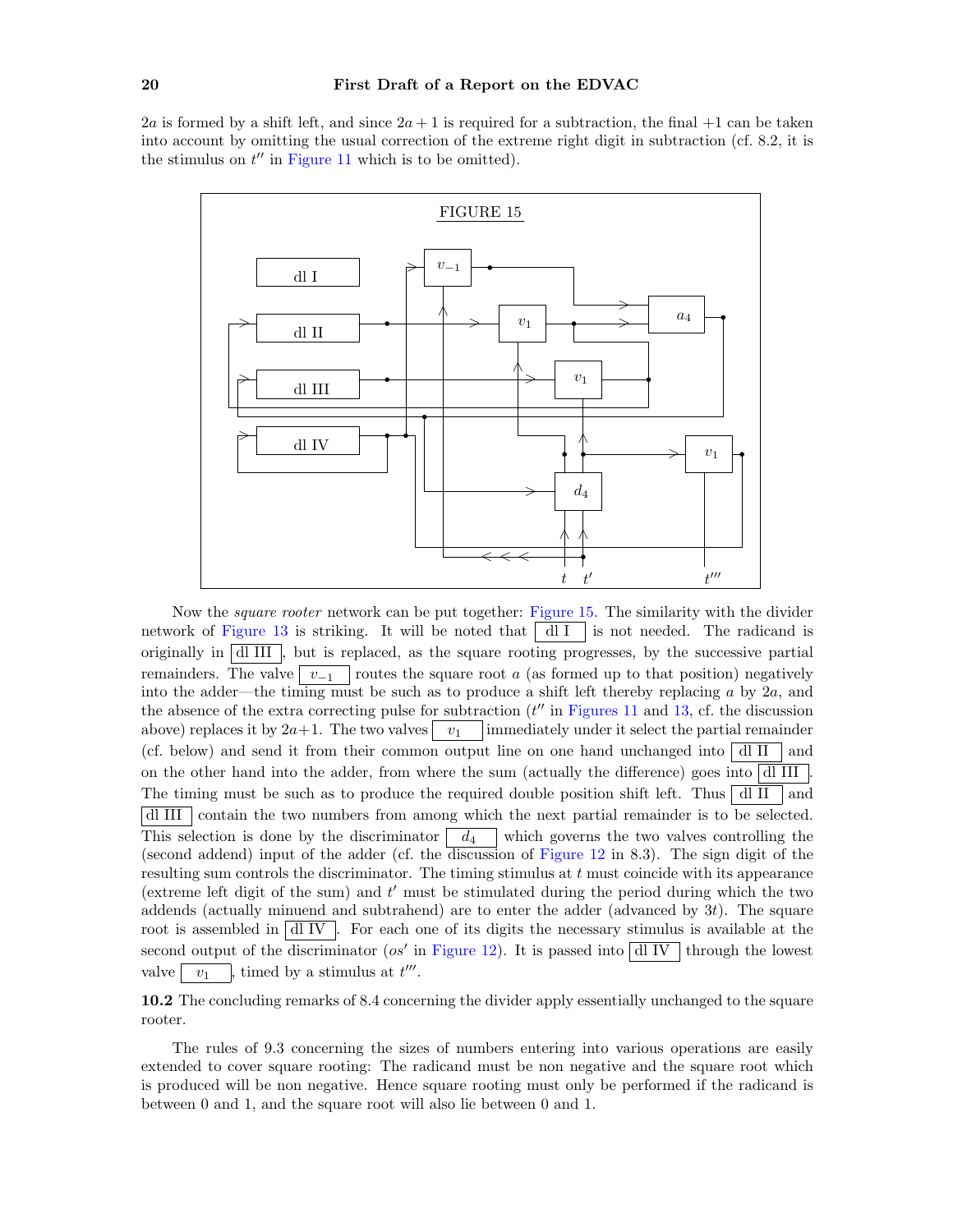$2a$ is formed by a shift left, and since $2a + 1$ is required for a subtraction, the final $+1$ can be taken into account by omitting the usual correction of the extreme right digit in subtraction (cf. 8.2, it is the stimulus on $t''$ in Figure 11 which is to be omitted).

FIGURE 15

Now the *square rooter* network can be put together: Figure 15. The similarity with the divider network of Figure 13 is striking. It will be noted that dl I is not needed. The radicand is originally in dl III, but is replaced, as the square rooting progresses, by the successive partial remainders. The valve $v_{-1}$ routes the square root $a$ (as formed up to that position) negatively into the adder—the timing must be such as to produce a shift left thereby replacing $a$ by $2a$, and the absence of the extra correcting pulse for subtraction ($t''$ in Figures 11 and 13, cf. the discussion above) replaces it by $2a+1$. The two valves $v_1$ immediately under it select the partial remainder (cf. below) and send it from their common output line on one hand unchanged into dl II and on the other hand into the adder, from where the sum (actually the difference) goes into dl III. The timing must be such as to produce the required double position shift left. Thus dl II and dl III contain the two numbers from among which the next partial remainder is to be selected. This selection is done by the discriminator $d_4$ which governs the two valves controlling the (second addend) input of the adder (cf. the discussion of Figure 12 in 8.3). The sign digit of the resulting sum controls the discriminator. The timing stimulus at $t$ must coincide with its appearance (extreme left digit of the sum) and $t'$ must be stimulated during the period during which the two addends (actually minuend and subtrahend) are to enter the adder (advanced by $3t$). The square root is assembled in dl IV. For each one of its digits the necessary stimulus is available at the second output of the discriminator ($os'$ in Figure 12). It is passed into dl IV through the lowest valve $v_1$, timed by a stimulus at $t'''$.

**10.2** The concluding remarks of 8.4 concerning the divider apply essentially unchanged to the square rooter.

The rules of 9.3 concerning the sizes of numbers entering into various operations are easily extended to cover square rooting: The radicand must be non negative and the square root which is produced will be non negative. Hence square rooting must only be performed if the radicand is between 0 and 1, and the square root will also lie between 0 and 1.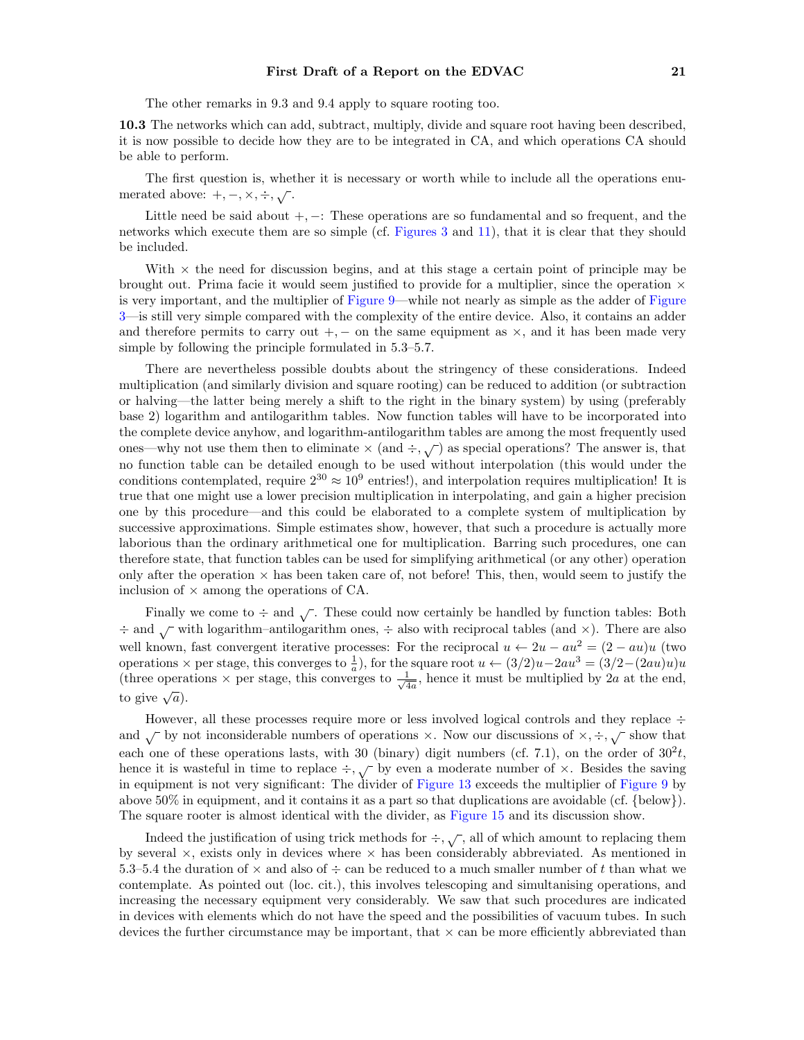The other remarks in 9.3 and 9.4 apply to square rooting too.

**10.3** The networks which can add, subtract, multiply, divide and square root having been described, it is now possible to decide how they are to be integrated in CA, and which operations CA should be able to perform.

The first question is, whether it is necessary or worth while to include all the operations enumerated above: $+, -, \times, \div, \sqrt{\ }$.

Little need be said about $+, -$: These operations are so fundamental and so frequent, and the networks which execute them are so simple (cf. Figures 3 and 11), that it is clear that they should be included.

With $\times$ the need for discussion begins, and at this stage a certain point of principle may be brought out. Prima facie it would seem justified to provide for a multiplier, since the operation $\times$ is very important, and the multiplier of Figure 9—while not nearly as simple as the adder of Figure 3—is still very simple compared with the complexity of the entire device. Also, it contains an adder and therefore permits to carry out $+, -$ on the same equipment as $\times$, and it has been made very simple by following the principle formulated in 5.3–5.7.

There are nevertheless possible doubts about the stringency of these considerations. Indeed multiplication (and similarly division and square rooting) can be reduced to addition (or subtraction or halving—the latter being merely a shift to the right in the binary system) by using (preferably base 2) logarithm and antilogarithm tables. Now function tables will have to be incorporated into the complete device anyhow, and logarithm-antilogarithm tables are among the most frequently used ones—why not use them then to eliminate $\times$ (and $\div, \sqrt{\ }$) as special operations? The answer is, that no function table can be detailed enough to be used without interpolation (this would under the conditions contemplated, require $2^{30} \approx 10^9$ entries!), and interpolation requires multiplication! It is true that one might use a lower precision multiplication in interpolating, and gain a higher precision one by this procedure—and this could be elaborated to a complete system of multiplication by successive approximations. Simple estimates show, however, that such a procedure is actually more laborious than the ordinary arithmetical one for multiplication. Barring such procedures, one can therefore state, that function tables can be used for simplifying arithmetical (or any other) operation only after the operation $\times$ has been taken care of, not before! This, then, would seem to justify the inclusion of $\times$ among the operations of CA.

Finally we come to $\div$ and $\sqrt{\ }$. These could now certainly be handled by function tables: Both $\div$ and $\sqrt{\ }$ with logarithm–antilogarithm ones, $\div$ also with reciprocal tables (and $\times$). There are also well known, fast convergent iterative processes: For the reciprocal $u \leftarrow 2u - au^2 = (2 - au)u$ (two operations $\times$ per stage, this converges to $\frac{1}{a}$), for the square root $u \leftarrow (3/2)u - 2au^3 = (3/2 - (2au)u)u$ (three operations $\times$ per stage, this converges to $\frac{1}{\sqrt{4a}}$, hence it must be multiplied by $2a$ at the end, to give $\sqrt{a}$).

However, all these processes require more or less involved logical controls and they replace $\div$ and $\sqrt{\ }$ by not inconsiderable numbers of operations $\times$. Now our discussions of $\times, \div, \sqrt{\ }$ show that each one of these operations lasts, with 30 (binary) digit numbers (cf. 7.1), on the order of $30^2t$, hence it is wasteful in time to replace $\div, \sqrt{\ }$ by even a moderate number of $\times$. Besides the saving in equipment is not very significant: The divider of Figure 13 exceeds the multiplier of Figure 9 by above 50% in equipment, and it contains it as a part so that duplications are avoidable (cf. {below}). The square rooter is almost identical with the divider, as Figure 15 and its discussion show.

Indeed the justification of using trick methods for $\div, \sqrt{\ }$, all of which amount to replacing them by several $\times$, exists only in devices where $\times$ has been considerably abbreviated. As mentioned in 5.3–5.4 the duration of $\times$ and also of $\div$ can be reduced to a much smaller number of $t$ than what we contemplate. As pointed out (loc. cit.), this involves telescoping and simultanising operations, and increasing the necessary equipment very considerably. We saw that such procedures are indicated in devices with elements which do not have the speed and the possibilities of vacuum tubes. In such devices the further circumstance may be important, that $\times$ can be more efficiently abbreviated than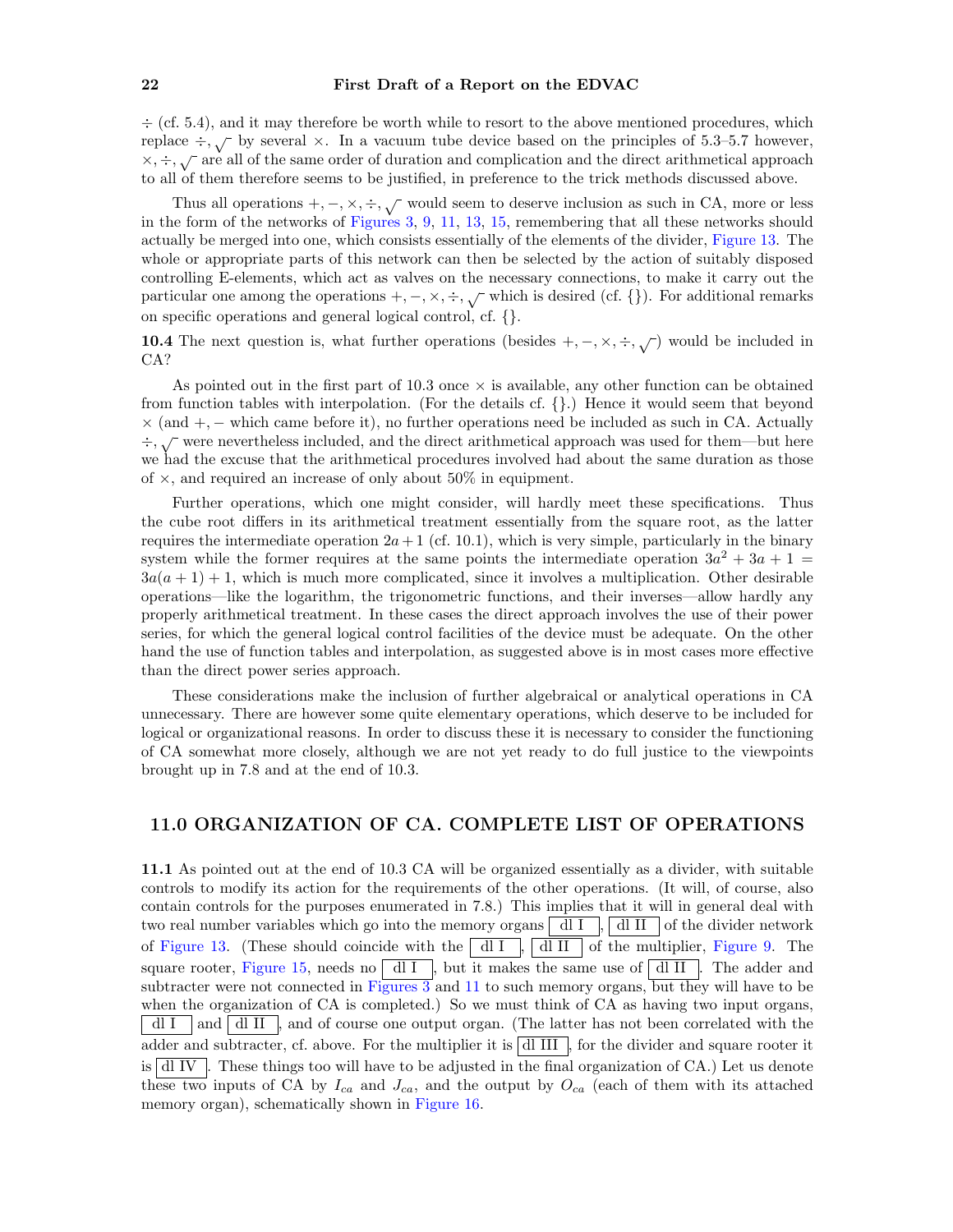$\div$ (cf. 5.4), and it may therefore be worth while to resort to the above mentioned procedures, which replace $\div, \sqrt{\ }$ by several $\times$. In a vacuum tube device based on the principles of 5.3–5.7 however, $\times, \div, \sqrt{\ }$ are all of the same order of duration and complication and the direct arithmetical approach to all of them therefore seems to be justified, in preference to the trick methods discussed above.

Thus all operations $+, -, \times, \div, \sqrt{\ }$ would seem to deserve inclusion as such in CA, more or less in the form of the networks of Figures 3, 9, 11, 13, 15, remembering that all these networks should actually be merged into one, which consists essentially of the elements of the divider, Figure 13. The whole or appropriate parts of this network can then be selected by the action of suitably disposed controlling E-elements, which act as valves on the necessary connections, to make it carry out the particular one among the operations $+, -, \times, \div, \sqrt{\ }$ which is desired (cf. {}). For additional remarks on specific operations and general logical control, cf. {}.

**10.4** The next question is, what further operations (besides $+, -, \times, \div, \sqrt{\ }$) would be included in CA?

As pointed out in the first part of 10.3 once $\times$ is available, any other function can be obtained from function tables with interpolation. (For the details cf. {}.) Hence it would seem that beyond $\times$ (and $+, -$ which came before it), no further operations need be included as such in CA. Actually $\div, \sqrt{\ }$ were nevertheless included, and the direct arithmetical approach was used for them—but here we had the excuse that the arithmetical procedures involved had about the same duration as those of $\times$, and required an increase of only about 50% in equipment.

Further operations, which one might consider, will hardly meet these specifications. Thus the cube root differs in its arithmetical treatment essentially from the square root, as the latter requires the intermediate operation $2a + 1$ (cf. 10.1), which is very simple, particularly in the binary system while the former requires at the same points the intermediate operation $3a^2 + 3a + 1 = 3a(a + 1) + 1$, which is much more complicated, since it involves a multiplication. Other desirable operations—like the logarithm, the trigonometric functions, and their inverses—allow hardly any properly arithmetical treatment. In these cases the direct approach involves the use of their power series, for which the general logical control facilities of the device must be adequate. On the other hand the use of function tables and interpolation, as suggested above is in most cases more effective than the direct power series approach.

These considerations make the inclusion of further algebraical or analytical operations in CA unnecessary. There are however some quite elementary operations, which deserve to be included for logical or organizational reasons. In order to discuss these it is necessary to consider the functioning of CA somewhat more closely, although we are not yet ready to do full justice to the viewpoints brought up in 7.8 and at the end of 10.3.

## 11.0 ORGANIZATION OF CA. COMPLETE LIST OF OPERATIONS

**11.1** As pointed out at the end of 10.3 CA will be organized essentially as a divider, with suitable controls to modify its action for the requirements of the other operations. (It will, of course, also contain controls for the purposes enumerated in 7.8.) This implies that it will in general deal with two real number variables which go into the memory organs [dl I], [dl II] of the divider network of Figure 13. (These should coincide with the [dl I], [dl II] of the multiplier, Figure 9. The square rooter, Figure 15, needs no [dl I], but it makes the same use of [dl II]. The adder and subtracter were not connected in Figures 3 and 11 to such memory organs, but they will have to be when the organization of CA is completed.) So we must think of CA as having two input organs, [dl I] and [dl II], and of course one output organ. (The latter has not been correlated with the adder and subtracter, cf. above. For the multiplier it is [dl III], for the divider and square rooter it is [dl IV]. These things too will have to be adjusted in the final organization of CA.) Let us denote these two inputs of CA by $I_{ca}$ and $J_{ca}$, and the output by $O_{ca}$ (each of them with its attached memory organ), schematically shown in Figure 16.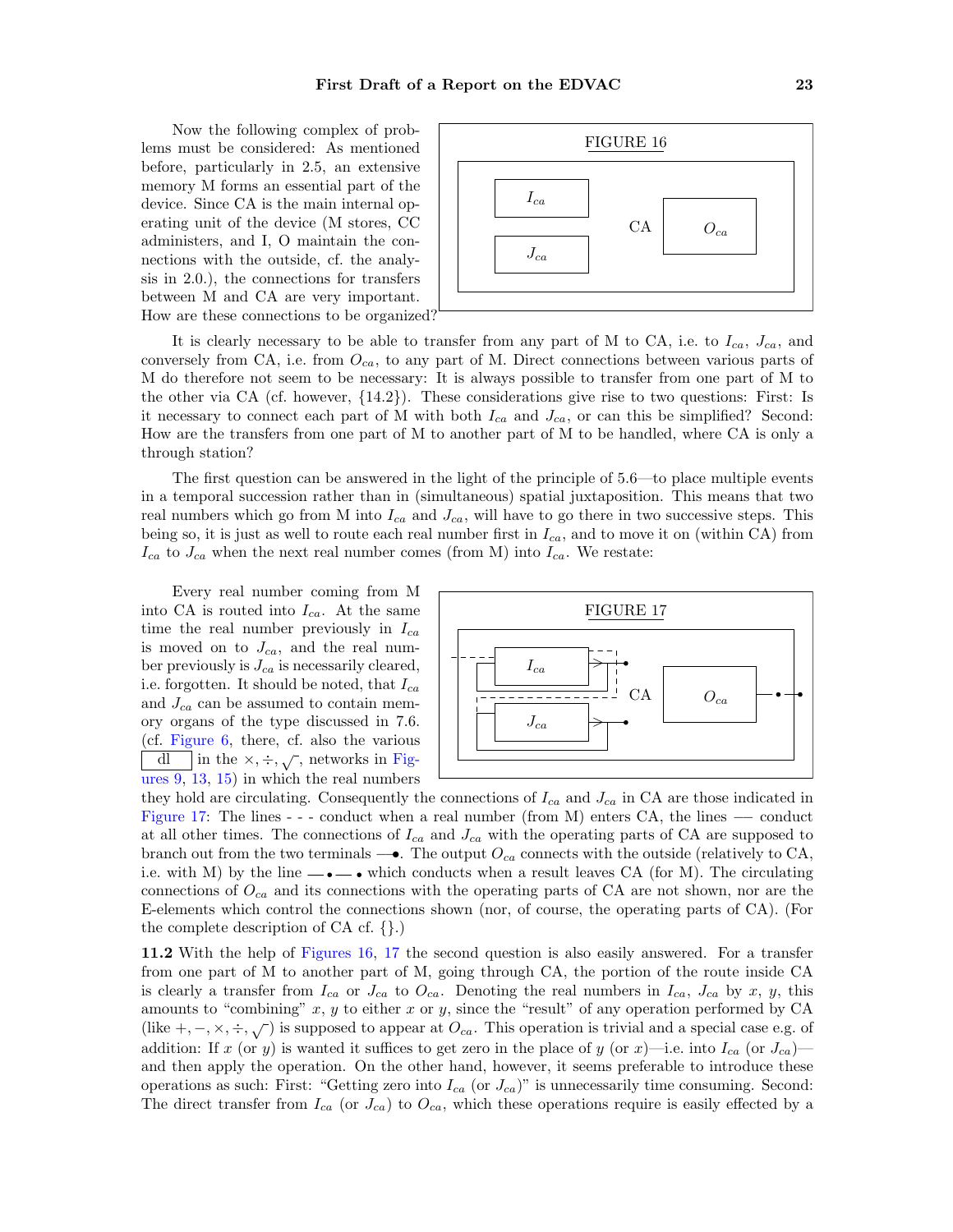Now the following complex of problems must be considered: As mentioned before, particularly in 2.5, an extensive memory M forms an essential part of the device. Since CA is the main internal operating unit of the device (M stores, CC administers, and I, O maintain the connections with the outside, cf. the analysis in 2.0.), the connections for transfers between M and CA are very important. How are these connections to be organized?

FIGURE 16

It is clearly necessary to be able to transfer from any part of M to CA, i.e. to $I_{ca}$, $J_{ca}$, and conversely from CA, i.e. from $O_{ca}$, to any part of M. Direct connections between various parts of M do therefore not seem to be necessary: It is always possible to transfer from one part of M to the other via CA (cf. however, {14.2}). These considerations give rise to two questions: First: Is it necessary to connect each part of M with both $I_{ca}$ and $J_{ca}$, or can this be simplified? Second: How are the transfers from one part of M to another part of M to be handled, where CA is only a through station?

The first question can be answered in the light of the principle of 5.6—to place multiple events in a temporal succession rather than in (simultaneous) spatial juxtaposition. This means that two real numbers which go from M into $I_{ca}$ and $J_{ca}$, will have to go there in two successive steps. This being so, it is just as well to route each real number first in $I_{ca}$, and to move it on (within CA) from $I_{ca}$ to $J_{ca}$ when the next real number comes (from M) into $I_{ca}$. We restate:

Every real number coming from M into CA is routed into $I_{ca}$. At the same time the real number previously in $I_{ca}$ is moved on to $J_{ca}$, and the real number previously is $J_{ca}$ is necessarily cleared, i.e. forgotten. It should be noted, that $I_{ca}$ and $J_{ca}$ can be assumed to contain memory organs of the type discussed in 7.6. (cf. Figure 6, there, cf. also the various dl in the $\times, \div, \sqrt{\ }$, networks in Figures 9, 13, 15) in which the real numbers they hold are circulating. Consequently the connections of $I_{ca}$ and $J_{ca}$ in CA are those indicated in Figure 17: The lines - - - conduct when a real number (from M) enters CA, the lines —— conduct at all other times. The connections of $I_{ca}$ and $J_{ca}$ with the operating parts of CA are supposed to branch out from the two terminals —•. The output $O_{ca}$ connects with the outside (relatively to CA, i.e. with M) by the line —•—• which conducts when a result leaves CA (for M). The circulating connections of $O_{ca}$ and its connections with the operating parts of CA are not shown, nor are the E-elements which control the connections shown (nor, of course, the operating parts of CA). (For the complete description of CA cf. {}.)

FIGURE 17

**11.2** With the help of Figures 16, 17 the second question is also easily answered. For a transfer from one part of M to another part of M, going through CA, the portion of the route inside CA is clearly a transfer from $I_{ca}$ or $J_{ca}$ to $O_{ca}$. Denoting the real numbers in $I_{ca}$, $J_{ca}$ by $x$, $y$, this amounts to "combining" $x$, $y$ to either $x$ or $y$, since the "result" of any operation performed by CA (like $+, -, \times, \div, \sqrt{\ }$) is supposed to appear at $O_{ca}$. This operation is trivial and a special case e.g. of addition: If $x$ (or $y$) is wanted it suffices to get zero in the place of $y$ (or $x$)—i.e. into $I_{ca}$ (or $J_{ca}$)—and then apply the operation. On the other hand, however, it seems preferable to introduce these operations as such: First: "Getting zero into $I_{ca}$ (or $J_{ca}$)" is unnecessarily time consuming. Second: The direct transfer from $I_{ca}$ (or $J_{ca}$) to $O_{ca}$, which these operations require is easily effected by a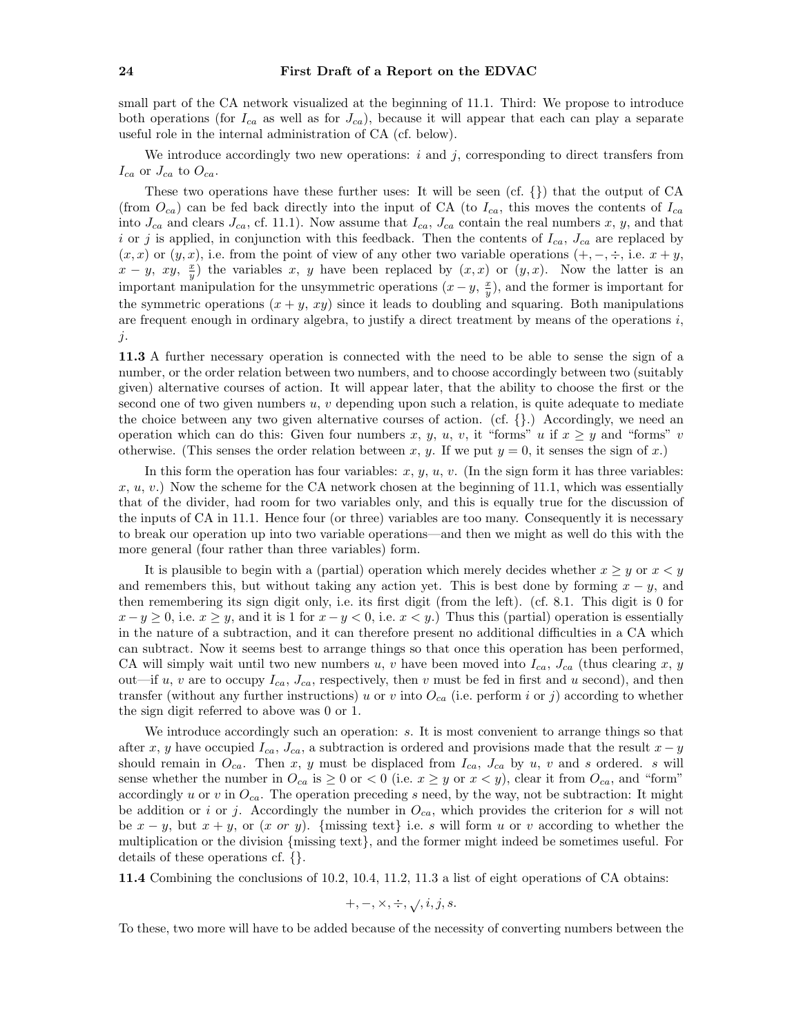small part of the CA network visualized at the beginning of 11.1. Third: We propose to introduce both operations (for $I_{ca}$ as well as for $J_{ca}$), because it will appear that each can play a separate useful role in the internal administration of CA (cf. below).

We introduce accordingly two new operations: $i$ and $j$, corresponding to direct transfers from $I_{ca}$ or $J_{ca}$ to $O_{ca}$.

These two operations have these further uses: It will be seen (cf. {}) that the output of CA (from $O_{ca}$) can be fed back directly into the input of CA (to $I_{ca}$, this moves the contents of $I_{ca}$ into $J_{ca}$ and clears $J_{ca}$, cf. 11.1). Now assume that $I_{ca}$, $J_{ca}$ contain the real numbers $x$, $y$, and that $i$ or $j$ is applied, in conjunction with this feedback. Then the contents of $I_{ca}$, $J_{ca}$ are replaced by $(x, x)$ or $(y, x)$, i.e. from the point of view of any other two variable operations ($+, -, \div$, i.e. $x + y$, $x - y$, $xy$, $\frac{x}{y}$) the variables $x$, $y$ have been replaced by $(x, x)$ or $(y, x)$. Now the latter is an important manipulation for the unsymmetric operations ($x - y$, $\frac{x}{y}$), and the former is important for the symmetric operations ($x + y$, $xy$) since it leads to doubling and squaring. Both manipulations are frequent enough in ordinary algebra, to justify a direct treatment by means of the operations $i$, $j$.

**11.3** A further necessary operation is connected with the need to be able to sense the sign of a number, or the order relation between two numbers, and to choose accordingly between two (suitably given) alternative courses of action. It will appear later, that the ability to choose the first or the second one of two given numbers $u$, $v$ depending upon such a relation, is quite adequate to mediate the choice between any two given alternative courses of action. (cf. {}.) Accordingly, we need an operation which can do this: Given four numbers $x$, $y$, $u$, $v$, it "forms" $u$ if $x \geq y$ and "forms" $v$ otherwise. (This senses the order relation between $x$, $y$. If we put $y = 0$, it senses the sign of $x$.)

In this form the operation has four variables: $x$, $y$, $u$, $v$. (In the sign form it has three variables: $x$, $u$, $v$.) Now the scheme for the CA network chosen at the beginning of 11.1, which was essentially that of the divider, had room for two variables only, and this is equally true for the discussion of the inputs of CA in 11.1. Hence four (or three) variables are too many. Consequently it is necessary to break our operation up into two variable operations—and then we might as well do this with the more general (four rather than three variables) form.

It is plausible to begin with a (partial) operation which merely decides whether $x \geq y$ or $x < y$ and remembers this, but without taking any action yet. This is best done by forming $x - y$, and then remembering its sign digit only, i.e. its first digit (from the left). (cf. 8.1. This digit is 0 for $x - y \geq 0$, i.e. $x \geq y$, and it is 1 for $x - y < 0$, i.e. $x < y$.) Thus this (partial) operation is essentially in the nature of a subtraction, and it can therefore present no additional difficulties in a CA which can subtract. Now it seems best to arrange things so that once this operation has been performed, CA will simply wait until two new numbers $u$, $v$ have been moved into $I_{ca}$, $J_{ca}$ (thus clearing $x$, $y$ out—if $u$, $v$ are to occupy $I_{ca}$, $J_{ca}$, respectively, then $v$ must be fed in first and $u$ second), and then transfer (without any further instructions) $u$ or $v$ into $O_{ca}$ (i.e. perform $i$ or $j$) according to whether the sign digit referred to above was 0 or 1.

We introduce accordingly such an operation: $s$. It is most convenient to arrange things so that after $x$, $y$ have occupied $I_{ca}$, $J_{ca}$, a subtraction is ordered and provisions made that the result $x - y$ should remain in $O_{ca}$. Then $x$, $y$ must be displaced from $I_{ca}$, $J_{ca}$ by $u$, $v$ and $s$ ordered. $s$ will sense whether the number in $O_{ca}$ is $\geq 0$ or $< 0$ (i.e. $x \geq y$ or $x < y$), clear it from $O_{ca}$, and "form" accordingly $u$ or $v$ in $O_{ca}$. The operation preceding $s$ need, by the way, not be subtraction: It might be addition or $i$ or $j$. Accordingly the number in $O_{ca}$, which provides the criterion for $s$ will not be $x - y$, but $x + y$, or ($x$ *or* $y$). {missing text} i.e. $s$ will form $u$ or $v$ according to whether the multiplication or the division {missing text}, and the former might indeed be sometimes useful. For details of these operations cf. {}.

**11.4** Combining the conclusions of 10.2, 10.4, 11.2, 11.3 a list of eight operations of CA obtains:

$$+, -, \times, \div, \surd, i, j, s.$$

To these, two more will have to be added because of the necessity of converting numbers between the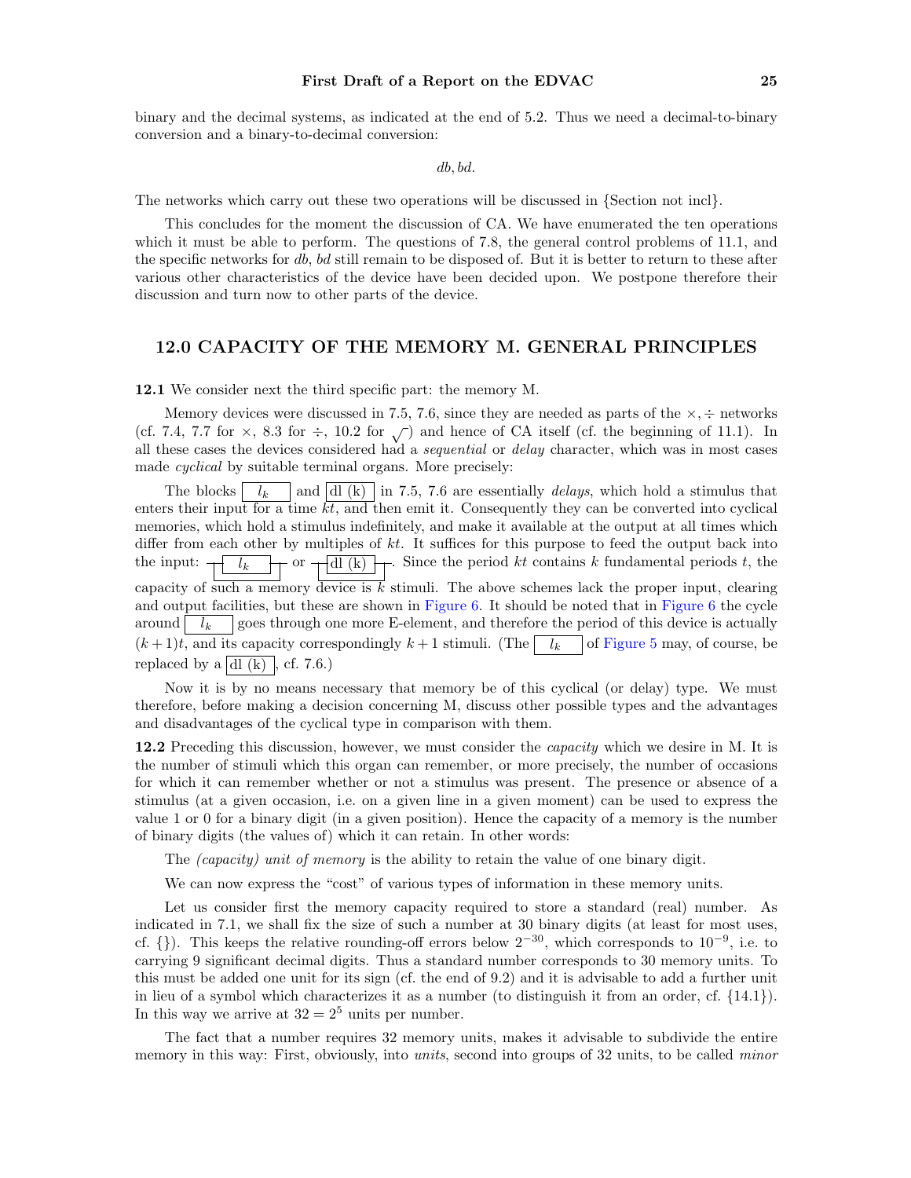binary and the decimal systems, as indicated at the end of 5.2. Thus we need a decimal-to-binary conversion and a binary-to-decimal conversion:

$$db, bd.$$

The networks which carry out these two operations will be discussed in {Section not incl}.

This concludes for the moment the discussion of CA. We have enumerated the ten operations which it must be able to perform. The questions of 7.8, the general control problems of 11.1, and the specific networks for *db*, *bd* still remain to be disposed of. But it is better to return to these after various other characteristics of the device have been decided upon. We postpone therefore their discussion and turn now to other parts of the device.

## 12.0 CAPACITY OF THE MEMORY M. GENERAL PRINCIPLES

**12.1** We consider next the third specific part: the memory M.

Memory devices were discussed in 7.5, 7.6, since they are needed as parts of the $\times, \div$ networks (cf. 7.4, 7.7 for $\times$, 8.3 for $\div$, 10.2 for $\sqrt{\ }$) and hence of CA itself (cf. the beginning of 11.1). In all these cases the devices considered had a *sequential* or *delay* character, which was in most cases made *cyclical* by suitable terminal organs. More precisely:

The blocks $\boxed{\ l_k\ }$ and $\boxed{\text{dl (k)}}$ in 7.5, 7.6 are essentially *delays*, which hold a stimulus that enters their input for a time $kt$, and then emit it. Consequently they can be converted into cyclical memories, which hold a stimulus indefinitely, and make it available at the output at all times which differ from each other by multiples of $kt$. It suffices for this purpose to feed the output back into the input: $\boxed{\ l_k\ }$ or $\boxed{\text{dl (k)}}$. Since the period $kt$ contains $k$ fundamental periods $t$, the capacity of such a memory device is $k$ stimuli. The above schemes lack the proper input, clearing and output facilities, but these are shown in Figure 6. It should be noted that in Figure 6 the cycle around $\boxed{\ l_k\ }$ goes through one more E-element, and therefore the period of this device is actually $(k+1)t$, and its capacity correspondingly $k+1$ stimuli. (The $\boxed{\ l_k\ }$ of Figure 5 may, of course, be replaced by a $\boxed{\text{dl (k)}}$, cf. 7.6.)

Now it is by no means necessary that memory be of this cyclical (or delay) type. We must therefore, before making a decision concerning M, discuss other possible types and the advantages and disadvantages of the cyclical type in comparison with them.

**12.2** Preceding this discussion, however, we must consider the *capacity* which we desire in M. It is the number of stimuli which this organ can remember, or more precisely, the number of occasions for which it can remember whether or not a stimulus was present. The presence or absence of a stimulus (at a given occasion, i.e. on a given line in a given moment) can be used to express the value 1 or 0 for a binary digit (in a given position). Hence the capacity of a memory is the number of binary digits (the values of) which it can retain. In other words:

The *(capacity) unit of memory* is the ability to retain the value of one binary digit.

We can now express the "cost" of various types of information in these memory units.

Let us consider first the memory capacity required to store a standard (real) number. As indicated in 7.1, we shall fix the size of such a number at 30 binary digits (at least for most uses, cf. {}). This keeps the relative rounding-off errors below $2^{-30}$, which corresponds to $10^{-9}$, i.e. to carrying 9 significant decimal digits. Thus a standard number corresponds to 30 memory units. To this must be added one unit for its sign (cf. the end of 9.2) and it is advisable to add a further unit in lieu of a symbol which characterizes it as a number (to distinguish it from an order, cf. {14.1}). In this way we arrive at $32 = 2^5$ units per number.

The fact that a number requires 32 memory units, makes it advisable to subdivide the entire memory in this way: First, obviously, into *units*, second into groups of 32 units, to be called *minor*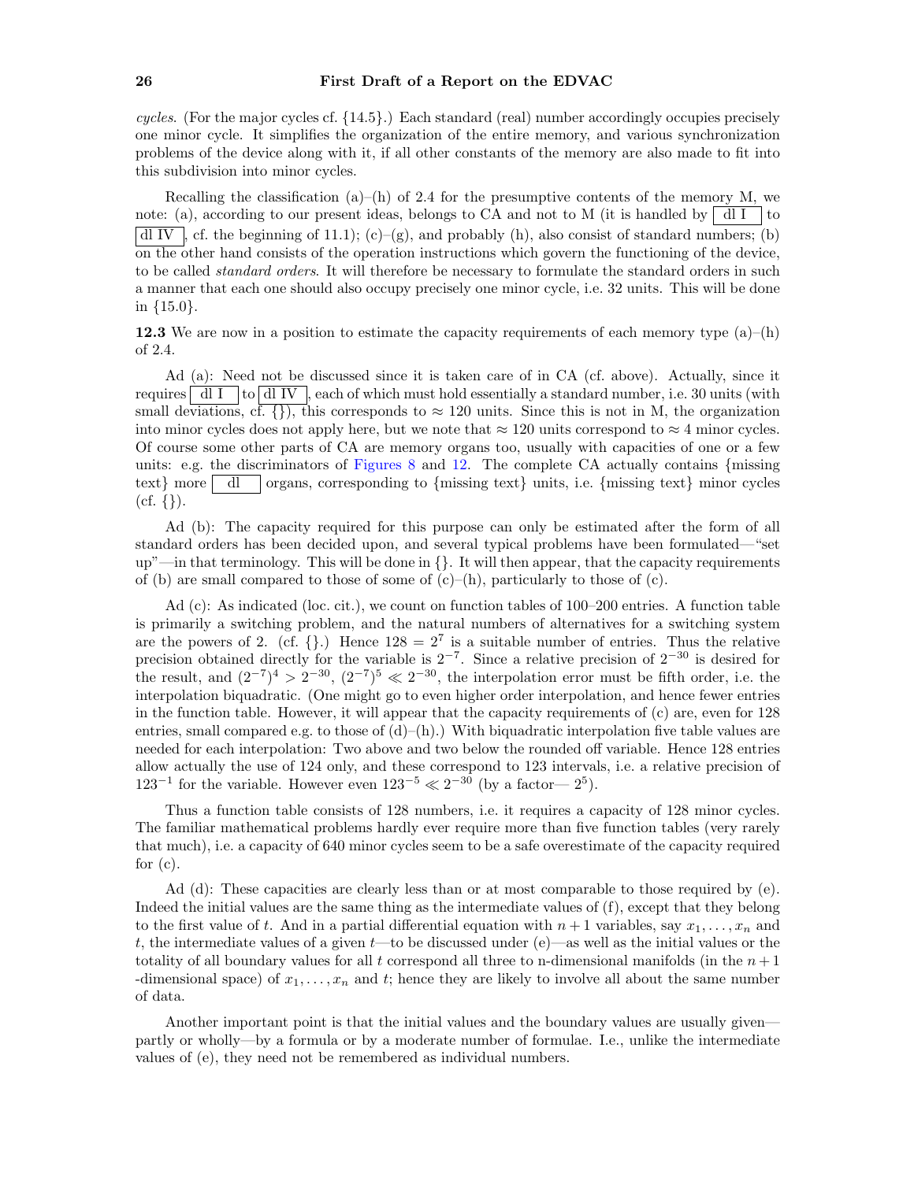*cycles*. (For the major cycles cf. {14.5}.) Each standard (real) number accordingly occupies precisely one minor cycle. It simplifies the organization of the entire memory, and various synchronization problems of the device along with it, if all other constants of the memory are also made to fit into this subdivision into minor cycles.

Recalling the classification (a)–(h) of 2.4 for the presumptive contents of the memory M, we note: (a), according to our present ideas, belongs to CA and not to M (it is handled by dl I to dl IV, cf. the beginning of 11.1); (c)–(g), and probably (h), also consist of standard numbers; (b) on the other hand consists of the operation instructions which govern the functioning of the device, to be called *standard orders*. It will therefore be necessary to formulate the standard orders in such a manner that each one should also occupy precisely one minor cycle, i.e. 32 units. This will be done in {15.0}.

**12.3** We are now in a position to estimate the capacity requirements of each memory type (a)–(h) of 2.4.

Ad (a): Need not be discussed since it is taken care of in CA (cf. above). Actually, since it requires dl I to dl IV, each of which must hold essentially a standard number, i.e. 30 units (with small deviations, cf. {}), this corresponds to $\approx 120$ units. Since this is not in M, the organization into minor cycles does not apply here, but we note that $\approx 120$ units correspond to $\approx 4$ minor cycles. Of course some other parts of CA are memory organs too, usually with capacities of one or a few units: e.g. the discriminators of Figures 8 and 12. The complete CA actually contains {missing text} more dl organs, corresponding to {missing text} units, i.e. {missing text} minor cycles (cf. {}).

Ad (b): The capacity required for this purpose can only be estimated after the form of all standard orders has been decided upon, and several typical problems have been formulated—"set up"—in that terminology. This will be done in {}. It will then appear, that the capacity requirements of (b) are small compared to those of some of (c)–(h), particularly to those of (c).

Ad (c): As indicated (loc. cit.), we count on function tables of 100–200 entries. A function table is primarily a switching problem, and the natural numbers of alternatives for a switching system are the powers of 2. (cf. {}.) Hence $128 = 2^7$ is a suitable number of entries. Thus the relative precision obtained directly for the variable is $2^{-7}$. Since a relative precision of $2^{-30}$ is desired for the result, and $(2^{-7})^4 > 2^{-30}$, $(2^{-7})^5 \ll 2^{-30}$, the interpolation error must be fifth order, i.e. the interpolation biquadratic. (One might go to even higher order interpolation, and hence fewer entries in the function table. However, it will appear that the capacity requirements of (c) are, even for 128 entries, small compared e.g. to those of (d)–(h).) With biquadratic interpolation five table values are needed for each interpolation: Two above and two below the rounded off variable. Hence 128 entries allow actually the use of 124 only, and these correspond to 123 intervals, i.e. a relative precision of $123^{-1}$ for the variable. However even $123^{-5} \ll 2^{-30}$ (by a factor— $2^5$).

Thus a function table consists of 128 numbers, i.e. it requires a capacity of 128 minor cycles. The familiar mathematical problems hardly ever require more than five function tables (very rarely that much), i.e. a capacity of 640 minor cycles seem to be a safe overestimate of the capacity required for (c).

Ad (d): These capacities are clearly less than or at most comparable to those required by (e). Indeed the initial values are the same thing as the intermediate values of (f), except that they belong to the first value of $t$. And in a partial differential equation with $n+1$ variables, say $x_1, \ldots, x_n$ and $t$, the intermediate values of a given $t$—to be discussed under (e)—as well as the initial values or the totality of all boundary values for all $t$ correspond all three to n-dimensional manifolds (in the $n+1$ -dimensional space) of $x_1, \ldots, x_n$ and $t$; hence they are likely to involve all about the same number of data.

Another important point is that the initial values and the boundary values are usually given—partly or wholly—by a formula or by a moderate number of formulae. I.e., unlike the intermediate values of (e), they need not be remembered as individual numbers.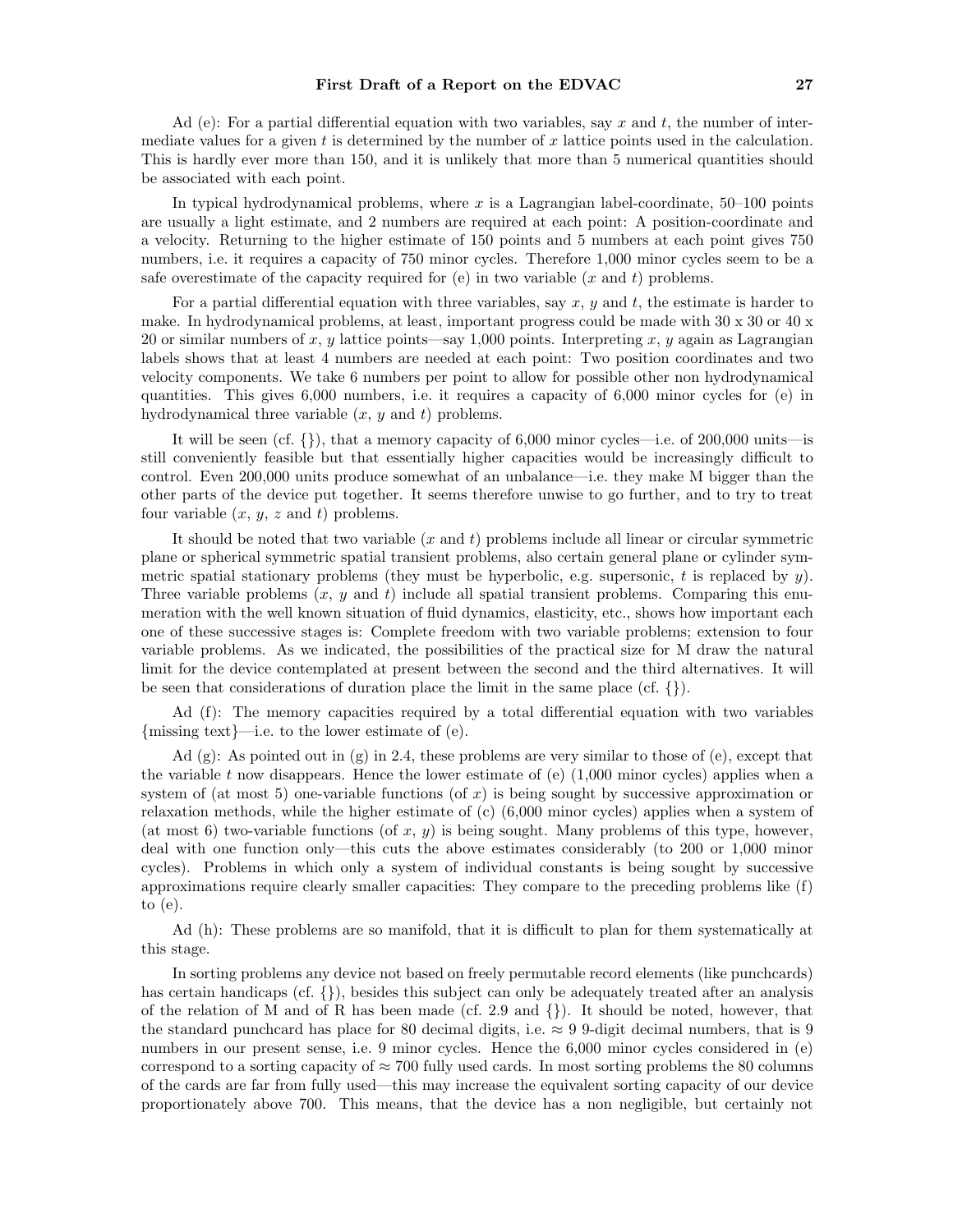Ad (e): For a partial differential equation with two variables, say $x$ and $t$, the number of intermediate values for a given $t$ is determined by the number of $x$ lattice points used in the calculation. This is hardly ever more than 150, and it is unlikely that more than 5 numerical quantities should be associated with each point.

In typical hydrodynamical problems, where $x$ is a Lagrangian label-coordinate, 50–100 points are usually a light estimate, and 2 numbers are required at each point: A position-coordinate and a velocity. Returning to the higher estimate of 150 points and 5 numbers at each point gives 750 numbers, i.e. it requires a capacity of 750 minor cycles. Therefore 1,000 minor cycles seem to be a safe overestimate of the capacity required for (e) in two variable ($x$ and $t$) problems.

For a partial differential equation with three variables, say $x$, $y$ and $t$, the estimate is harder to make. In hydrodynamical problems, at least, important progress could be made with 30 x 30 or 40 x 20 or similar numbers of $x$, $y$ lattice points—say 1,000 points. Interpreting $x$, $y$ again as Lagrangian labels shows that at least 4 numbers are needed at each point: Two position coordinates and two velocity components. We take 6 numbers per point to allow for possible other non hydrodynamical quantities. This gives 6,000 numbers, i.e. it requires a capacity of 6,000 minor cycles for (e) in hydrodynamical three variable ($x$, $y$ and $t$) problems.

It will be seen (cf. {}), that a memory capacity of 6,000 minor cycles—i.e. of 200,000 units—is still conveniently feasible but that essentially higher capacities would be increasingly difficult to control. Even 200,000 units produce somewhat of an unbalance—i.e. they make M bigger than the other parts of the device put together. It seems therefore unwise to go further, and to try to treat four variable ($x$, $y$, $z$ and $t$) problems.

It should be noted that two variable ($x$ and $t$) problems include all linear or circular symmetric plane or spherical symmetric spatial transient problems, also certain general plane or cylinder symmetric spatial stationary problems (they must be hyperbolic, e.g. supersonic, $t$ is replaced by $y$). Three variable problems ($x$, $y$ and $t$) include all spatial transient problems. Comparing this enumeration with the well known situation of fluid dynamics, elasticity, etc., shows how important each one of these successive stages is: Complete freedom with two variable problems; extension to four variable problems. As we indicated, the possibilities of the practical size for M draw the natural limit for the device contemplated at present between the second and the third alternatives. It will be seen that considerations of duration place the limit in the same place (cf. {}).

Ad (f): The memory capacities required by a total differential equation with two variables {missing text}—i.e. to the lower estimate of (e).

Ad (g): As pointed out in (g) in 2.4, these problems are very similar to those of (e), except that the variable $t$ now disappears. Hence the lower estimate of (e) (1,000 minor cycles) applies when a system of (at most 5) one-variable functions (of $x$) is being sought by successive approximation or relaxation methods, while the higher estimate of (c) (6,000 minor cycles) applies when a system of (at most 6) two-variable functions (of $x$, $y$) is being sought. Many problems of this type, however, deal with one function only—this cuts the above estimates considerably (to 200 or 1,000 minor cycles). Problems in which only a system of individual constants is being sought by successive approximations require clearly smaller capacities: They compare to the preceding problems like (f) to (e).

Ad (h): These problems are so manifold, that it is difficult to plan for them systematically at this stage.

In sorting problems any device not based on freely permutable record elements (like punchcards) has certain handicaps (cf. {}), besides this subject can only be adequately treated after an analysis of the relation of M and of R has been made (cf. 2.9 and {}). It should be noted, however, that the standard punchcard has place for 80 decimal digits, i.e. $\approx$ 9 9-digit decimal numbers, that is 9 numbers in our present sense, i.e. 9 minor cycles. Hence the 6,000 minor cycles considered in (e) correspond to a sorting capacity of $\approx$ 700 fully used cards. In most sorting problems the 80 columns of the cards are far from fully used—this may increase the equivalent sorting capacity of our device proportionately above 700. This means, that the device has a non negligible, but certainly not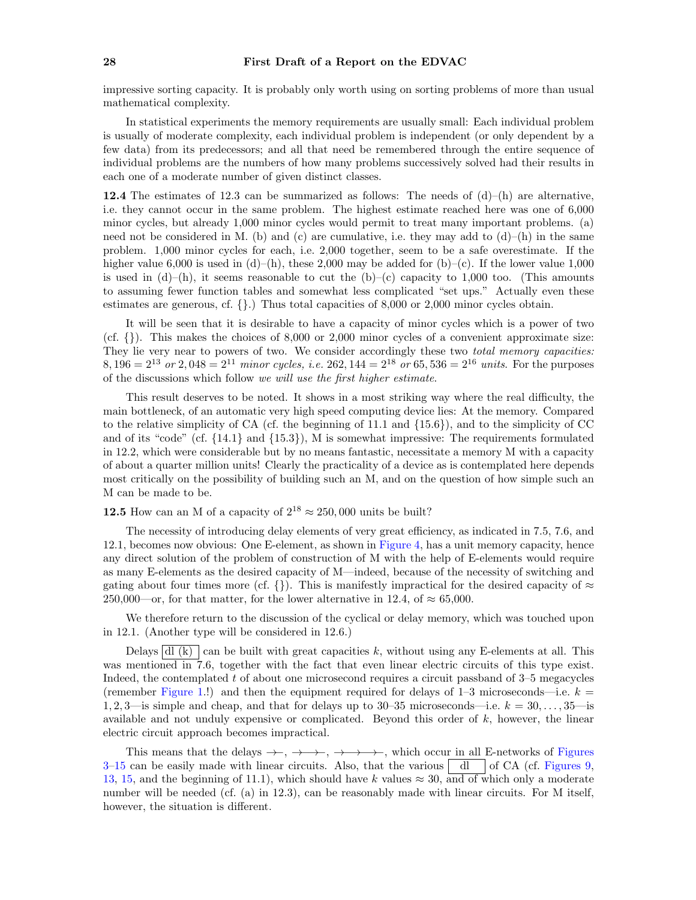impressive sorting capacity. It is probably only worth using on sorting problems of more than usual mathematical complexity.

In statistical experiments the memory requirements are usually small: Each individual problem is usually of moderate complexity, each individual problem is independent (or only dependent by a few data) from its predecessors; and all that need be remembered through the entire sequence of individual problems are the numbers of how many problems successively solved had their results in each one of a moderate number of given distinct classes.

**12.4** The estimates of 12.3 can be summarized as follows: The needs of (d)–(h) are alternative, i.e. they cannot occur in the same problem. The highest estimate reached here was one of 6,000 minor cycles, but already 1,000 minor cycles would permit to treat many important problems. (a) need not be considered in M. (b) and (c) are cumulative, i.e. they may add to (d)–(h) in the same problem. 1,000 minor cycles for each, i.e. 2,000 together, seem to be a safe overestimate. If the higher value 6,000 is used in (d)–(h), these 2,000 may be added for (b)–(c). If the lower value 1,000 is used in (d)–(h), it seems reasonable to cut the (b)–(c) capacity to 1,000 too. (This amounts to assuming fewer function tables and somewhat less complicated “set ups.” Actually even these estimates are generous, cf. {}.) Thus total capacities of 8,000 or 2,000 minor cycles obtain.

It will be seen that it is desirable to have a capacity of minor cycles which is a power of two (cf. {}). This makes the choices of 8,000 or 2,000 minor cycles of a convenient approximate size: They lie very near to powers of two. We consider accordingly these two *total memory capacities:* $8,196 = 2^{13}$ *or* $2,048 = 2^{11}$ *minor cycles, i.e.* $262,144 = 2^{18}$ *or* $65,536 = 2^{16}$ *units.* For the purposes of the discussions which follow *we will use the first higher estimate*.

This result deserves to be noted. It shows in a most striking way where the real difficulty, the main bottleneck, of an automatic very high speed computing device lies: At the memory. Compared to the relative simplicity of CA (cf. the beginning of 11.1 and {15.6}), and to the simplicity of CC and of its “code” (cf. {14.1} and {15.3}), M is somewhat impressive: The requirements formulated in 12.2, which were considerable but by no means fantastic, necessitate a memory M with a capacity of about a quarter million units! Clearly the practicality of a device as is contemplated here depends most critically on the possibility of building such an M, and on the question of how simple such an M can be made to be.

**12.5** How can an M of a capacity of $2^{18} \approx 250,000$ units be built?

The necessity of introducing delay elements of very great efficiency, as indicated in 7.5, 7.6, and 12.1, becomes now obvious: One E-element, as shown in Figure 4, has a unit memory capacity, hence any direct solution of the problem of construction of M with the help of E-elements would require as many E-elements as the desired capacity of M—indeed, because of the necessity of switching and gating about four times more (cf. {}). This is manifestly impractical for the desired capacity of ≈ 250,000—or, for that matter, for the lower alternative in 12.4, of ≈ 65,000.

We therefore return to the discussion of the cyclical or delay memory, which was touched upon in 12.1. (Another type will be considered in 12.6.)

Delays [dl (k)] can be built with great capacities $k$, without using any E-elements at all. This was mentioned in 7.6, together with the fact that even linear electric circuits of this type exist. Indeed, the contemplated $t$ of about one microsecond requires a circuit passband of 3–5 megacycles (remember Figure 1.!) and then the equipment required for delays of 1–3 microseconds—i.e. $k = 1, 2, 3$—is simple and cheap, and that for delays up to 30–35 microseconds—i.e. $k = 30, \ldots, 35$—is available and not unduly expensive or complicated. Beyond this order of $k$, however, the linear electric circuit approach becomes impractical.

This means that the delays →—, →—→—, →—→—→—, which occur in all E-networks of Figures 3–15 can be easily made with linear circuits. Also, that the various [dl] of CA (cf. Figures 9, 13, 15, and the beginning of 11.1), which should have $k$ values ≈ 30, and of which only a moderate number will be needed (cf. (a) in 12.3), can be reasonably made with linear circuits. For M itself, however, the situation is different.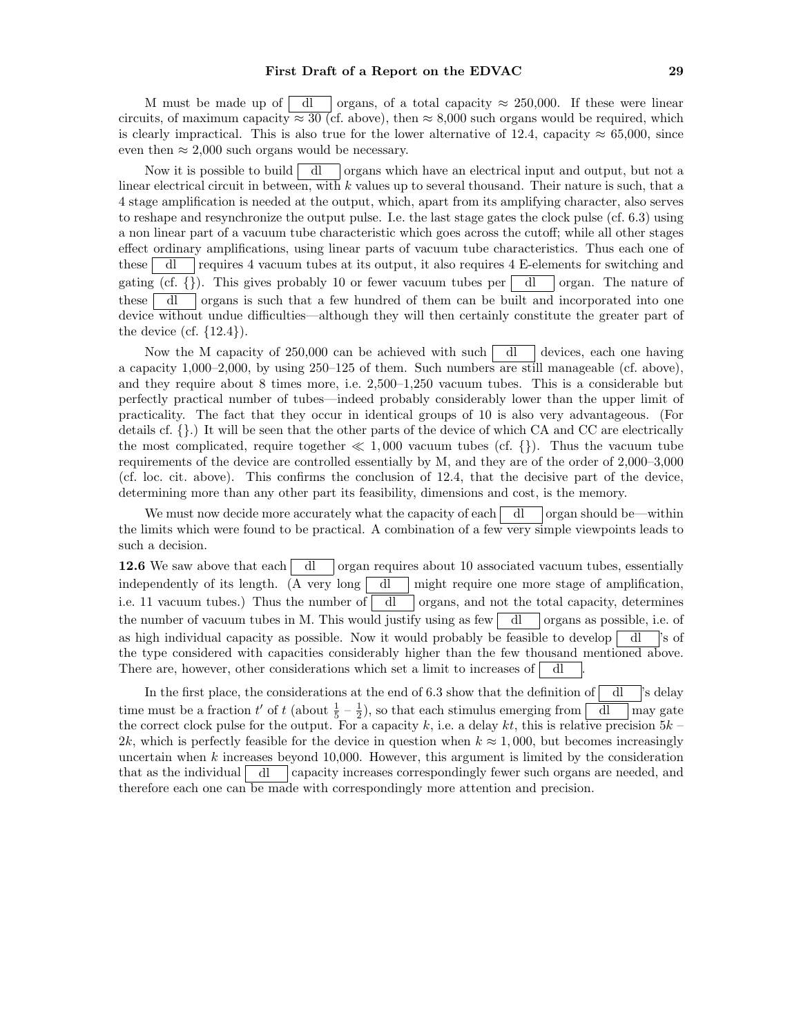M must be made up of [ dl ] organs, of a total capacity $\approx$ 250,000. If these were linear circuits, of maximum capacity $\approx$ 30 (cf. above), then $\approx$ 8,000 such organs would be required, which is clearly impractical. This is also true for the lower alternative of 12.4, capacity $\approx$ 65,000, since even then $\approx$ 2,000 such organs would be necessary.

Now it is possible to build [ dl ] organs which have an electrical input and output, but not a linear electrical circuit in between, with $k$ values up to several thousand. Their nature is such, that a 4 stage amplification is needed at the output, which, apart from its amplifying character, also serves to reshape and resynchronize the output pulse. I.e. the last stage gates the clock pulse (cf. 6.3) using a non linear part of a vacuum tube characteristic which goes across the cutoff; while all other stages effect ordinary amplifications, using linear parts of vacuum tube characteristics. Thus each one of these [ dl ] requires 4 vacuum tubes at its output, it also requires 4 E-elements for switching and gating (cf. {}). This gives probably 10 or fewer vacuum tubes per [ dl ] organ. The nature of these [ dl ] organs is such that a few hundred of them can be built and incorporated into one device without undue difficulties—although they will then certainly constitute the greater part of the device (cf. {12.4}).

Now the M capacity of 250,000 can be achieved with such [ dl ] devices, each one having a capacity 1,000–2,000, by using 250–125 of them. Such numbers are still manageable (cf. above), and they require about 8 times more, i.e. 2,500–1,250 vacuum tubes. This is a considerable but perfectly practical number of tubes—indeed probably considerably lower than the upper limit of practicality. The fact that they occur in identical groups of 10 is also very advantageous. (For details cf. {}.) It will be seen that the other parts of the device of which CA and CC are electrically the most complicated, require together $\ll 1,000$ vacuum tubes (cf. {}). Thus the vacuum tube requirements of the device are controlled essentially by M, and they are of the order of 2,000–3,000 (cf. loc. cit. above). This confirms the conclusion of 12.4, that the decisive part of the device, determining more than any other part its feasibility, dimensions and cost, is the memory.

We must now decide more accurately what the capacity of each [ dl ] organ should be—within the limits which were found to be practical. A combination of a few very simple viewpoints leads to such a decision.

**12.6** We saw above that each [ dl ] organ requires about 10 associated vacuum tubes, essentially independently of its length. (A very long [ dl ] might require one more stage of amplification, i.e. 11 vacuum tubes.) Thus the number of [ dl ] organs, and not the total capacity, determines the number of vacuum tubes in M. This would justify using as few [ dl ] organs as possible, i.e. of as high individual capacity as possible. Now it would probably be feasible to develop [ dl ]'s of the type considered with capacities considerably higher than the few thousand mentioned above. There are, however, other considerations which set a limit to increases of [ dl ].

In the first place, the considerations at the end of 6.3 show that the definition of [ dl ]'s delay time must be a fraction $t'$ of $t$ (about $\frac{1}{5}$ – $\frac{1}{2}$), so that each stimulus emerging from [ dl ] may gate the correct clock pulse for the output. For a capacity $k$, i.e. a delay $kt$, this is relative precision $5k$ – $2k$, which is perfectly feasible for the device in question when $k \approx 1,000$, but becomes increasingly uncertain when $k$ increases beyond 10,000. However, this argument is limited by the consideration that as the individual [ dl ] capacity increases correspondingly fewer such organs are needed, and therefore each one can be made with correspondingly more attention and precision.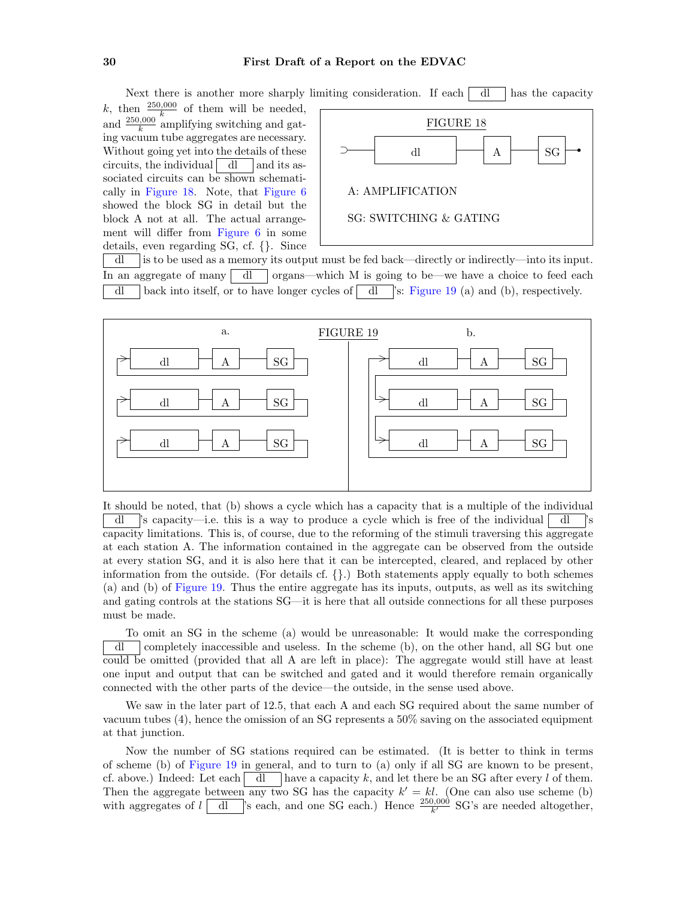Next there is another more sharply limiting consideration. If each dl has the capacity $k$, then $\frac{250{,}000}{k}$ of them will be needed, and $\frac{250{,}000}{k}$ amplifying switching and gating vacuum tube aggregates are necessary. Without going yet into the details of these circuits, the individual dl and its associated circuits can be shown schematically in Figure 18. Note, that Figure 6 showed the block SG in detail but the block A not at all. The actual arrangement will differ from Figure 6 in some details, even regarding SG, cf. {}. Since dl is to be used as a memory its output must be fed back—directly or indirectly—into its input. In an aggregate of many dl organs—which M is going to be—we have a choice to feed each dl back into itself, or to have longer cycles of dl's: Figure 19 (a) and (b), respectively.

FIGURE 18

A: AMPLIFICATION

SG: SWITCHING & GATING

FIGURE 19

It should be noted, that (b) shows a cycle which has a capacity that is a multiple of the individual dl's capacity—i.e. this is a way to produce a cycle which is free of the individual dl's capacity limitations. This is, of course, due to the reforming of the stimuli traversing this aggregate at each station A. The information contained in the aggregate can be observed from the outside at every station SG, and it is also here that it can be intercepted, cleared, and replaced by other information from the outside. (For details cf. {}.) Both statements apply equally to both schemes (a) and (b) of Figure 19. Thus the entire aggregate has its inputs, outputs, as well as its switching and gating controls at the stations SG—it is here that all outside connections for all these purposes must be made.

To omit an SG in the scheme (a) would be unreasonable: It would make the corresponding dl completely inaccessible and useless. In the scheme (b), on the other hand, all SG but one could be omitted (provided that all A are left in place): The aggregate would still have at least one input and output that can be switched and gated and it would therefore remain organically connected with the other parts of the device—the outside, in the sense used above.

We saw in the later part of 12.5, that each A and each SG required about the same number of vacuum tubes (4), hence the omission of an SG represents a 50% saving on the associated equipment at that junction.

Now the number of SG stations required can be estimated. (It is better to think in terms of scheme (b) of Figure 19 in general, and to turn to (a) only if all SG are known to be present, cf. above.) Indeed: Let each dl have a capacity $k$, and let there be an SG after every $l$ of them. Then the aggregate between any two SG has the capacity $k' = kl$. (One can also use scheme (b) with aggregates of $l$ dl's each, and one SG each.) Hence $\frac{250{,}000}{k'}$ SG's are needed altogether,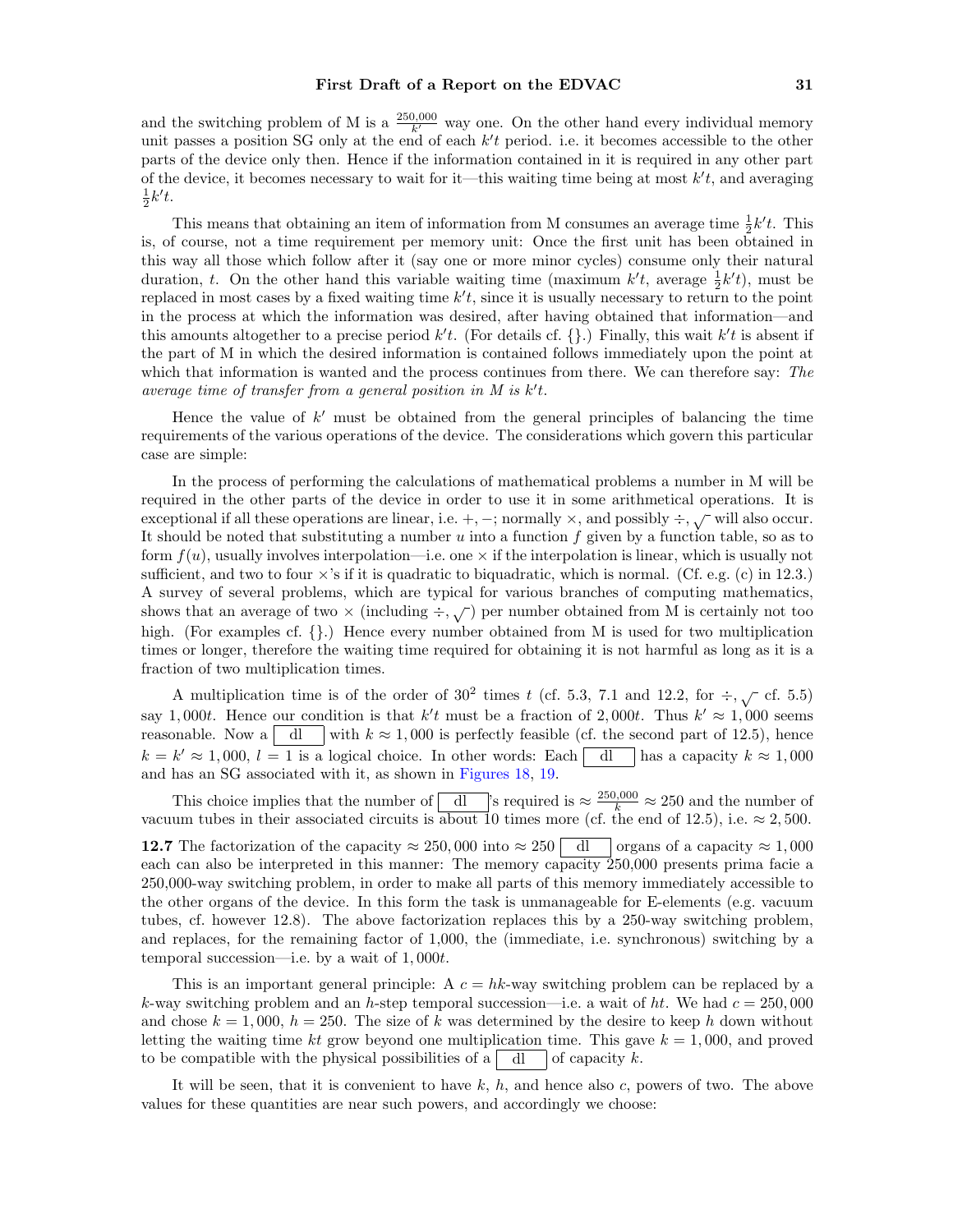and the switching problem of M is a $\frac{250{,}000}{k'}$ way one. On the other hand every individual memory unit passes a position SG only at the end of each $k't$ period. i.e. it becomes accessible to the other parts of the device only then. Hence if the information contained in it is required in any other part of the device, it becomes necessary to wait for it—this waiting time being at most $k't$, and averaging $\frac{1}{2}k't$.

This means that obtaining an item of information from M consumes an average time $\frac{1}{2}k't$. This is, of course, not a time requirement per memory unit: Once the first unit has been obtained in this way all those which follow after it (say one or more minor cycles) consume only their natural duration, $t$. On the other hand this variable waiting time (maximum $k't$, average $\frac{1}{2}k't$), must be replaced in most cases by a fixed waiting time $k't$, since it is usually necessary to return to the point in the process at which the information was desired, after having obtained that information—and this amounts altogether to a precise period $k't$. (For details cf. {}.) Finally, this wait $k't$ is absent if the part of M in which the desired information is contained follows immediately upon the point at which that information is wanted and the process continues from there. We can therefore say: *The average time of transfer from a general position in M is $k't$.*

Hence the value of $k'$ must be obtained from the general principles of balancing the time requirements of the various operations of the device. The considerations which govern this particular case are simple:

In the process of performing the calculations of mathematical problems a number in M will be required in the other parts of the device in order to use it in some arithmetical operations. It is exceptional if all these operations are linear, i.e. $+, -$; normally $\times$, and possibly $\div, \sqrt{\ }$ will also occur. It should be noted that substituting a number $u$ into a function $f$ given by a function table, so as to form $f(u)$, usually involves interpolation—i.e. one $\times$ if the interpolation is linear, which is usually not sufficient, and two to four $\times$'s if it is quadratic to biquadratic, which is normal. (Cf. e.g. (c) in 12.3.) A survey of several problems, which are typical for various branches of computing mathematics, shows that an average of two $\times$ (including $\div, \sqrt{\ }$) per number obtained from M is certainly not too high. (For examples cf. {}.) Hence every number obtained from M is used for two multiplication times or longer, therefore the waiting time required for obtaining it is not harmful as long as it is a fraction of two multiplication times.

A multiplication time is of the order of $30^2$ times $t$ (cf. 5.3, 7.1 and 12.2, for $\div, \sqrt{\ }$ cf. 5.5) say $1{,}000t$. Hence our condition is that $k't$ must be a fraction of $2{,}000t$. Thus $k' \approx 1{,}000$ seems reasonable. Now a [dl] with $k \approx 1{,}000$ is perfectly feasible (cf. the second part of 12.5), hence $k = k' \approx 1{,}000$, $l = 1$ is a logical choice. In other words: Each [dl] has a capacity $k \approx 1{,}000$ and has an SG associated with it, as shown in Figures 18, 19.

This choice implies that the number of [dl]'s required is $\approx \frac{250{,}000}{k} \approx 250$ and the number of vacuum tubes in their associated circuits is about 10 times more (cf. the end of 12.5), i.e. $\approx 2{,}500$.

**12.7** The factorization of the capacity $\approx 250{,}000$ into $\approx 250$ [dl] organs of a capacity $\approx 1{,}000$ each can also be interpreted in this manner: The memory capacity 250,000 presents prima facie a 250,000-way switching problem, in order to make all parts of this memory immediately accessible to the other organs of the device. In this form the task is unmanageable for E-elements (e.g. vacuum tubes, cf. however 12.8). The above factorization replaces this by a 250-way switching problem, and replaces, for the remaining factor of 1,000, the (immediate, i.e. synchronous) switching by a temporal succession—i.e. by a wait of $1{,}000t$.

This is an important general principle: A $c = hk$-way switching problem can be replaced by a $k$-way switching problem and an $h$-step temporal succession—i.e. a wait of $ht$. We had $c = 250{,}000$ and chose $k = 1{,}000$, $h = 250$. The size of $k$ was determined by the desire to keep $h$ down without letting the waiting time $kt$ grow beyond one multiplication time. This gave $k = 1{,}000$, and proved to be compatible with the physical possibilities of a [dl] of capacity $k$.

It will be seen, that it is convenient to have $k$, $h$, and hence also $c$, powers of two. The above values for these quantities are near such powers, and accordingly we choose: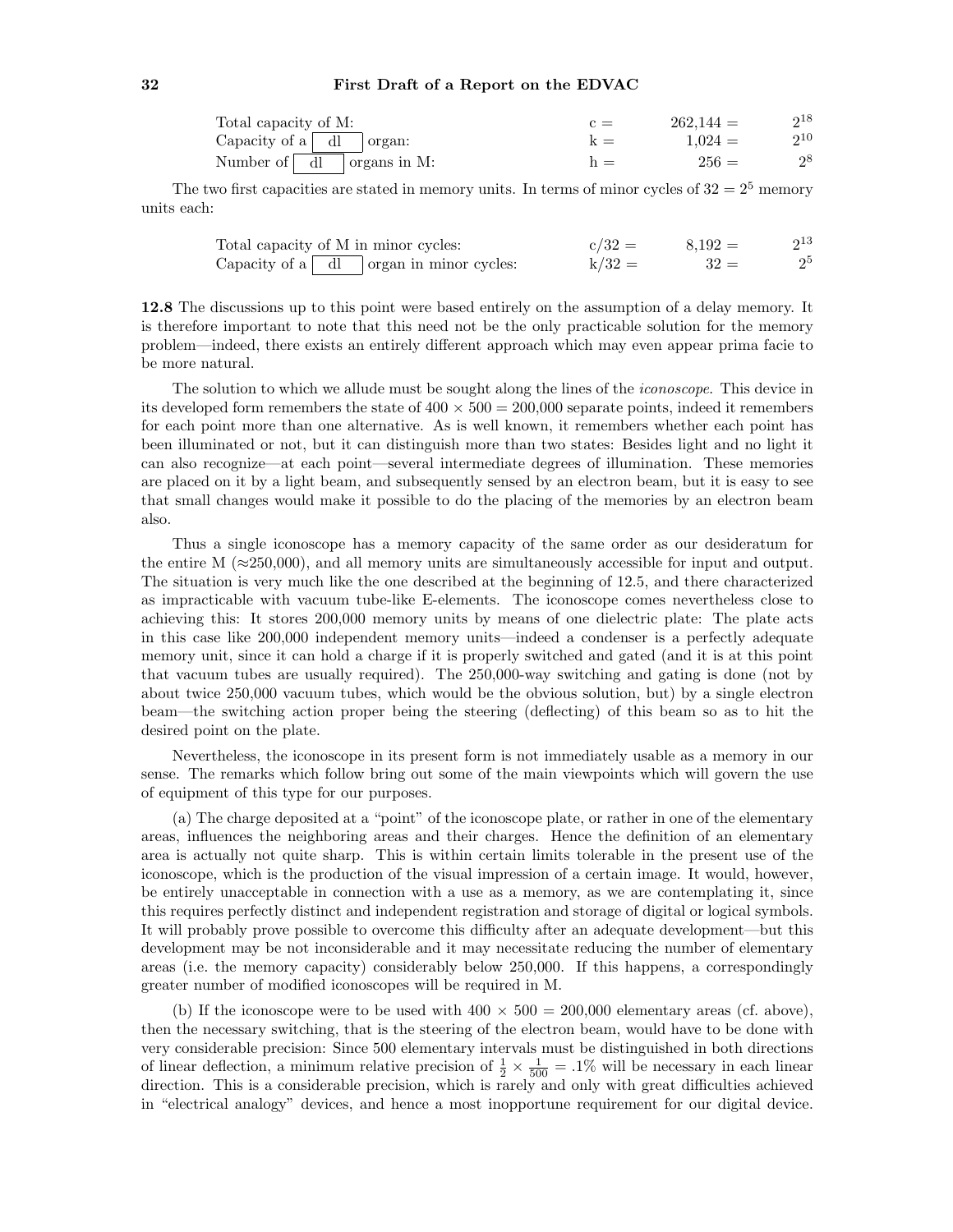| | | | |
|---|---|---|---|
| Total capacity of M: | c = | 262,144 = | $2^{18}$ |
| Capacity of a [dl] organ: | k = | 1,024 = | $2^{10}$ |
| Number of [dl] organs in M: | h = | 256 = | $2^{8}$ |

The two first capacities are stated in memory units. In terms of minor cycles of $32 = 2^5$ memory units each:

| | | | |
|---|---|---|---|
| Total capacity of M in minor cycles: | c/32 = | 8,192 = | $2^{13}$ |
| Capacity of a [dl] organ in minor cycles: | k/32 = | 32 = | $2^{5}$ |

**12.8** The discussions up to this point were based entirely on the assumption of a delay memory. It is therefore important to note that this need not be the only practicable solution for the memory problem—indeed, there exists an entirely different approach which may even appear prima facie to be more natural.

The solution to which we allude must be sought along the lines of the *iconoscope*. This device in its developed form remembers the state of $400 \times 500 = 200{,}000$ separate points, indeed it remembers for each point more than one alternative. As is well known, it remembers whether each point has been illuminated or not, but it can distinguish more than two states: Besides light and no light it can also recognize—at each point—several intermediate degrees of illumination. These memories are placed on it by a light beam, and subsequently sensed by an electron beam, but it is easy to see that small changes would make it possible to do the placing of the memories by an electron beam also.

Thus a single iconoscope has a memory capacity of the same order as our desideratum for the entire M ($\approx$250,000), and all memory units are simultaneously accessible for input and output. The situation is very much like the one described at the beginning of 12.5, and there characterized as impracticable with vacuum tube-like E-elements. The iconoscope comes nevertheless close to achieving this: It stores 200,000 memory units by means of one dielectric plate: The plate acts in this case like 200,000 independent memory units—indeed a condenser is a perfectly adequate memory unit, since it can hold a charge if it is properly switched and gated (and it is at this point that vacuum tubes are usually required). The 250,000-way switching and gating is done (not by about twice 250,000 vacuum tubes, which would be the obvious solution, but) by a single electron beam—the switching action proper being the steering (deflecting) of this beam so as to hit the desired point on the plate.

Nevertheless, the iconoscope in its present form is not immediately usable as a memory in our sense. The remarks which follow bring out some of the main viewpoints which will govern the use of equipment of this type for our purposes.

(a) The charge deposited at a "point" of the iconoscope plate, or rather in one of the elementary areas, influences the neighboring areas and their charges. Hence the definition of an elementary area is actually not quite sharp. This is within certain limits tolerable in the present use of the iconoscope, which is the production of the visual impression of a certain image. It would, however, be entirely unacceptable in connection with a use as a memory, as we are contemplating it, since this requires perfectly distinct and independent registration and storage of digital or logical symbols. It will probably prove possible to overcome this difficulty after an adequate development—but this development may be not inconsiderable and it may necessitate reducing the number of elementary areas (i.e. the memory capacity) considerably below 250,000. If this happens, a correspondingly greater number of modified iconoscopes will be required in M.

(b) If the iconoscope were to be used with $400 \times 500 = 200{,}000$ elementary areas (cf. above), then the necessary switching, that is the steering of the electron beam, would have to be done with very considerable precision: Since 500 elementary intervals must be distinguished in both directions of linear deflection, a minimum relative precision of $\frac{1}{2} \times \frac{1}{500} = .1\%$ will be necessary in each linear direction. This is a considerable precision, which is rarely and only with great difficulties achieved in "electrical analogy" devices, and hence a most inopportune requirement for our digital device.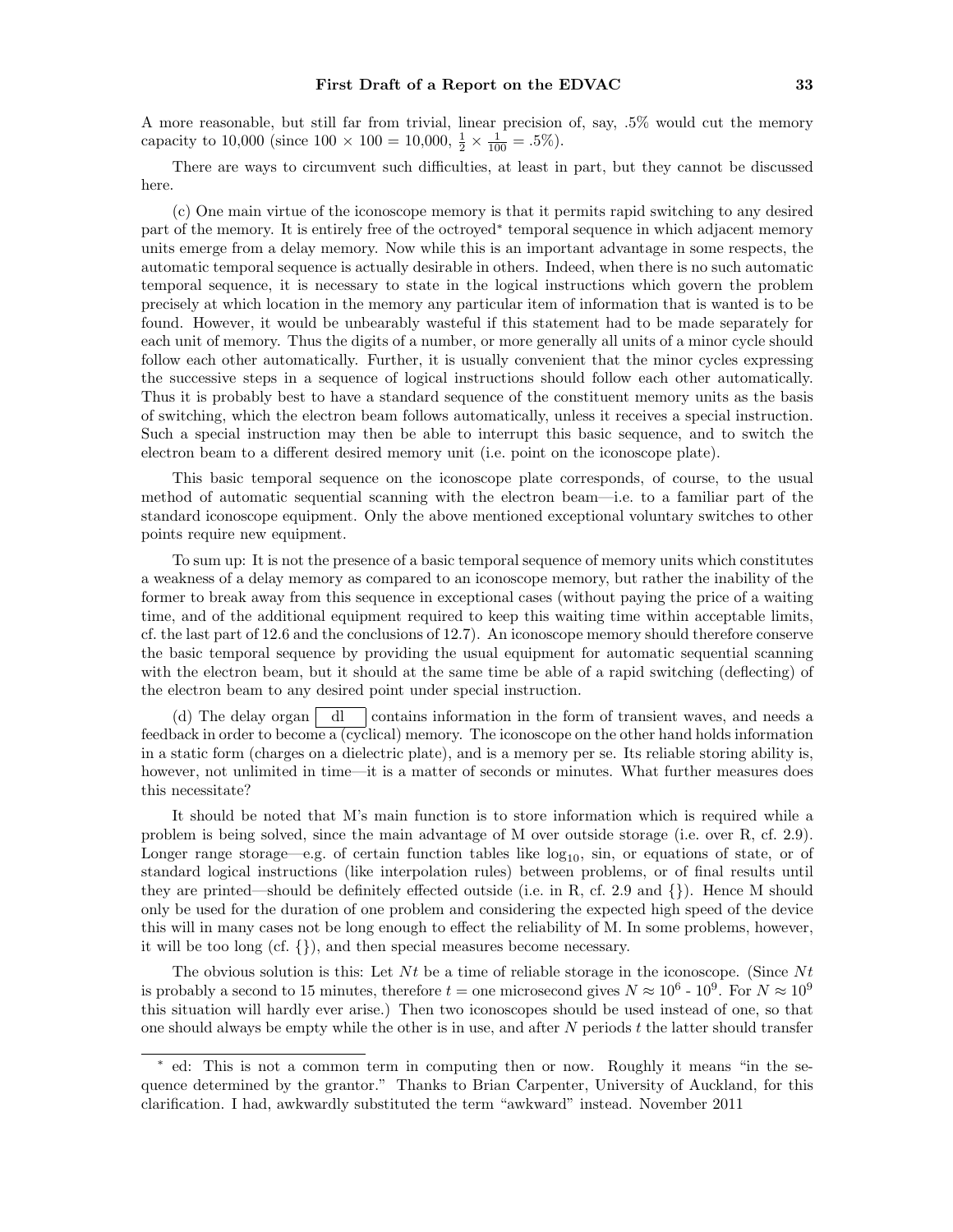A more reasonable, but still far from trivial, linear precision of, say, .5% would cut the memory capacity to 10,000 (since $100 \times 100 = 10{,}000$, $\frac{1}{2} \times \frac{1}{100} = .5\%$).

There are ways to circumvent such difficulties, at least in part, but they cannot be discussed here.

(c) One main virtue of the iconoscope memory is that it permits rapid switching to any desired part of the memory. It is entirely free of the octroyed* temporal sequence in which adjacent memory units emerge from a delay memory. Now while this is an important advantage in some respects, the automatic temporal sequence is actually desirable in others. Indeed, when there is no such automatic temporal sequence, it is necessary to state in the logical instructions which govern the problem precisely at which location in the memory any particular item of information that is wanted is to be found. However, it would be unbearably wasteful if this statement had to be made separately for each unit of memory. Thus the digits of a number, or more generally all units of a minor cycle should follow each other automatically. Further, it is usually convenient that the minor cycles expressing the successive steps in a sequence of logical instructions should follow each other automatically. Thus it is probably best to have a standard sequence of the constituent memory units as the basis of switching, which the electron beam follows automatically, unless it receives a special instruction. Such a special instruction may then be able to interrupt this basic sequence, and to switch the electron beam to a different desired memory unit (i.e. point on the iconoscope plate).

This basic temporal sequence on the iconoscope plate corresponds, of course, to the usual method of automatic sequential scanning with the electron beam—i.e. to a familiar part of the standard iconoscope equipment. Only the above mentioned exceptional voluntary switches to other points require new equipment.

To sum up: It is not the presence of a basic temporal sequence of memory units which constitutes a weakness of a delay memory as compared to an iconoscope memory, but rather the inability of the former to break away from this sequence in exceptional cases (without paying the price of a waiting time, and of the additional equipment required to keep this waiting time within acceptable limits, cf. the last part of 12.6 and the conclusions of 12.7). An iconoscope memory should therefore conserve the basic temporal sequence by providing the usual equipment for automatic sequential scanning with the electron beam, but it should at the same time be able of a rapid switching (deflecting) of the electron beam to any desired point under special instruction.

(d) The delay organ [ dl ] contains information in the form of transient waves, and needs a feedback in order to become a (cyclical) memory. The iconoscope on the other hand holds information in a static form (charges on a dielectric plate), and is a memory per se. Its reliable storing ability is, however, not unlimited in time—it is a matter of seconds or minutes. What further measures does this necessitate?

It should be noted that M's main function is to store information which is required while a problem is being solved, since the main advantage of M over outside storage (i.e. over R, cf. 2.9). Longer range storage—e.g. of certain function tables like $\log_{10}$, sin, or equations of state, or of standard logical instructions (like interpolation rules) between problems, or of final results until they are printed—should be definitely effected outside (i.e. in R, cf. 2.9 and {}). Hence M should only be used for the duration of one problem and considering the expected high speed of the device this will in many cases not be long enough to effect the reliability of M. In some problems, however, it will be too long (cf. {}), and then special measures become necessary.

The obvious solution is this: Let $Nt$ be a time of reliable storage in the iconoscope. (Since $Nt$ is probably a second to 15 minutes, therefore $t$ = one microsecond gives $N \approx 10^6$ - $10^9$. For $N \approx 10^9$ this situation will hardly ever arise.) Then two iconoscopes should be used instead of one, so that one should always be empty while the other is in use, and after $N$ periods $t$ the latter should transfer

---

* ed: This is not a common term in computing then or now. Roughly it means "in the sequence determined by the grantor." Thanks to Brian Carpenter, University of Auckland, for this clarification. I had, awkwardly substituted the term "awkward" instead. November 2011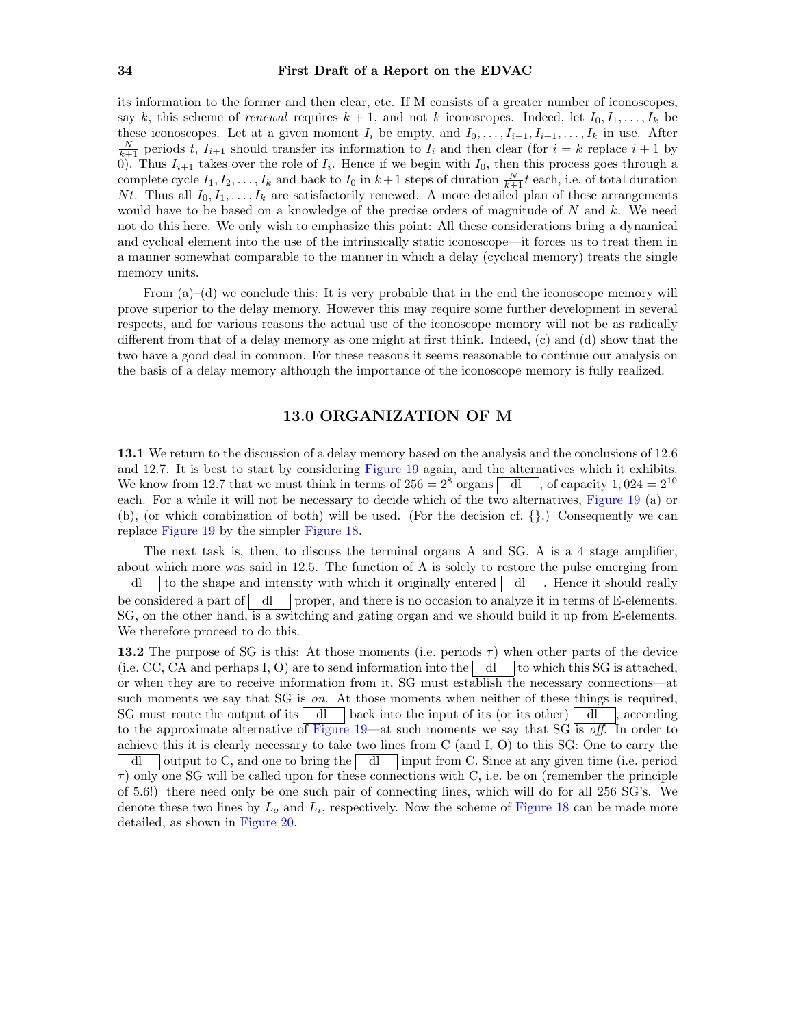its information to the former and then clear, etc. If M consists of a greater number of iconoscopes, say $k$, this scheme of *renewal* requires $k+1$, and not $k$ iconoscopes. Indeed, let $I_0, I_1, \ldots, I_k$ be these iconoscopes. Let at a given moment $I_i$ be empty, and $I_0, \ldots, I_{i-1}, I_{i+1}, \ldots, I_k$ in use. After $\frac{N}{k+1}$ periods $t$, $I_{i+1}$ should transfer its information to $I_i$ and then clear (for $i = k$ replace $i+1$ by 0). Thus $I_{i+1}$ takes over the role of $I_i$. Hence if we begin with $I_0$, then this process goes through a complete cycle $I_1, I_2, \ldots, I_k$ and back to $I_0$ in $k+1$ steps of duration $\frac{N}{k+1}t$ each, i.e. of total duration $Nt$. Thus all $I_0, I_1, \ldots, I_k$ are satisfactorily renewed. A more detailed plan of these arrangements would have to be based on a knowledge of the precise orders of magnitude of $N$ and $k$. We need not do this here. We only wish to emphasize this point: All these considerations bring a dynamical and cyclical element into the use of the intrinsically static iconoscope—it forces us to treat them in a manner somewhat comparable to the manner in which a delay (cyclical memory) treats the single memory units.

From (a)–(d) we conclude this: It is very probable that in the end the iconoscope memory will prove superior to the delay memory. However this may require some further development in several respects, and for various reasons the actual use of the iconoscope memory will not be as radically different from that of a delay memory as one might at first think. Indeed, (c) and (d) show that the two have a good deal in common. For these reasons it seems reasonable to continue our analysis on the basis of a delay memory although the importance of the iconoscope memory is fully realized.

## 13.0 ORGANIZATION OF M

**13.1** We return to the discussion of a delay memory based on the analysis and the conclusions of 12.6 and 12.7. It is best to start by considering Figure 19 again, and the alternatives which it exhibits. We know from 12.7 that we must think in terms of $256 = 2^8$ organs [ dl ], of capacity $1,024 = 2^{10}$ each. For a while it will not be necessary to decide which of the two alternatives, Figure 19 (a) or (b), (or which combination of both) will be used. (For the decision cf. {}.) Consequently we can replace Figure 19 by the simpler Figure 18.

The next task is, then, to discuss the terminal organs A and SG. A is a 4 stage amplifier, about which more was said in 12.5. The function of A is solely to restore the pulse emerging from [ dl ] to the shape and intensity with which it originally entered [ dl ]. Hence it should really be considered a part of [ dl ] proper, and there is no occasion to analyze it in terms of E-elements. SG, on the other hand, is a switching and gating organ and we should build it up from E-elements. We therefore proceed to do this.

**13.2** The purpose of SG is this: At those moments (i.e. periods $\tau$) when other parts of the device (i.e. CC, CA and perhaps I, O) are to send information into the [ dl ] to which this SG is attached, or when they are to receive information from it, SG must establish the necessary connections—at such moments we say that SG is *on*. At those moments when neither of these things is required, SG must route the output of its [ dl ] back into the input of its (or its other) [ dl ], according to the approximate alternative of Figure 19—at such moments we say that SG is *off*. In order to achieve this it is clearly necessary to take two lines from C (and I, O) to this SG: One to carry the [ dl ] output to C, and one to bring the [ dl ] input from C. Since at any given time (i.e. period $\tau$) only one SG will be called upon for these connections with C, i.e. be on (remember the principle of 5.6!) there need only be one such pair of connecting lines, which will do for all 256 SG's. We denote these two lines by $L_o$ and $L_i$, respectively. Now the scheme of Figure 18 can be made more detailed, as shown in Figure 20.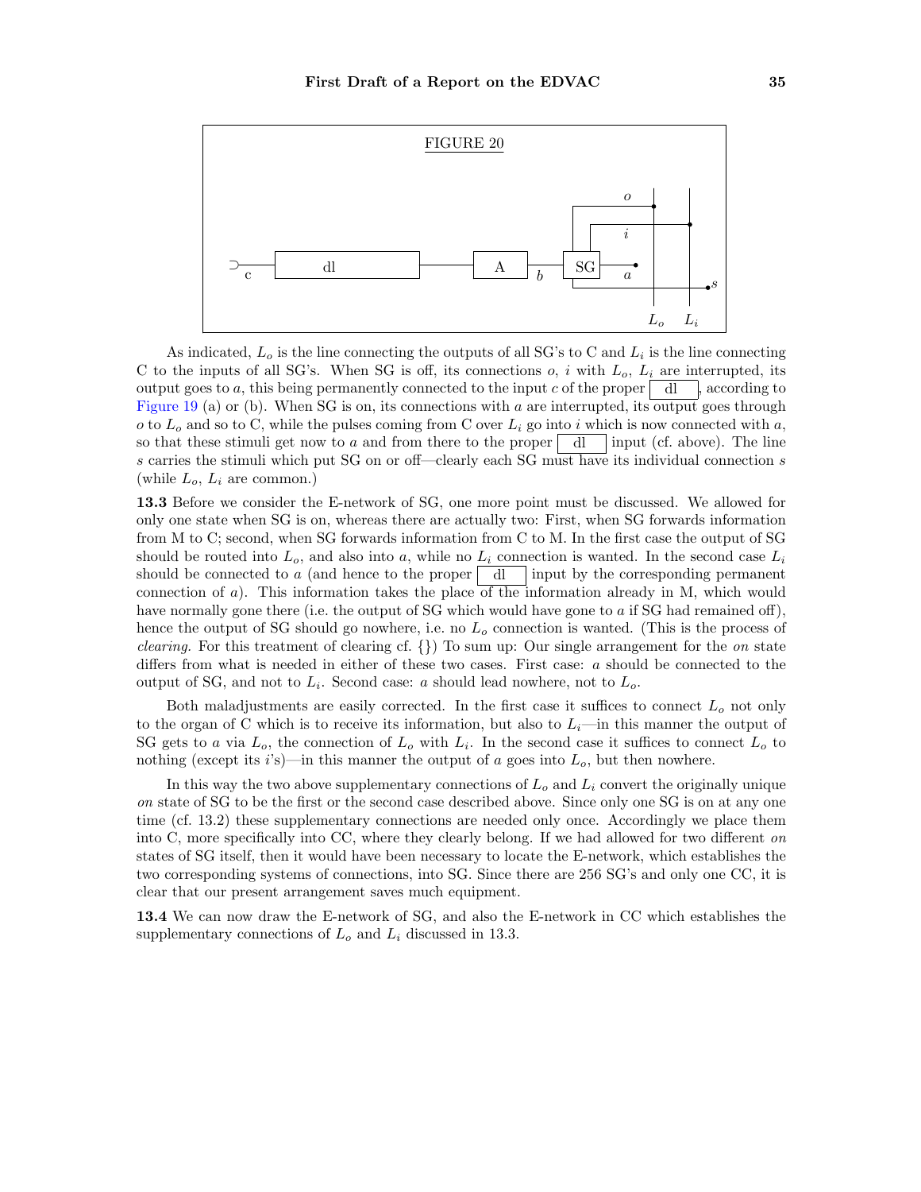FIGURE 20

As indicated, $L_o$ is the line connecting the outputs of all SG's to C and $L_i$ is the line connecting C to the inputs of all SG's. When SG is off, its connections $o$, $i$ with $L_o$, $L_i$ are interrupted, its output goes to $a$, this being permanently connected to the input $c$ of the proper dl, according to Figure 19 (a) or (b). When SG is on, its connections with $a$ are interrupted, its output goes through $o$ to $L_o$ and so to C, while the pulses coming from C over $L_i$ go into $i$ which is now connected with $a$, so that these stimuli get now to $a$ and from there to the proper dl input (cf. above). The line $s$ carries the stimuli which put SG on or off—clearly each SG must have its individual connection $s$ (while $L_o$, $L_i$ are common.)

**13.3** Before we consider the E-network of SG, one more point must be discussed. We allowed for only one state when SG is on, whereas there are actually two: First, when SG forwards information from M to C; second, when SG forwards information from C to M. In the first case the output of SG should be routed into $L_o$, and also into $a$, while no $L_i$ connection is wanted. In the second case $L_i$ should be connected to $a$ (and hence to the proper dl input by the corresponding permanent connection of $a$). This information takes the place of the information already in M, which would have normally gone there (i.e. the output of SG which would have gone to $a$ if SG had remained off), hence the output of SG should go nowhere, i.e. no $L_o$ connection is wanted. (This is the process of *clearing*. For this treatment of clearing cf. {}) To sum up: Our single arrangement for the *on* state differs from what is needed in either of these two cases. First case: $a$ should be connected to the output of SG, and not to $L_i$. Second case: $a$ should lead nowhere, not to $L_o$.

Both maladjustments are easily corrected. In the first case it suffices to connect $L_o$ not only to the organ of C which is to receive its information, but also to $L_i$—in this manner the output of SG gets to $a$ via $L_o$, the connection of $L_o$ with $L_i$. In the second case it suffices to connect $L_o$ to nothing (except its $i$'s)—in this manner the output of $a$ goes into $L_o$, but then nowhere.

In this way the two above supplementary connections of $L_o$ and $L_i$ convert the originally unique *on* state of SG to be the first or the second case described above. Since only one SG is on at any one time (cf. 13.2) these supplementary connections are needed only once. Accordingly we place them into C, more specifically into CC, where they clearly belong. If we had allowed for two different *on* states of SG itself, then it would have been necessary to locate the E-network, which establishes the two corresponding systems of connections, into SG. Since there are 256 SG's and only one CC, it is clear that our present arrangement saves much equipment.

**13.4** We can now draw the E-network of SG, and also the E-network in CC which establishes the supplementary connections of $L_o$ and $L_i$ discussed in 13.3.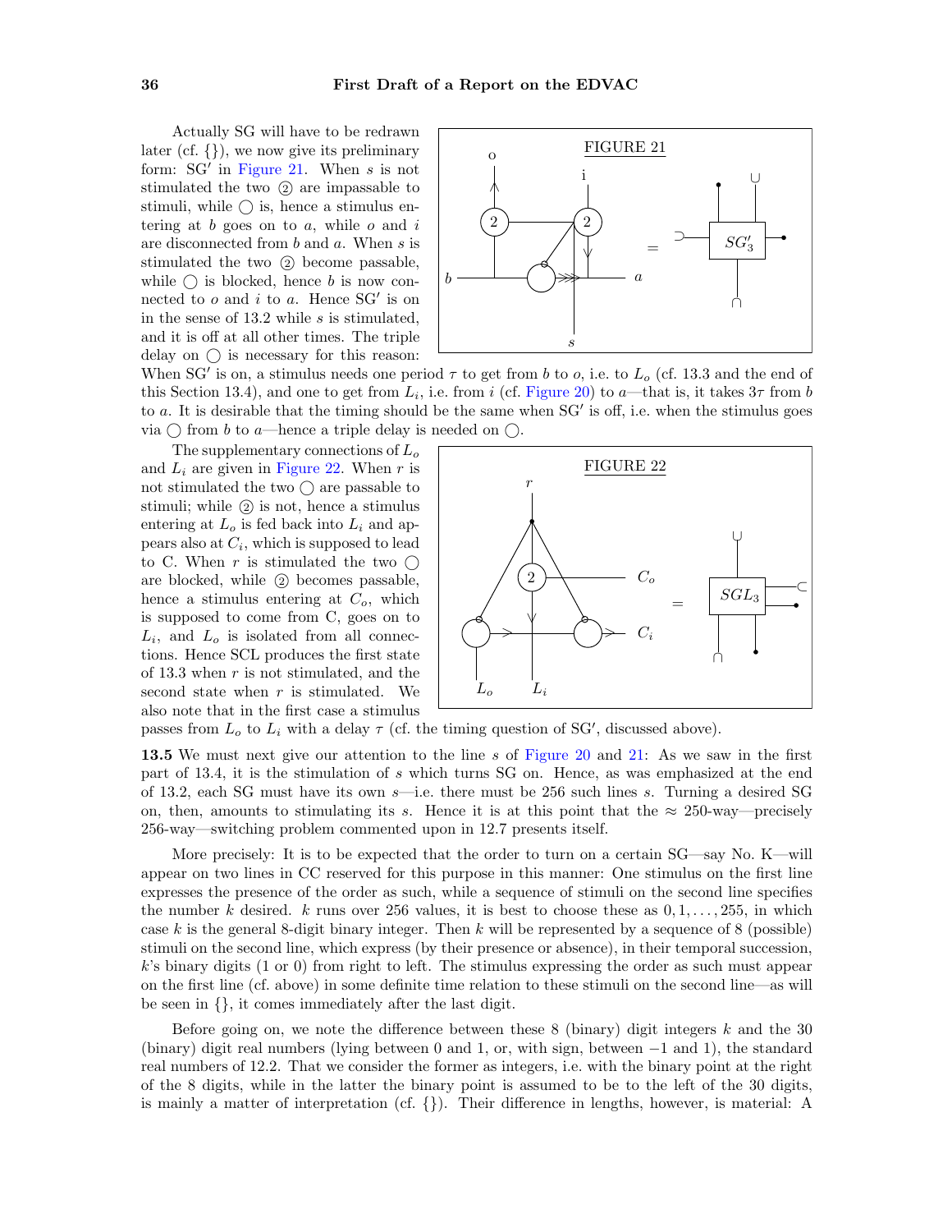Actually SG will have to be redrawn later (cf. {}), we now give its preliminary form: SG′ in Figure 21. When $s$ is not stimulated the two ② are impassable to stimuli, while ◯ is, hence a stimulus entering at $b$ goes on to $a$, while $o$ and $i$ are disconnected from $b$ and $a$. When $s$ is stimulated the two ② become passable, while ◯ is blocked, hence $b$ is now connected to $o$ and $i$ to $a$. Hence SG′ is on in the sense of 13.2 while $s$ is stimulated, and it is off at all other times. The triple delay on ◯ is necessary for this reason: When SG′ is on, a stimulus needs one period $\tau$ to get from $b$ to $o$, i.e. to $L_o$ (cf. 13.3 and the end of this Section 13.4), and one to get from $L_i$, i.e. from $i$ (cf. Figure 20) to $a$—that is, it takes $3\tau$ from $b$ to $a$. It is desirable that the timing should be the same when SG′ is off, i.e. when the stimulus goes via ◯ from $b$ to $a$—hence a triple delay is needed on ◯.

FIGURE 21

The supplementary connections of $L_o$ and $L_i$ are given in Figure 22. When $r$ is not stimulated the two ◯ are passable to stimuli; while ② is not, hence a stimulus entering at $L_o$ is fed back into $L_i$ and appears also at $C_i$, which is supposed to lead to C. When $r$ is stimulated the two ◯ are blocked, while ② becomes passable, hence a stimulus entering at $C_o$, which is supposed to come from C, goes on to $L_i$, and $L_o$ is isolated from all connections. Hence SCL produces the first state of 13.3 when $r$ is not stimulated, and the second state when $r$ is stimulated. We also note that in the first case a stimulus passes from $L_o$ to $L_i$ with a delay $\tau$ (cf. the timing question of SG′, discussed above).

FIGURE 22

**13.5** We must next give our attention to the line $s$ of Figure 20 and 21: As we saw in the first part of 13.4, it is the stimulation of $s$ which turns SG on. Hence, as was emphasized at the end of 13.2, each SG must have its own $s$—i.e. there must be 256 such lines $s$. Turning a desired SG on, then, amounts to stimulating its $s$. Hence it is at this point that the ≈ 250-way—precisely 256-way—switching problem commented upon in 12.7 presents itself.

More precisely: It is to be expected that the order to turn on a certain SG—say No. K—will appear on two lines in CC reserved for this purpose in this manner: One stimulus on the first line expresses the presence of the order as such, while a sequence of stimuli on the second line specifies the number $k$ desired. $k$ runs over 256 values, it is best to choose these as $0, 1, \ldots, 255$, in which case $k$ is the general 8-digit binary integer. Then $k$ will be represented by a sequence of 8 (possible) stimuli on the second line, which express (by their presence or absence), in their temporal succession, $k$'s binary digits (1 or 0) from right to left. The stimulus expressing the order as such must appear on the first line (cf. above) in some definite time relation to these stimuli on the second line—as will be seen in {}, it comes immediately after the last digit.

Before going on, we note the difference between these 8 (binary) digit integers $k$ and the 30 (binary) digit real numbers (lying between 0 and 1, or, with sign, between $-1$ and 1), the standard real numbers of 12.2. That we consider the former as integers, i.e. with the binary point at the right of the 8 digits, while in the latter the binary point is assumed to be to the left of the 30 digits, is mainly a matter of interpretation (cf. {}). Their difference in lengths, however, is material: A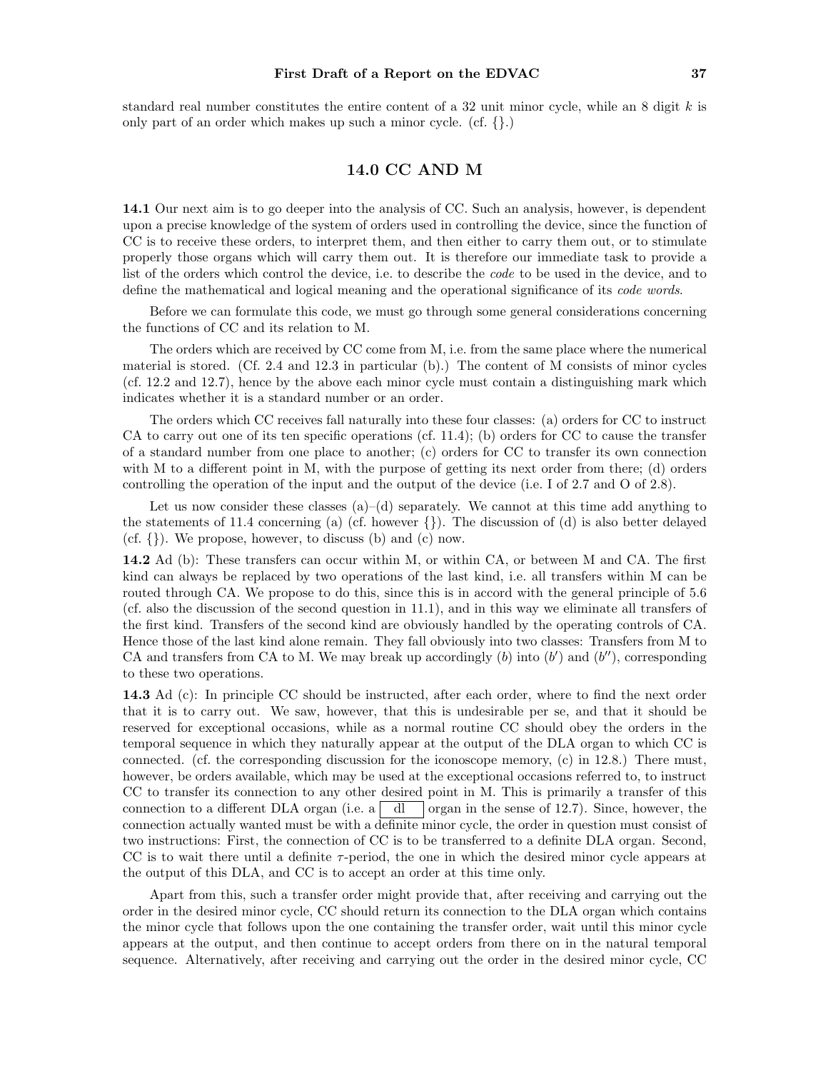standard real number constitutes the entire content of a 32 unit minor cycle, while an 8 digit $k$ is only part of an order which makes up such a minor cycle. (cf. {}.)

## 14.0 CC AND M

**14.1** Our next aim is to go deeper into the analysis of CC. Such an analysis, however, is dependent upon a precise knowledge of the system of orders used in controlling the device, since the function of CC is to receive these orders, to interpret them, and then either to carry them out, or to stimulate properly those organs which will carry them out. It is therefore our immediate task to provide a list of the orders which control the device, i.e. to describe the *code* to be used in the device, and to define the mathematical and logical meaning and the operational significance of its *code words*.

Before we can formulate this code, we must go through some general considerations concerning the functions of CC and its relation to M.

The orders which are received by CC come from M, i.e. from the same place where the numerical material is stored. (Cf. 2.4 and 12.3 in particular (b).) The content of M consists of minor cycles (cf. 12.2 and 12.7), hence by the above each minor cycle must contain a distinguishing mark which indicates whether it is a standard number or an order.

The orders which CC receives fall naturally into these four classes: (a) orders for CC to instruct CA to carry out one of its ten specific operations (cf. 11.4); (b) orders for CC to cause the transfer of a standard number from one place to another; (c) orders for CC to transfer its own connection with M to a different point in M, with the purpose of getting its next order from there; (d) orders controlling the operation of the input and the output of the device (i.e. I of 2.7 and O of 2.8).

Let us now consider these classes (a)–(d) separately. We cannot at this time add anything to the statements of 11.4 concerning (a) (cf. however {}). The discussion of (d) is also better delayed (cf. {}). We propose, however, to discuss (b) and (c) now.

**14.2** Ad (b): These transfers can occur within M, or within CA, or between M and CA. The first kind can always be replaced by two operations of the last kind, i.e. all transfers within M can be routed through CA. We propose to do this, since this is in accord with the general principle of 5.6 (cf. also the discussion of the second question in 11.1), and in this way we eliminate all transfers of the first kind. Transfers of the second kind are obviously handled by the operating controls of CA. Hence those of the last kind alone remain. They fall obviously into two classes: Transfers from M to CA and transfers from CA to M. We may break up accordingly ($b$) into ($b'$) and ($b''$), corresponding to these two operations.

**14.3** Ad (c): In principle CC should be instructed, after each order, where to find the next order that it is to carry out. We saw, however, that this is undesirable per se, and that it should be reserved for exceptional occasions, while as a normal routine CC should obey the orders in the temporal sequence in which they naturally appear at the output of the DLA organ to which CC is connected. (cf. the corresponding discussion for the iconoscope memory, (c) in 12.8.) There must, however, be orders available, which may be used at the exceptional occasions referred to, to instruct CC to transfer its connection to any other desired point in M. This is primarily a transfer of this connection to a different DLA organ (i.e. a [dl] organ in the sense of 12.7). Since, however, the connection actually wanted must be with a definite minor cycle, the order in question must consist of two instructions: First, the connection of CC is to be transferred to a definite DLA organ. Second, CC is to wait there until a definite $\tau$-period, the one in which the desired minor cycle appears at the output of this DLA, and CC is to accept an order at this time only.

Apart from this, such a transfer order might provide that, after receiving and carrying out the order in the desired minor cycle, CC should return its connection to the DLA organ which contains the minor cycle that follows upon the one containing the transfer order, wait until this minor cycle appears at the output, and then continue to accept orders from there on in the natural temporal sequence. Alternatively, after receiving and carrying out the order in the desired minor cycle, CC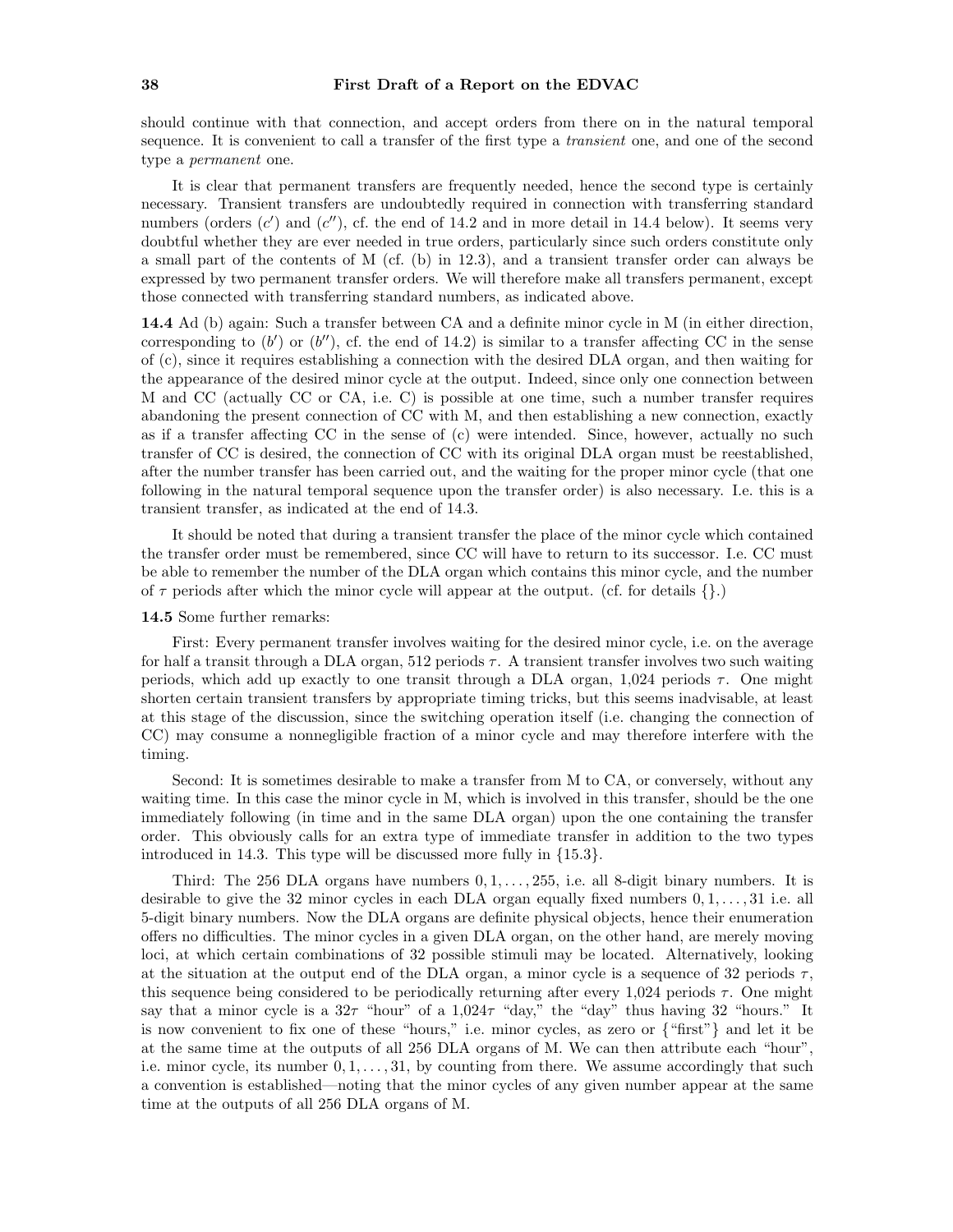should continue with that connection, and accept orders from there on in the natural temporal sequence. It is convenient to call a transfer of the first type a *transient* one, and one of the second type a *permanent* one.

It is clear that permanent transfers are frequently needed, hence the second type is certainly necessary. Transient transfers are undoubtedly required in connection with transferring standard numbers (orders $(c')$ and $(c'')$, cf. the end of 14.2 and in more detail in 14.4 below). It seems very doubtful whether they are ever needed in true orders, particularly since such orders constitute only a small part of the contents of M (cf. (b) in 12.3), and a transient transfer order can always be expressed by two permanent transfer orders. We will therefore make all transfers permanent, except those connected with transferring standard numbers, as indicated above.

**14.4** Ad (b) again: Such a transfer between CA and a definite minor cycle in M (in either direction, corresponding to $(b')$ or $(b'')$, cf. the end of 14.2) is similar to a transfer affecting CC in the sense of (c), since it requires establishing a connection with the desired DLA organ, and then waiting for the appearance of the desired minor cycle at the output. Indeed, since only one connection between M and CC (actually CC or CA, i.e. C) is possible at one time, such a number transfer requires abandoning the present connection of CC with M, and then establishing a new connection, exactly as if a transfer affecting CC in the sense of (c) were intended. Since, however, actually no such transfer of CC is desired, the connection of CC with its original DLA organ must be reestablished, after the number transfer has been carried out, and the waiting for the proper minor cycle (that one following in the natural temporal sequence upon the transfer order) is also necessary. I.e. this is a transient transfer, as indicated at the end of 14.3.

It should be noted that during a transient transfer the place of the minor cycle which contained the transfer order must be remembered, since CC will have to return to its successor. I.e. CC must be able to remember the number of the DLA organ which contains this minor cycle, and the number of $\tau$ periods after which the minor cycle will appear at the output. (cf. for details {}.)

**14.5** Some further remarks:

First: Every permanent transfer involves waiting for the desired minor cycle, i.e. on the average for half a transit through a DLA organ, 512 periods $\tau$. A transient transfer involves two such waiting periods, which add up exactly to one transit through a DLA organ, 1,024 periods $\tau$. One might shorten certain transient transfers by appropriate timing tricks, but this seems inadvisable, at least at this stage of the discussion, since the switching operation itself (i.e. changing the connection of CC) may consume a nonnegligible fraction of a minor cycle and may therefore interfere with the timing.

Second: It is sometimes desirable to make a transfer from M to CA, or conversely, without any waiting time. In this case the minor cycle in M, which is involved in this transfer, should be the one immediately following (in time and in the same DLA organ) upon the one containing the transfer order. This obviously calls for an extra type of immediate transfer in addition to the two types introduced in 14.3. This type will be discussed more fully in {15.3}.

Third: The 256 DLA organs have numbers $0, 1, \ldots, 255$, i.e. all 8-digit binary numbers. It is desirable to give the 32 minor cycles in each DLA organ equally fixed numbers $0, 1, \ldots, 31$ i.e. all 5-digit binary numbers. Now the DLA organs are definite physical objects, hence their enumeration offers no difficulties. The minor cycles in a given DLA organ, on the other hand, are merely moving loci, at which certain combinations of 32 possible stimuli may be located. Alternatively, looking at the situation at the output end of the DLA organ, a minor cycle is a sequence of 32 periods $\tau$, this sequence being considered to be periodically returning after every 1,024 periods $\tau$. One might say that a minor cycle is a $32\tau$ "hour" of a $1{,}024\tau$ "day," the "day" thus having 32 "hours." It is now convenient to fix one of these "hours," i.e. minor cycles, as zero or {"first"} and let it be at the same time at the outputs of all 256 DLA organs of M. We can then attribute each "hour", i.e. minor cycle, its number $0, 1, \ldots, 31$, by counting from there. We assume accordingly that such a convention is established—noting that the minor cycles of any given number appear at the same time at the outputs of all 256 DLA organs of M.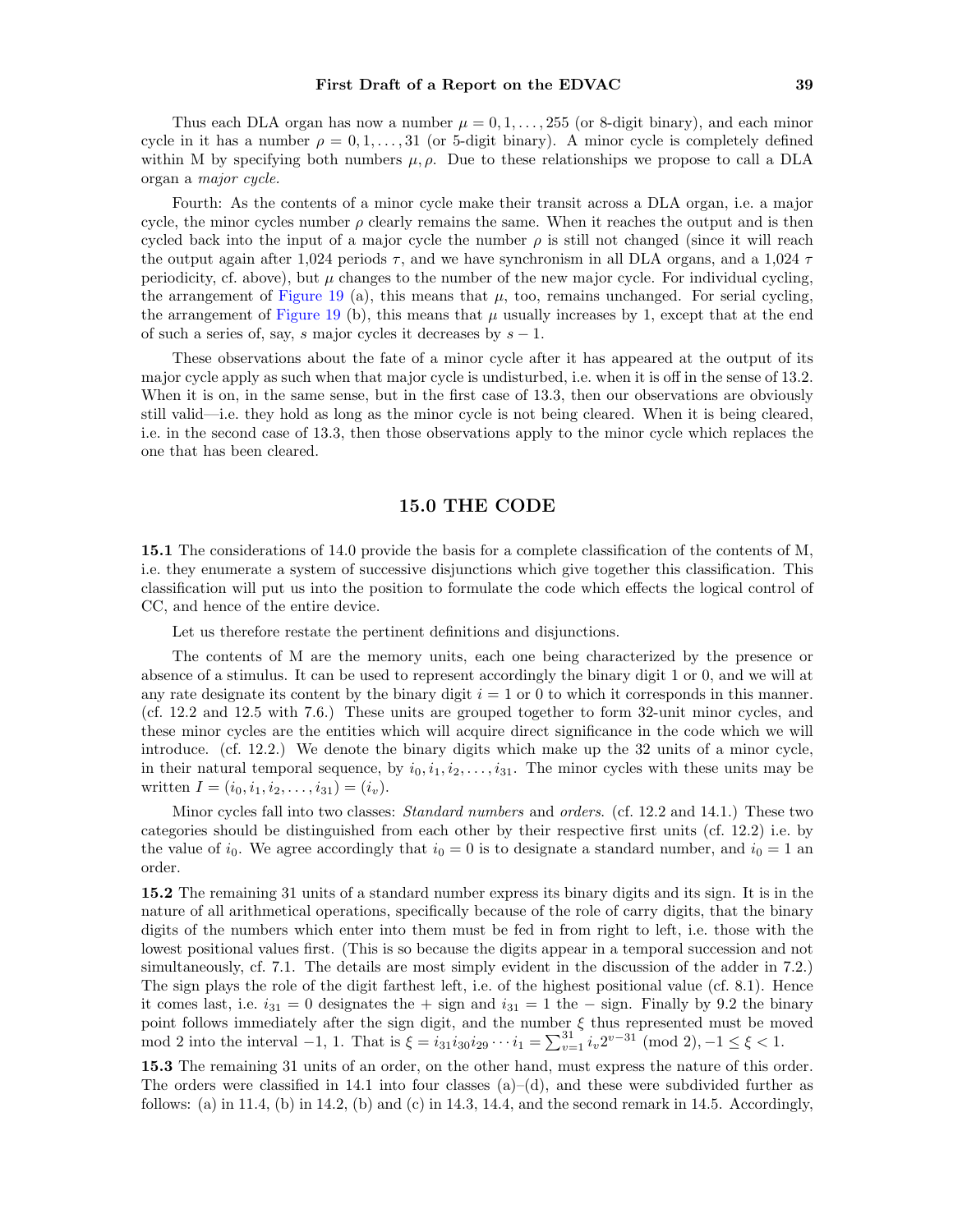Thus each DLA organ has now a number $\mu = 0, 1, \ldots, 255$ (or 8-digit binary), and each minor cycle in it has a number $\rho = 0, 1, \ldots, 31$ (or 5-digit binary). A minor cycle is completely defined within M by specifying both numbers $\mu, \rho$. Due to these relationships we propose to call a DLA organ a *major cycle*.

Fourth: As the contents of a minor cycle make their transit across a DLA organ, i.e. a major cycle, the minor cycles number $\rho$ clearly remains the same. When it reaches the output and is then cycled back into the input of a major cycle the number $\rho$ is still not changed (since it will reach the output again after 1,024 periods $\tau$, and we have synchronism in all DLA organs, and a 1,024 $\tau$ periodicity, cf. above), but $\mu$ changes to the number of the new major cycle. For individual cycling, the arrangement of Figure 19 (a), this means that $\mu$, too, remains unchanged. For serial cycling, the arrangement of Figure 19 (b), this means that $\mu$ usually increases by 1, except that at the end of such a series of, say, $s$ major cycles it decreases by $s - 1$.

These observations about the fate of a minor cycle after it has appeared at the output of its major cycle apply as such when that major cycle is undisturbed, i.e. when it is off in the sense of 13.2. When it is on, in the same sense, but in the first case of 13.3, then our observations are obviously still valid—i.e. they hold as long as the minor cycle is not being cleared. When it is being cleared, i.e. in the second case of 13.3, then those observations apply to the minor cycle which replaces the one that has been cleared.

## 15.0 THE CODE

**15.1** The considerations of 14.0 provide the basis for a complete classification of the contents of M, i.e. they enumerate a system of successive disjunctions which give together this classification. This classification will put us into the position to formulate the code which effects the logical control of CC, and hence of the entire device.

Let us therefore restate the pertinent definitions and disjunctions.

The contents of M are the memory units, each one being characterized by the presence or absence of a stimulus. It can be used to represent accordingly the binary digit 1 or 0, and we will at any rate designate its content by the binary digit $i = 1$ or 0 to which it corresponds in this manner. (cf. 12.2 and 12.5 with 7.6.) These units are grouped together to form 32-unit minor cycles, and these minor cycles are the entities which will acquire direct significance in the code which we will introduce. (cf. 12.2.) We denote the binary digits which make up the 32 units of a minor cycle, in their natural temporal sequence, by $i_0, i_1, i_2, \ldots, i_{31}$. The minor cycles with these units may be written $I = (i_0, i_1, i_2, \ldots, i_{31}) = (i_v)$.

Minor cycles fall into two classes: *Standard numbers* and *orders*. (cf. 12.2 and 14.1.) These two categories should be distinguished from each other by their respective first units (cf. 12.2) i.e. by the value of $i_0$. We agree accordingly that $i_0 = 0$ is to designate a standard number, and $i_0 = 1$ an order.

**15.2** The remaining 31 units of a standard number express its binary digits and its sign. It is in the nature of all arithmetical operations, specifically because of the role of carry digits, that the binary digits of the numbers which enter into them must be fed in from right to left, i.e. those with the lowest positional values first. (This is so because the digits appear in a temporal succession and not simultaneously, cf. 7.1. The details are most simply evident in the discussion of the adder in 7.2.) The sign plays the role of the digit farthest left, i.e. of the highest positional value (cf. 8.1). Hence it comes last, i.e. $i_{31} = 0$ designates the + sign and $i_{31} = 1$ the − sign. Finally by 9.2 the binary point follows immediately after the sign digit, and the number $\xi$ thus represented must be moved mod 2 into the interval −1, 1. That is $\xi = i_{31} i_{30} i_{29} \cdots i_1 = \sum_{v=1}^{31} i_v 2^{v-31} \pmod 2, -1 \le \xi < 1$.

**15.3** The remaining 31 units of an order, on the other hand, must express the nature of this order. The orders were classified in 14.1 into four classes (a)–(d), and these were subdivided further as follows: (a) in 11.4, (b) in 14.2, (b) and (c) in 14.3, 14.4, and the second remark in 14.5. Accordingly,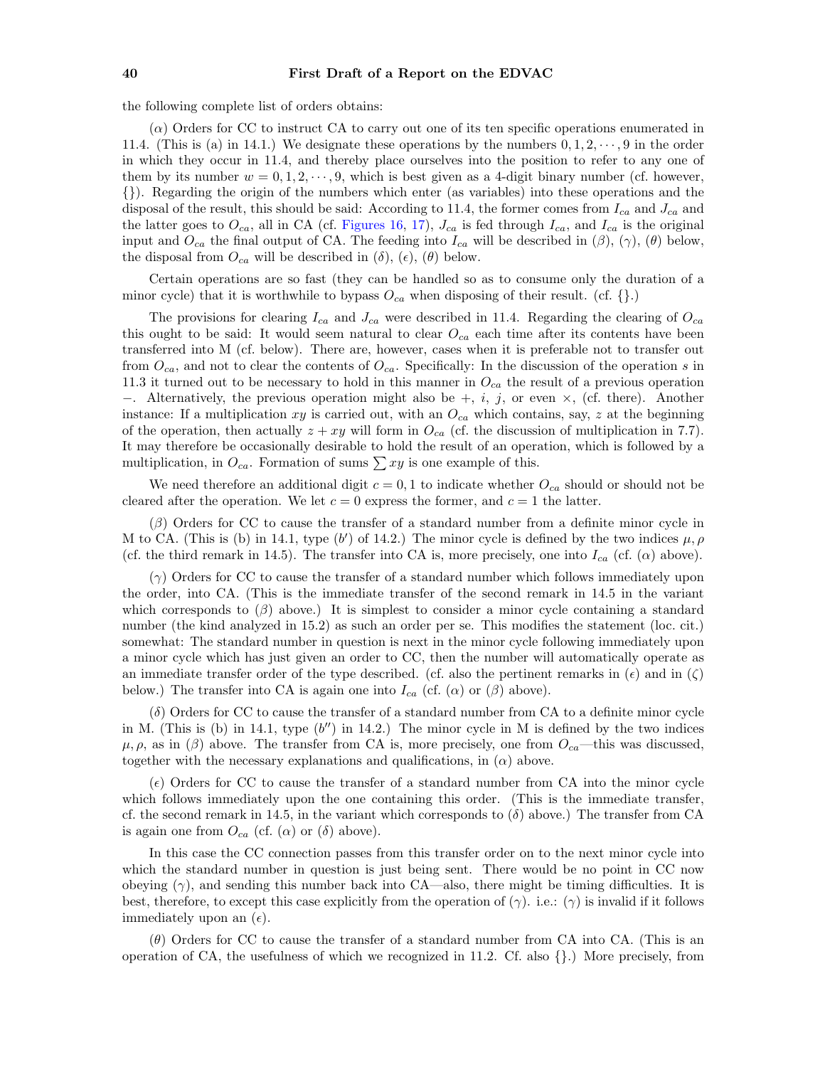the following complete list of orders obtains:

($\alpha$) Orders for CC to instruct CA to carry out one of its ten specific operations enumerated in 11.4. (This is (a) in 14.1.) We designate these operations by the numbers $0, 1, 2, \cdots, 9$ in the order in which they occur in 11.4, and thereby place ourselves into the position to refer to any one of them by its number $w = 0, 1, 2, \cdots, 9$, which is best given as a 4-digit binary number (cf. however, {}). Regarding the origin of the numbers which enter (as variables) into these operations and the disposal of the result, this should be said: According to 11.4, the former comes from $I_{ca}$ and $J_{ca}$ and the latter goes to $O_{ca}$, all in CA (cf. Figures 16, 17), $J_{ca}$ is fed through $I_{ca}$, and $I_{ca}$ is the original input and $O_{ca}$ the final output of CA. The feeding into $I_{ca}$ will be described in ($\beta$), ($\gamma$), ($\theta$) below, the disposal from $O_{ca}$ will be described in ($\delta$), ($\epsilon$), ($\theta$) below.

Certain operations are so fast (they can be handled so as to consume only the duration of a minor cycle) that it is worthwhile to bypass $O_{ca}$ when disposing of their result. (cf. {}.)

The provisions for clearing $I_{ca}$ and $J_{ca}$ were described in 11.4. Regarding the clearing of $O_{ca}$ this ought to be said: It would seem natural to clear $O_{ca}$ each time after its contents have been transferred into M (cf. below). There are, however, cases when it is preferable not to transfer out from $O_{ca}$, and not to clear the contents of $O_{ca}$. Specifically: In the discussion of the operation $s$ in 11.3 it turned out to be necessary to hold in this manner in $O_{ca}$ the result of a previous operation $-$. Alternatively, the previous operation might also be $+$, $i$, $j$, or even $\times$, (cf. there). Another instance: If a multiplication $xy$ is carried out, with an $O_{ca}$ which contains, say, $z$ at the beginning of the operation, then actually $z + xy$ will form in $O_{ca}$ (cf. the discussion of multiplication in 7.7). It may therefore be occasionally desirable to hold the result of an operation, which is followed by a multiplication, in $O_{ca}$. Formation of sums $\sum xy$ is one example of this.

We need therefore an additional digit $c = 0, 1$ to indicate whether $O_{ca}$ should or should not be cleared after the operation. We let $c = 0$ express the former, and $c = 1$ the latter.

($\beta$) Orders for CC to cause the transfer of a standard number from a definite minor cycle in M to CA. (This is (b) in 14.1, type ($b'$) of 14.2.) The minor cycle is defined by the two indices $\mu, \rho$ (cf. the third remark in 14.5). The transfer into CA is, more precisely, one into $I_{ca}$ (cf. ($\alpha$) above).

($\gamma$) Orders for CC to cause the transfer of a standard number which follows immediately upon the order, into CA. (This is the immediate transfer of the second remark in 14.5 in the variant which corresponds to ($\beta$) above.) It is simplest to consider a minor cycle containing a standard number (the kind analyzed in 15.2) as such an order per se. This modifies the statement (loc. cit.) somewhat: The standard number in question is next in the minor cycle following immediately upon a minor cycle which has just given an order to CC, then the number will automatically operate as an immediate transfer order of the type described. (cf. also the pertinent remarks in ($\epsilon$) and in ($\zeta$) below.) The transfer into CA is again one into $I_{ca}$ (cf. ($\alpha$) or ($\beta$) above).

($\delta$) Orders for CC to cause the transfer of a standard number from CA to a definite minor cycle in M. (This is (b) in 14.1, type ($b''$) in 14.2.) The minor cycle in M is defined by the two indices $\mu, \rho$, as in ($\beta$) above. The transfer from CA is, more precisely, one from $O_{ca}$—this was discussed, together with the necessary explanations and qualifications, in ($\alpha$) above.

($\epsilon$) Orders for CC to cause the transfer of a standard number from CA into the minor cycle which follows immediately upon the one containing this order. (This is the immediate transfer, cf. the second remark in 14.5, in the variant which corresponds to ($\delta$) above.) The transfer from CA is again one from $O_{ca}$ (cf. ($\alpha$) or ($\delta$) above).

In this case the CC connection passes from this transfer order on to the next minor cycle into which the standard number in question is just being sent. There would be no point in CC now obeying ($\gamma$), and sending this number back into CA—also, there might be timing difficulties. It is best, therefore, to except this case explicitly from the operation of ($\gamma$). i.e.: ($\gamma$) is invalid if it follows immediately upon an ($\epsilon$).

($\theta$) Orders for CC to cause the transfer of a standard number from CA into CA. (This is an operation of CA, the usefulness of which we recognized in 11.2. Cf. also {}.) More precisely, from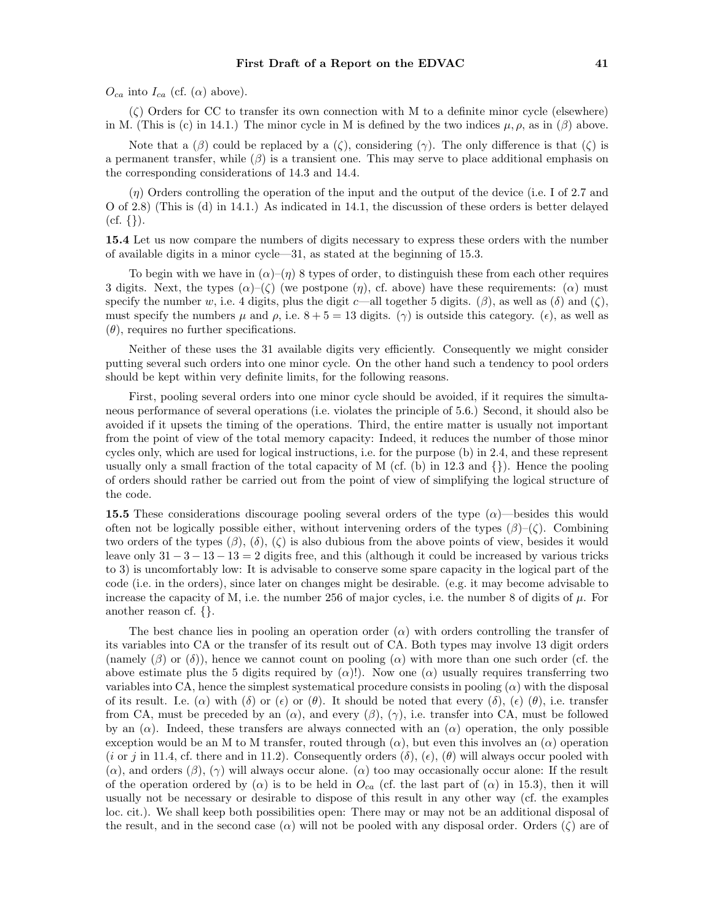$O_{ca}$ into $I_{ca}$ (cf. ($\alpha$) above).

($\zeta$) Orders for CC to transfer its own connection with M to a definite minor cycle (elsewhere) in M. (This is (c) in 14.1.) The minor cycle in M is defined by the two indices $\mu, \rho$, as in ($\beta$) above.

Note that a ($\beta$) could be replaced by a ($\zeta$), considering ($\gamma$). The only difference is that ($\zeta$) is a permanent transfer, while ($\beta$) is a transient one. This may serve to place additional emphasis on the corresponding considerations of 14.3 and 14.4.

($\eta$) Orders controlling the operation of the input and the output of the device (i.e. I of 2.7 and O of 2.8) (This is (d) in 14.1.) As indicated in 14.1, the discussion of these orders is better delayed (cf. {}).

**15.4** Let us now compare the numbers of digits necessary to express these orders with the number of available digits in a minor cycle—31, as stated at the beginning of 15.3.

To begin with we have in ($\alpha$)–($\eta$) 8 types of order, to distinguish these from each other requires 3 digits. Next, the types ($\alpha$)–($\zeta$) (we postpone ($\eta$), cf. above) have these requirements: ($\alpha$) must specify the number $w$, i.e. 4 digits, plus the digit $c$—all together 5 digits. ($\beta$), as well as ($\delta$) and ($\zeta$), must specify the numbers $\mu$ and $\rho$, i.e. $8 + 5 = 13$ digits. ($\gamma$) is outside this category. ($\epsilon$), as well as ($\theta$), requires no further specifications.

Neither of these uses the 31 available digits very efficiently. Consequently we might consider putting several such orders into one minor cycle. On the other hand such a tendency to pool orders should be kept within very definite limits, for the following reasons.

First, pooling several orders into one minor cycle should be avoided, if it requires the simultaneous performance of several operations (i.e. violates the principle of 5.6.) Second, it should also be avoided if it upsets the timing of the operations. Third, the entire matter is usually not important from the point of view of the total memory capacity: Indeed, it reduces the number of those minor cycles only, which are used for logical instructions, i.e. for the purpose (b) in 2.4, and these represent usually only a small fraction of the total capacity of M (cf. (b) in 12.3 and {}). Hence the pooling of orders should rather be carried out from the point of view of simplifying the logical structure of the code.

**15.5** These considerations discourage pooling several orders of the type ($\alpha$)—besides this would often not be logically possible either, without intervening orders of the types ($\beta$)–($\zeta$). Combining two orders of the types ($\beta$), ($\delta$), ($\zeta$) is also dubious from the above points of view, besides it would leave only $31 - 3 - 13 - 13 = 2$ digits free, and this (although it could be increased by various tricks to 3) is uncomfortably low: It is advisable to conserve some spare capacity in the logical part of the code (i.e. in the orders), since later on changes might be desirable. (e.g. it may become advisable to increase the capacity of M, i.e. the number 256 of major cycles, i.e. the number 8 of digits of $\mu$. For another reason cf. {}.

The best chance lies in pooling an operation order ($\alpha$) with orders controlling the transfer of its variables into CA or the transfer of its result out of CA. Both types may involve 13 digit orders (namely ($\beta$) or ($\delta$)), hence we cannot count on pooling ($\alpha$) with more than one such order (cf. the above estimate plus the 5 digits required by ($\alpha$)!). Now one ($\alpha$) usually requires transferring two variables into CA, hence the simplest systematical procedure consists in pooling ($\alpha$) with the disposal of its result. I.e. ($\alpha$) with ($\delta$) or ($\epsilon$) or ($\theta$). It should be noted that every ($\delta$), ($\epsilon$) ($\theta$), i.e. transfer from CA, must be preceded by an ($\alpha$), and every ($\beta$), ($\gamma$), i.e. transfer into CA, must be followed by an ($\alpha$). Indeed, these transfers are always connected with an ($\alpha$) operation, the only possible exception would be an M to M transfer, routed through ($\alpha$), but even this involves an ($\alpha$) operation ($i$ or $j$ in 11.4, cf. there and in 11.2). Consequently orders ($\delta$), ($\epsilon$), ($\theta$) will always occur pooled with ($\alpha$), and orders ($\beta$), ($\gamma$) will always occur alone. ($\alpha$) too may occasionally occur alone: If the result of the operation ordered by ($\alpha$) is to be held in $O_{ca}$ (cf. the last part of ($\alpha$) in 15.3), then it will usually not be necessary or desirable to dispose of this result in any other way (cf. the examples loc. cit.). We shall keep both possibilities open: There may or may not be an additional disposal of the result, and in the second case ($\alpha$) will not be pooled with any disposal order. Orders ($\zeta$) are of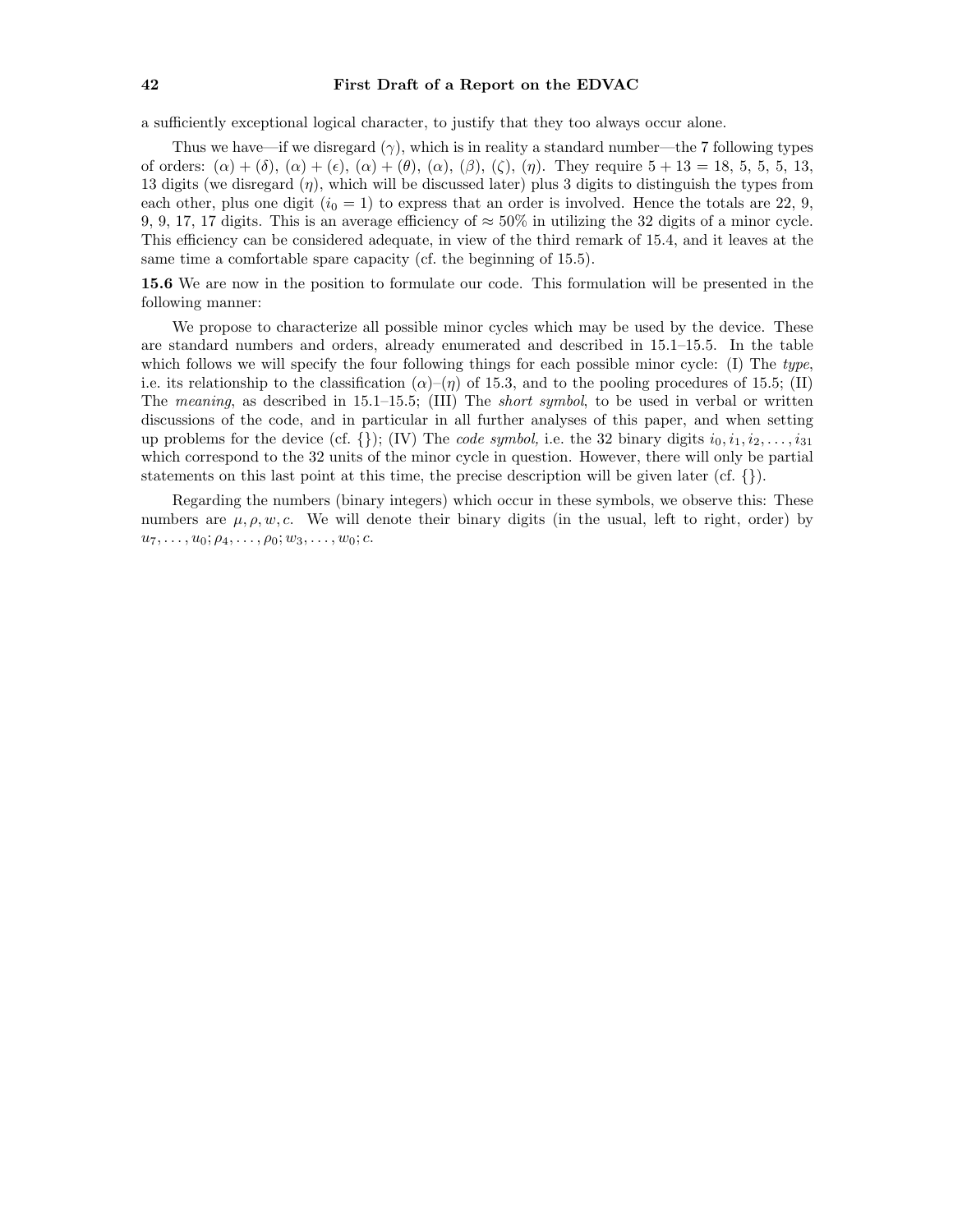a sufficiently exceptional logical character, to justify that they too always occur alone.

Thus we have—if we disregard $(\gamma)$, which is in reality a standard number—the 7 following types of orders: $(\alpha)+(\delta)$, $(\alpha)+(\epsilon)$, $(\alpha)+(\theta)$, $(\alpha)$, $(\beta)$, $(\zeta)$, $(\eta)$. They require $5+13=18$, 5, 5, 5, 13, 13 digits (we disregard $(\eta)$, which will be discussed later) plus 3 digits to distinguish the types from each other, plus one digit ($i_0 = 1$) to express that an order is involved. Hence the totals are 22, 9, 9, 9, 17, 17 digits. This is an average efficiency of $\approx 50\%$ in utilizing the 32 digits of a minor cycle. This efficiency can be considered adequate, in view of the third remark of 15.4, and it leaves at the same time a comfortable spare capacity (cf. the beginning of 15.5).

**15.6** We are now in the position to formulate our code. This formulation will be presented in the following manner:

We propose to characterize all possible minor cycles which may be used by the device. These are standard numbers and orders, already enumerated and described in 15.1–15.5. In the table which follows we will specify the four following things for each possible minor cycle: (I) The *type*, i.e. its relationship to the classification $(\alpha)$–$(\eta)$ of 15.3, and to the pooling procedures of 15.5; (II) The *meaning*, as described in 15.1–15.5; (III) The *short symbol*, to be used in verbal or written discussions of the code, and in particular in all further analyses of this paper, and when setting up problems for the device (cf. {}); (IV) The *code symbol,* i.e. the 32 binary digits $i_0, i_1, i_2, \ldots, i_{31}$ which correspond to the 32 units of the minor cycle in question. However, there will only be partial statements on this last point at this time, the precise description will be given later (cf. {}).

Regarding the numbers (binary integers) which occur in these symbols, we observe this: These numbers are $\mu, \rho, w, c$. We will denote their binary digits (in the usual, left to right, order) by $u_7, \ldots, u_0; \rho_4, \ldots, \rho_0; w_3, \ldots, w_0; c$.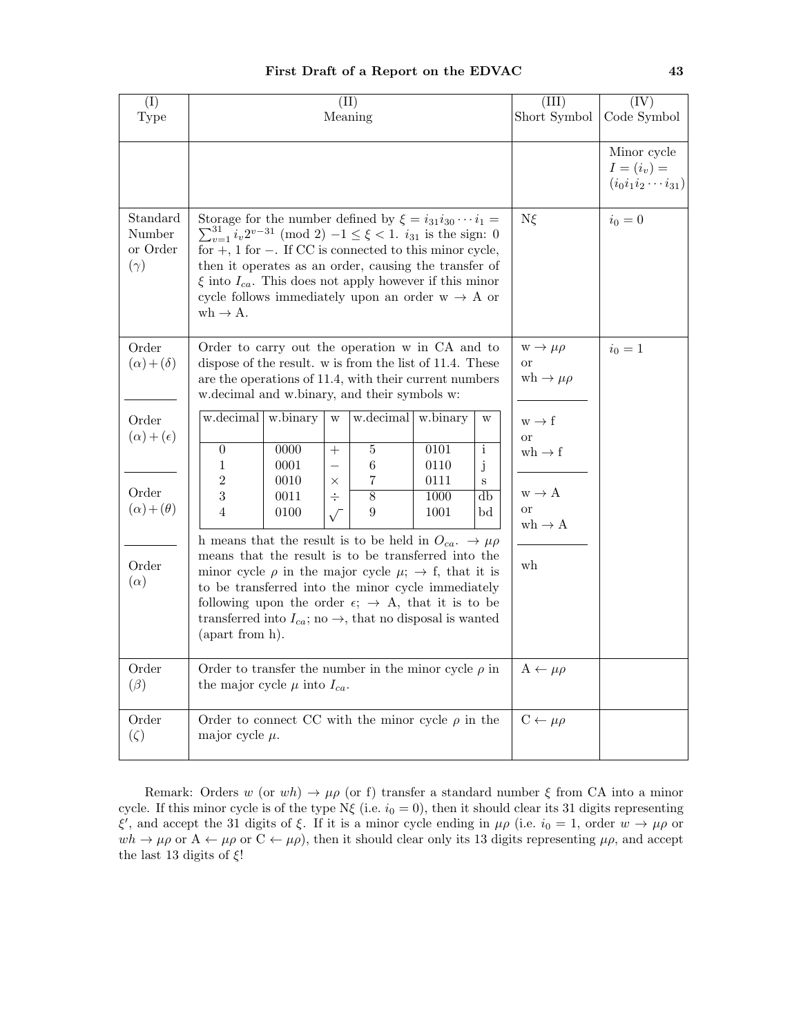| (I) Type | (II) Meaning | (III) Short Symbol | (IV) Code Symbol |
|---|---|---|---|
| | | | Minor cycle $I = (i_v) = (i_0 i_1 i_2 \cdots i_{31})$ |
| Standard Number or Order $(\gamma)$ | Storage for the number defined by $\xi = i_{31} i_{30} \cdots i_1 = \sum_{v=1}^{31} i_v 2^{v-31} \pmod 2$ $-1 \leq \xi < 1$. $i_{31}$ is the sign: 0 for +, 1 for −. If CC is connected to this minor cycle, then it operates as an order, causing the transfer of $\xi$ into $I_{ca}$. This does not apply however if this minor cycle follows immediately upon an order w → A or wh → A. | N$\xi$ | $i_0 = 0$ |
| Order $(\alpha)+(\delta)$ | Order to carry out the operation w in CA and to dispose of the result. w is from the list of 11.4. These are the operations of 11.4, with their current numbers w.decimal and w.binary, and their symbols w: (see operation list below) | w → $\mu\rho$ or wh → $\mu\rho$ | $i_0 = 1$ |
| Order $(\alpha)+(\epsilon)$ | | w → f or wh → f | |
| Order $(\alpha)+(\theta)$ | | w → A or wh → A | |
| Order $(\alpha)$ | h means that the result is to be held in $O_{ca}$. → $\mu\rho$ means that the result is to be transferred into the minor cycle $\rho$ in the major cycle $\mu$; → f, that it is to be transferred into the minor cycle immediately following upon the order $\epsilon$; → A, that it is to be transferred into $I_{ca}$; no →, that no disposal is wanted (apart from h). | wh | |
| Order $(\beta)$ | Order to transfer the number in the minor cycle $\rho$ in the major cycle $\mu$ into $I_{ca}$. | A ← $\mu\rho$ | |
| Order $(\zeta)$ | Order to connect CC with the minor cycle $\rho$ in the major cycle $\mu$. | C ← $\mu\rho$ | |

Operation list (from column II):

| w.decimal | w.binary | w | w.decimal | w.binary | w |
|---|---|---|---|---|---|
| 0 | 0000 | + | 5 | 0101 | i |
| 1 | 0001 | − | 6 | 0110 | j |
| 2 | 0010 | × | 7 | 0111 | s |
| 3 | 0011 | ÷ | 8 | 1000 | db |
| 4 | 0100 | $\sqrt{}$ | 9 | 1001 | bd |

Remark: Orders $w$ (or $wh$) → $\mu\rho$ (or f) transfer a standard number $\xi$ from CA into a minor cycle. If this minor cycle is of the type N$\xi$ (i.e. $i_0 = 0$), then it should clear its 31 digits representing $\xi'$, and accept the 31 digits of $\xi$. If it is a minor cycle ending in $\mu\rho$ (i.e. $i_0 = 1$, order $w \to \mu\rho$ or $wh \to \mu\rho$ or A ← $\mu\rho$ or C ← $\mu\rho$), then it should clear only its 13 digits representing $\mu\rho$, and accept the last 13 digits of $\xi$!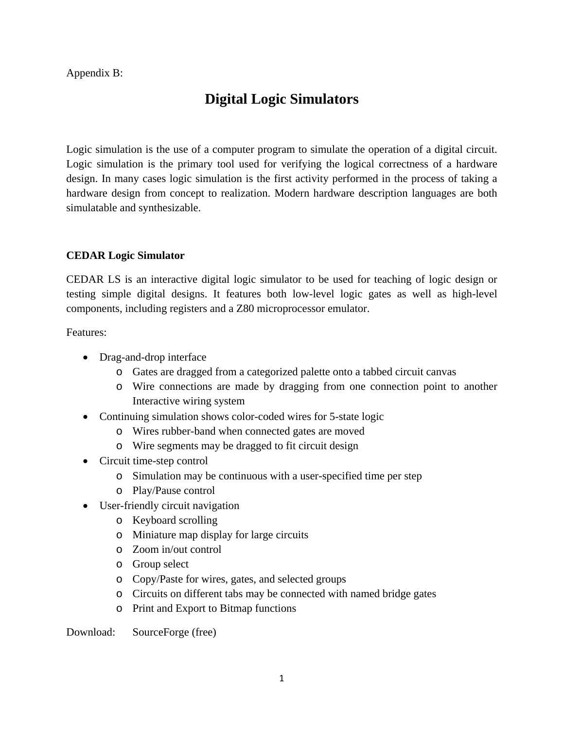Appendix B:

# Digital Logic Simulators

Logic simulation is the use of a computer program to simulate the operation of a digital circuit. Logic simulation is the primary tool used for verifying the logical correctness of a hardware design. In many cases logic simulation is the first activity performed in the process of taking a hardware design from concept to realization. Modern hardware description languages are both simulatable and synthesizable.

**CEDAR Logic Simulator**

CEDAR LS is an interactive digital logic simulator to be used for teaching of logic design or testing simple digital designs. It features both low-level logic gates as well as high-level components, including registers and a Z80 microprocessor emulator.

Features:

- Drag-and-drop interface
  - Gates are dragged from a categorized palette onto a tabbed circuit canvas
  - Wire connections are made by dragging from one connection point to another Interactive wiring system
- Continuing simulation shows color-coded wires for 5-state logic
  - Wires rubber-band when connected gates are moved
  - Wire segments may be dragged to fit circuit design
- Circuit time-step control
  - Simulation may be continuous with a user-specified time per step
  - Play/Pause control
- User-friendly circuit navigation
  - Keyboard scrolling
  - Miniature map display for large circuits
  - Zoom in/out control
  - Group select
  - Copy/Paste for wires, gates, and selected groups
  - Circuits on different tabs may be connected with named bridge gates
  - Print and Export to Bitmap functions

Download: SourceForge (free)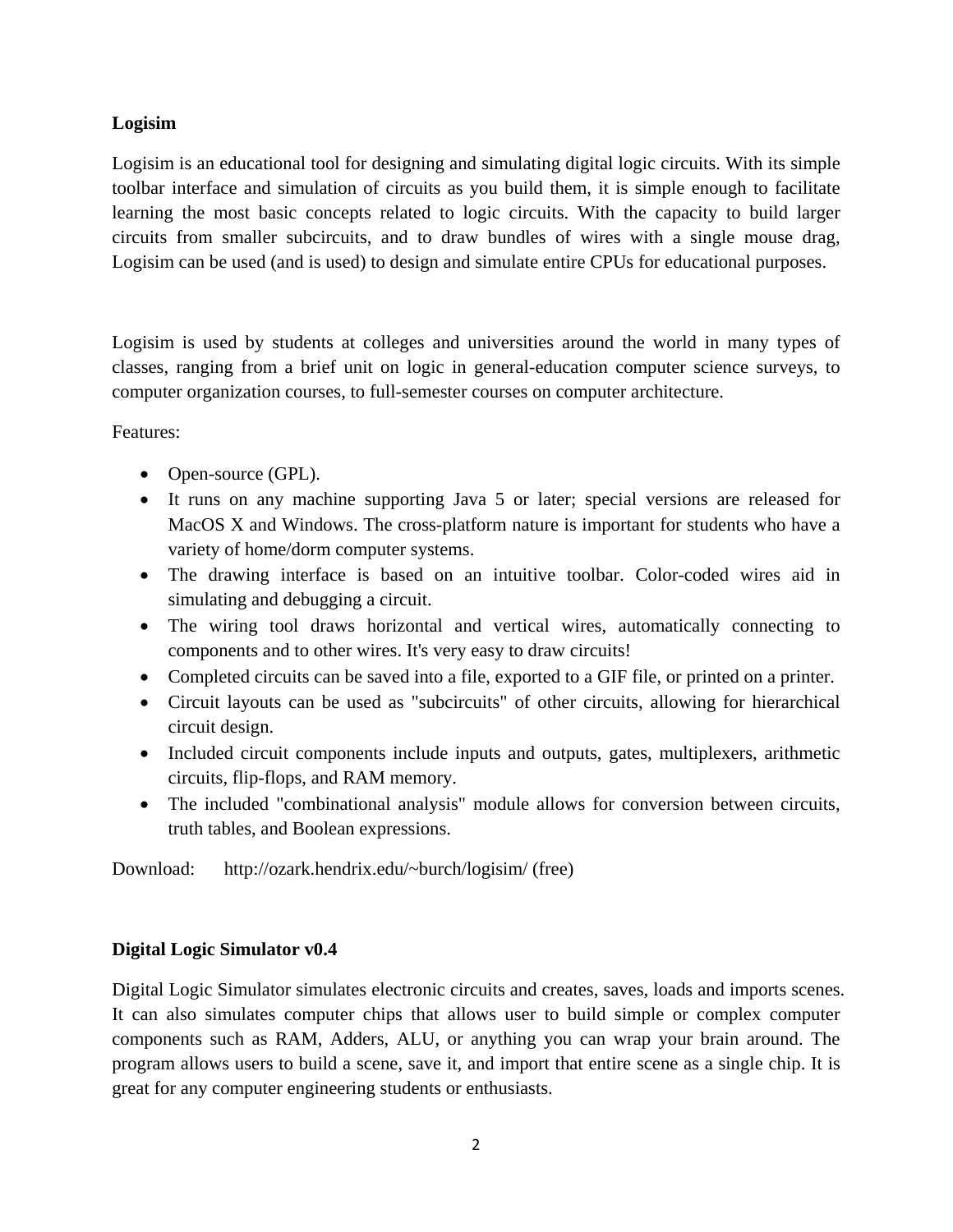**Logisim**

Logisim is an educational tool for designing and simulating digital logic circuits. With its simple toolbar interface and simulation of circuits as you build them, it is simple enough to facilitate learning the most basic concepts related to logic circuits. With the capacity to build larger circuits from smaller subcircuits, and to draw bundles of wires with a single mouse drag, Logisim can be used (and is used) to design and simulate entire CPUs for educational purposes.

Logisim is used by students at colleges and universities around the world in many types of classes, ranging from a brief unit on logic in general-education computer science surveys, to computer organization courses, to full-semester courses on computer architecture.

Features:

- Open-source (GPL).
- It runs on any machine supporting Java 5 or later; special versions are released for MacOS X and Windows. The cross-platform nature is important for students who have a variety of home/dorm computer systems.
- The drawing interface is based on an intuitive toolbar. Color-coded wires aid in simulating and debugging a circuit.
- The wiring tool draws horizontal and vertical wires, automatically connecting to components and to other wires. It's very easy to draw circuits!
- Completed circuits can be saved into a file, exported to a GIF file, or printed on a printer.
- Circuit layouts can be used as "subcircuits" of other circuits, allowing for hierarchical circuit design.
- Included circuit components include inputs and outputs, gates, multiplexers, arithmetic circuits, flip-flops, and RAM memory.
- The included "combinational analysis" module allows for conversion between circuits, truth tables, and Boolean expressions.

Download: http://ozark.hendrix.edu/~burch/logisim/ (free)

**Digital Logic Simulator v0.4**

Digital Logic Simulator simulates electronic circuits and creates, saves, loads and imports scenes. It can also simulates computer chips that allows user to build simple or complex computer components such as RAM, Adders, ALU, or anything you can wrap your brain around. The program allows users to build a scene, save it, and import that entire scene as a single chip. It is great for any computer engineering students or enthusiasts.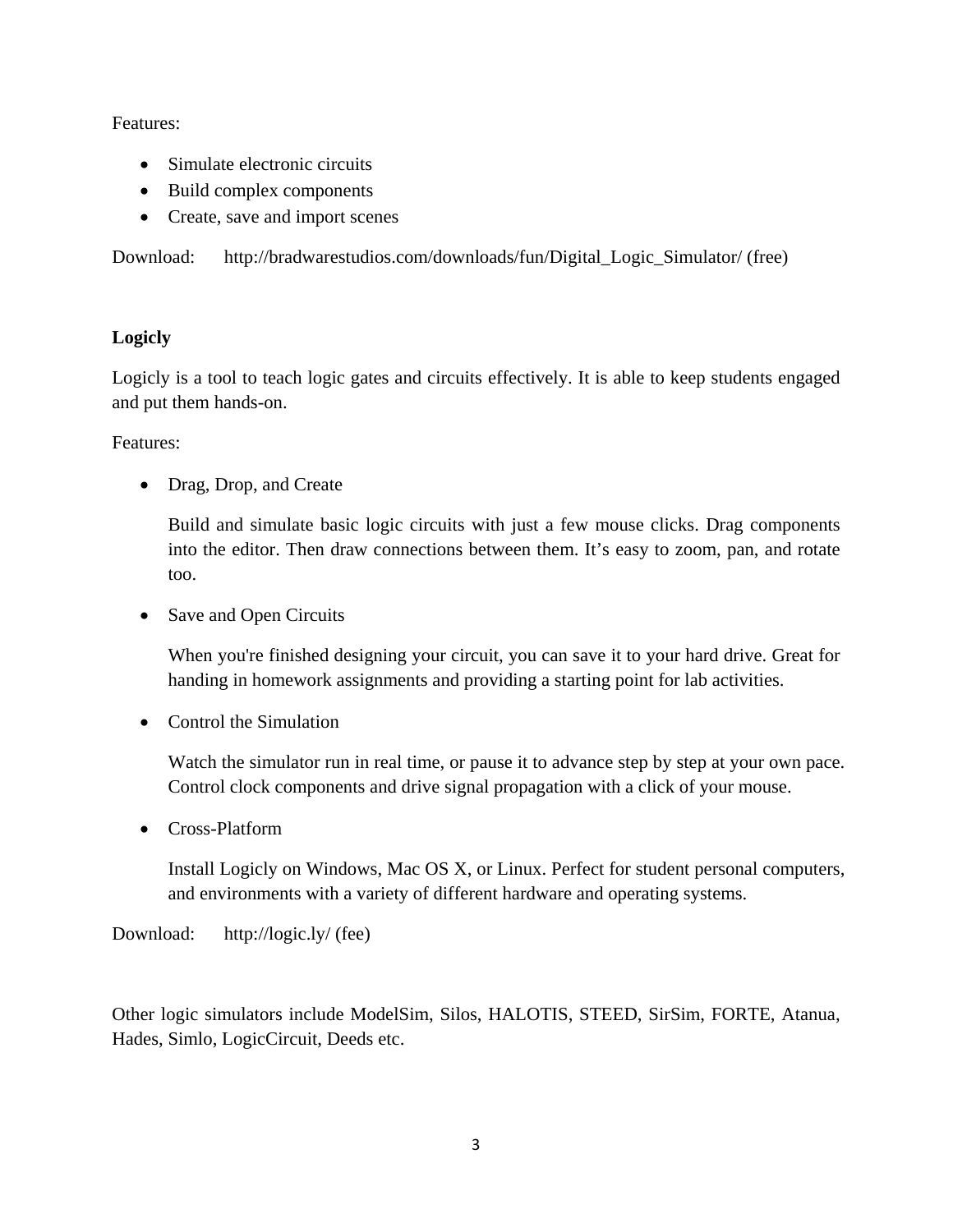Features:

- Simulate electronic circuits
- Build complex components
- Create, save and import scenes

Download: http://bradwarestudios.com/downloads/fun/Digital_Logic_Simulator/ (free)

**Logicly**

Logicly is a tool to teach logic gates and circuits effectively. It is able to keep students engaged and put them hands-on.

Features:

- Drag, Drop, and Create

  Build and simulate basic logic circuits with just a few mouse clicks. Drag components into the editor. Then draw connections between them. It's easy to zoom, pan, and rotate too.

- Save and Open Circuits

  When you're finished designing your circuit, you can save it to your hard drive. Great for handing in homework assignments and providing a starting point for lab activities.

- Control the Simulation

  Watch the simulator run in real time, or pause it to advance step by step at your own pace. Control clock components and drive signal propagation with a click of your mouse.

- Cross-Platform

  Install Logicly on Windows, Mac OS X, or Linux. Perfect for student personal computers, and environments with a variety of different hardware and operating systems.

Download: http://logic.ly/ (fee)

Other logic simulators include ModelSim, Silos, HALOTIS, STEED, SirSim, FORTE, Atanua, Hades, Simlo, LogicCircuit, Deeds etc.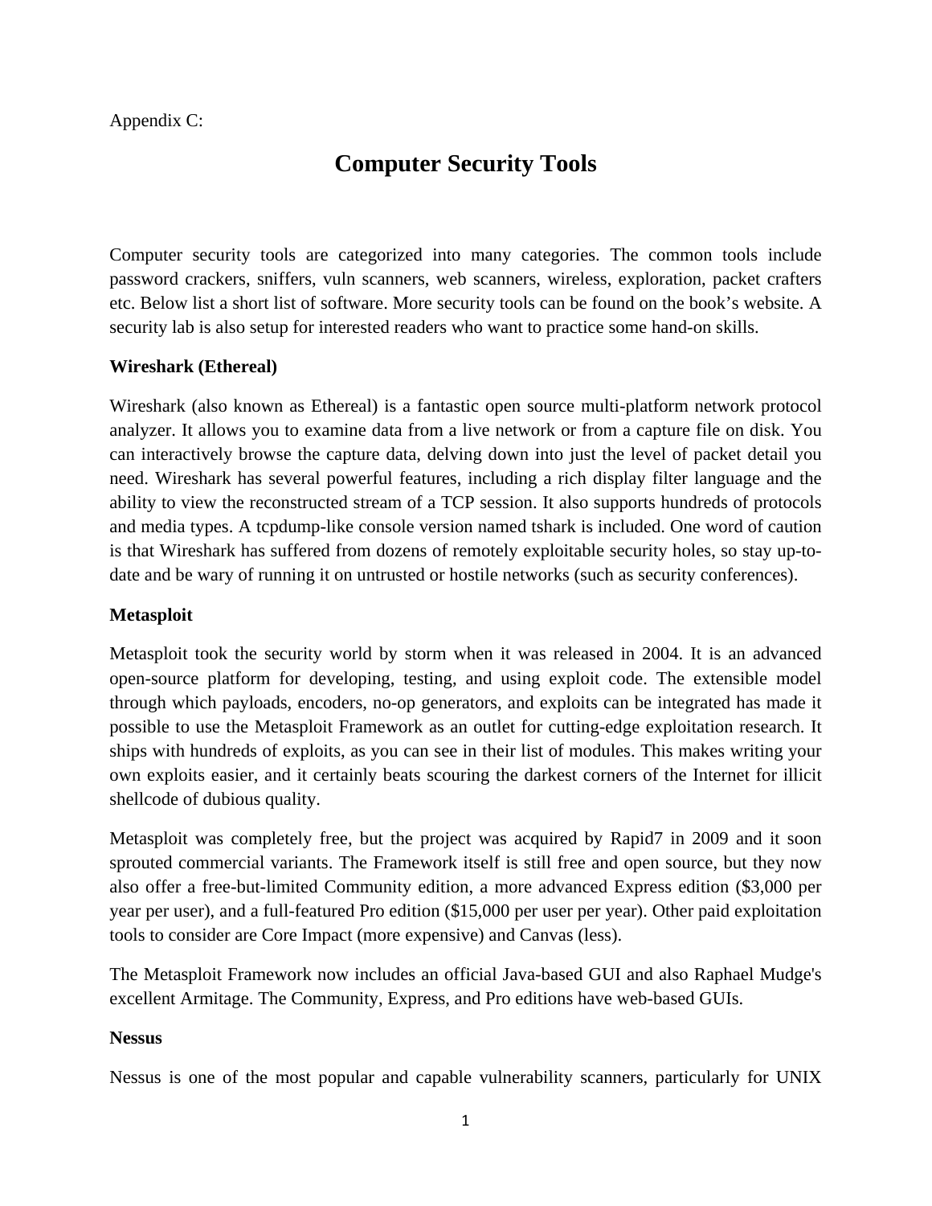Appendix C:

# Computer Security Tools

Computer security tools are categorized into many categories. The common tools include password crackers, sniffers, vuln scanners, web scanners, wireless, exploration, packet crafters etc. Below list a short list of software. More security tools can be found on the book's website. A security lab is also setup for interested readers who want to practice some hand-on skills.

**Wireshark (Ethereal)**

Wireshark (also known as Ethereal) is a fantastic open source multi-platform network protocol analyzer. It allows you to examine data from a live network or from a capture file on disk. You can interactively browse the capture data, delving down into just the level of packet detail you need. Wireshark has several powerful features, including a rich display filter language and the ability to view the reconstructed stream of a TCP session. It also supports hundreds of protocols and media types. A tcpdump-like console version named tshark is included. One word of caution is that Wireshark has suffered from dozens of remotely exploitable security holes, so stay up-to-date and be wary of running it on untrusted or hostile networks (such as security conferences).

**Metasploit**

Metasploit took the security world by storm when it was released in 2004. It is an advanced open-source platform for developing, testing, and using exploit code. The extensible model through which payloads, encoders, no-op generators, and exploits can be integrated has made it possible to use the Metasploit Framework as an outlet for cutting-edge exploitation research. It ships with hundreds of exploits, as you can see in their list of modules. This makes writing your own exploits easier, and it certainly beats scouring the darkest corners of the Internet for illicit shellcode of dubious quality.

Metasploit was completely free, but the project was acquired by Rapid7 in 2009 and it soon sprouted commercial variants. The Framework itself is still free and open source, but they now also offer a free-but-limited Community edition, a more advanced Express edition ($3,000 per year per user), and a full-featured Pro edition ($15,000 per user per year). Other paid exploitation tools to consider are Core Impact (more expensive) and Canvas (less).

The Metasploit Framework now includes an official Java-based GUI and also Raphael Mudge's excellent Armitage. The Community, Express, and Pro editions have web-based GUIs.

**Nessus**

Nessus is one of the most popular and capable vulnerability scanners, particularly for UNIX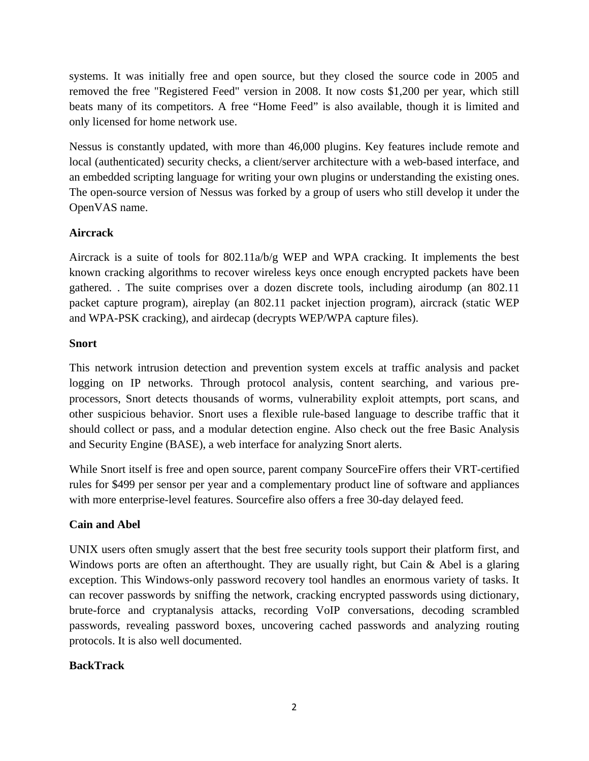systems. It was initially free and open source, but they closed the source code in 2005 and removed the free "Registered Feed" version in 2008. It now costs $1,200 per year, which still beats many of its competitors. A free “Home Feed” is also available, though it is limited and only licensed for home network use.

Nessus is constantly updated, with more than 46,000 plugins. Key features include remote and local (authenticated) security checks, a client/server architecture with a web-based interface, and an embedded scripting language for writing your own plugins or understanding the existing ones. The open-source version of Nessus was forked by a group of users who still develop it under the OpenVAS name.

**Aircrack**

Aircrack is a suite of tools for 802.11a/b/g WEP and WPA cracking. It implements the best known cracking algorithms to recover wireless keys once enough encrypted packets have been gathered. . The suite comprises over a dozen discrete tools, including airodump (an 802.11 packet capture program), aireplay (an 802.11 packet injection program), aircrack (static WEP and WPA-PSK cracking), and airdecap (decrypts WEP/WPA capture files).

**Snort**

This network intrusion detection and prevention system excels at traffic analysis and packet logging on IP networks. Through protocol analysis, content searching, and various pre-processors, Snort detects thousands of worms, vulnerability exploit attempts, port scans, and other suspicious behavior. Snort uses a flexible rule-based language to describe traffic that it should collect or pass, and a modular detection engine. Also check out the free Basic Analysis and Security Engine (BASE), a web interface for analyzing Snort alerts.

While Snort itself is free and open source, parent company SourceFire offers their VRT-certified rules for $499 per sensor per year and a complementary product line of software and appliances with more enterprise-level features. Sourcefire also offers a free 30-day delayed feed.

**Cain and Abel**

UNIX users often smugly assert that the best free security tools support their platform first, and Windows ports are often an afterthought. They are usually right, but Cain & Abel is a glaring exception. This Windows-only password recovery tool handles an enormous variety of tasks. It can recover passwords by sniffing the network, cracking encrypted passwords using dictionary, brute-force and cryptanalysis attacks, recording VoIP conversations, decoding scrambled passwords, revealing password boxes, uncovering cached passwords and analyzing routing protocols. It is also well documented.

**BackTrack**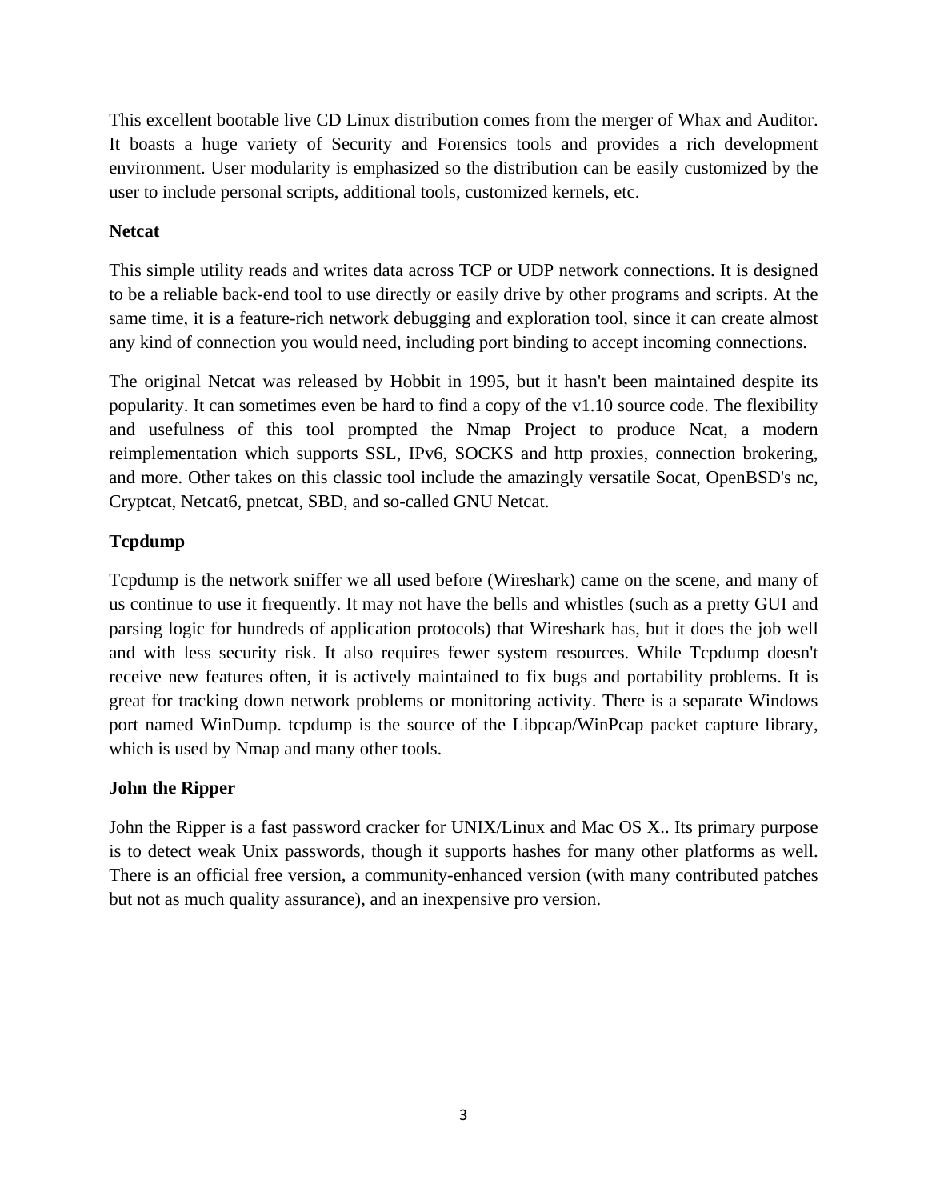This excellent bootable live CD Linux distribution comes from the merger of Whax and Auditor. It boasts a huge variety of Security and Forensics tools and provides a rich development environment. User modularity is emphasized so the distribution can be easily customized by the user to include personal scripts, additional tools, customized kernels, etc.

**Netcat**

This simple utility reads and writes data across TCP or UDP network connections. It is designed to be a reliable back-end tool to use directly or easily drive by other programs and scripts. At the same time, it is a feature-rich network debugging and exploration tool, since it can create almost any kind of connection you would need, including port binding to accept incoming connections.

The original Netcat was released by Hobbit in 1995, but it hasn't been maintained despite its popularity. It can sometimes even be hard to find a copy of the v1.10 source code. The flexibility and usefulness of this tool prompted the Nmap Project to produce Ncat, a modern reimplementation which supports SSL, IPv6, SOCKS and http proxies, connection brokering, and more. Other takes on this classic tool include the amazingly versatile Socat, OpenBSD's nc, Cryptcat, Netcat6, pnetcat, SBD, and so-called GNU Netcat.

**Tcpdump**

Tcpdump is the network sniffer we all used before (Wireshark) came on the scene, and many of us continue to use it frequently. It may not have the bells and whistles (such as a pretty GUI and parsing logic for hundreds of application protocols) that Wireshark has, but it does the job well and with less security risk. It also requires fewer system resources. While Tcpdump doesn't receive new features often, it is actively maintained to fix bugs and portability problems. It is great for tracking down network problems or monitoring activity. There is a separate Windows port named WinDump. tcpdump is the source of the Libpcap/WinPcap packet capture library, which is used by Nmap and many other tools.

**John the Ripper**

John the Ripper is a fast password cracker for UNIX/Linux and Mac OS X.. Its primary purpose is to detect weak Unix passwords, though it supports hashes for many other platforms as well. There is an official free version, a community-enhanced version (with many contributed patches but not as much quality assurance), and an inexpensive pro version.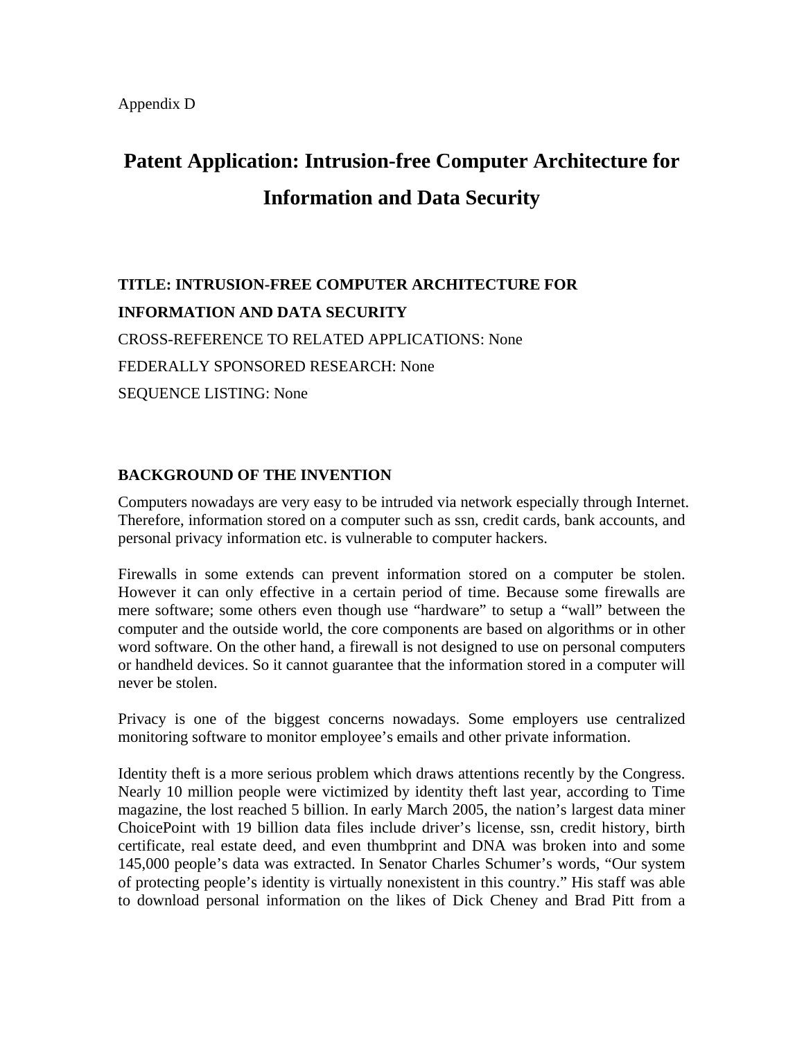Appendix D

# Patent Application: Intrusion-free Computer Architecture for Information and Data Security

**TITLE: INTRUSION-FREE COMPUTER ARCHITECTURE FOR INFORMATION AND DATA SECURITY**

CROSS-REFERENCE TO RELATED APPLICATIONS: None

FEDERALLY SPONSORED RESEARCH: None

SEQUENCE LISTING: None

**BACKGROUND OF THE INVENTION**

Computers nowadays are very easy to be intruded via network especially through Internet. Therefore, information stored on a computer such as ssn, credit cards, bank accounts, and personal privacy information etc. is vulnerable to computer hackers.

Firewalls in some extends can prevent information stored on a computer be stolen. However it can only effective in a certain period of time. Because some firewalls are mere software; some others even though use "hardware" to setup a "wall" between the computer and the outside world, the core components are based on algorithms or in other word software. On the other hand, a firewall is not designed to use on personal computers or handheld devices. So it cannot guarantee that the information stored in a computer will never be stolen.

Privacy is one of the biggest concerns nowadays. Some employers use centralized monitoring software to monitor employee's emails and other private information.

Identity theft is a more serious problem which draws attentions recently by the Congress. Nearly 10 million people were victimized by identity theft last year, according to Time magazine, the lost reached 5 billion. In early March 2005, the nation's largest data miner ChoicePoint with 19 billion data files include driver's license, ssn, credit history, birth certificate, real estate deed, and even thumbprint and DNA was broken into and some 145,000 people's data was extracted. In Senator Charles Schumer's words, "Our system of protecting people's identity is virtually nonexistent in this country." His staff was able to download personal information on the likes of Dick Cheney and Brad Pitt from a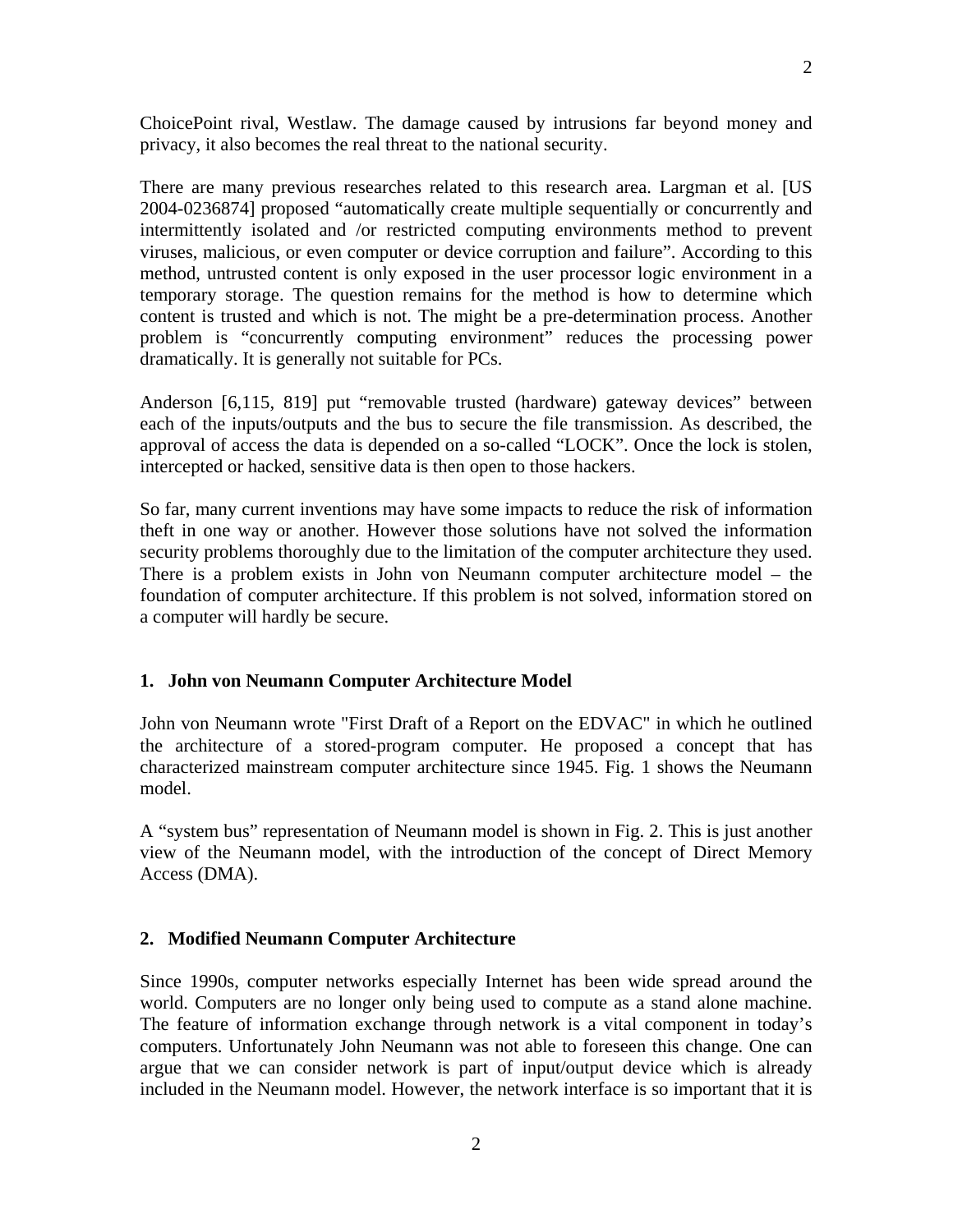ChoicePoint rival, Westlaw. The damage caused by intrusions far beyond money and privacy, it also becomes the real threat to the national security.

There are many previous researches related to this research area. Largman et al. [US 2004-0236874] proposed "automatically create multiple sequentially or concurrently and intermittently isolated and /or restricted computing environments method to prevent viruses, malicious, or even computer or device corruption and failure". According to this method, untrusted content is only exposed in the user processor logic environment in a temporary storage. The question remains for the method is how to determine which content is trusted and which is not. The might be a pre-determination process. Another problem is "concurrently computing environment" reduces the processing power dramatically. It is generally not suitable for PCs.

Anderson [6,115, 819] put "removable trusted (hardware) gateway devices" between each of the inputs/outputs and the bus to secure the file transmission. As described, the approval of access the data is depended on a so-called "LOCK". Once the lock is stolen, intercepted or hacked, sensitive data is then open to those hackers.

So far, many current inventions may have some impacts to reduce the risk of information theft in one way or another. However those solutions have not solved the information security problems thoroughly due to the limitation of the computer architecture they used. There is a problem exists in John von Neumann computer architecture model – the foundation of computer architecture. If this problem is not solved, information stored on a computer will hardly be secure.

## 1. John von Neumann Computer Architecture Model

John von Neumann wrote "First Draft of a Report on the EDVAC" in which he outlined the architecture of a stored-program computer. He proposed a concept that has characterized mainstream computer architecture since 1945. Fig. 1 shows the Neumann model.

A "system bus" representation of Neumann model is shown in Fig. 2. This is just another view of the Neumann model, with the introduction of the concept of Direct Memory Access (DMA).

## 2. Modified Neumann Computer Architecture

Since 1990s, computer networks especially Internet has been wide spread around the world. Computers are no longer only being used to compute as a stand alone machine. The feature of information exchange through network is a vital component in today's computers. Unfortunately John Neumann was not able to foreseen this change. One can argue that we can consider network is part of input/output device which is already included in the Neumann model. However, the network interface is so important that it is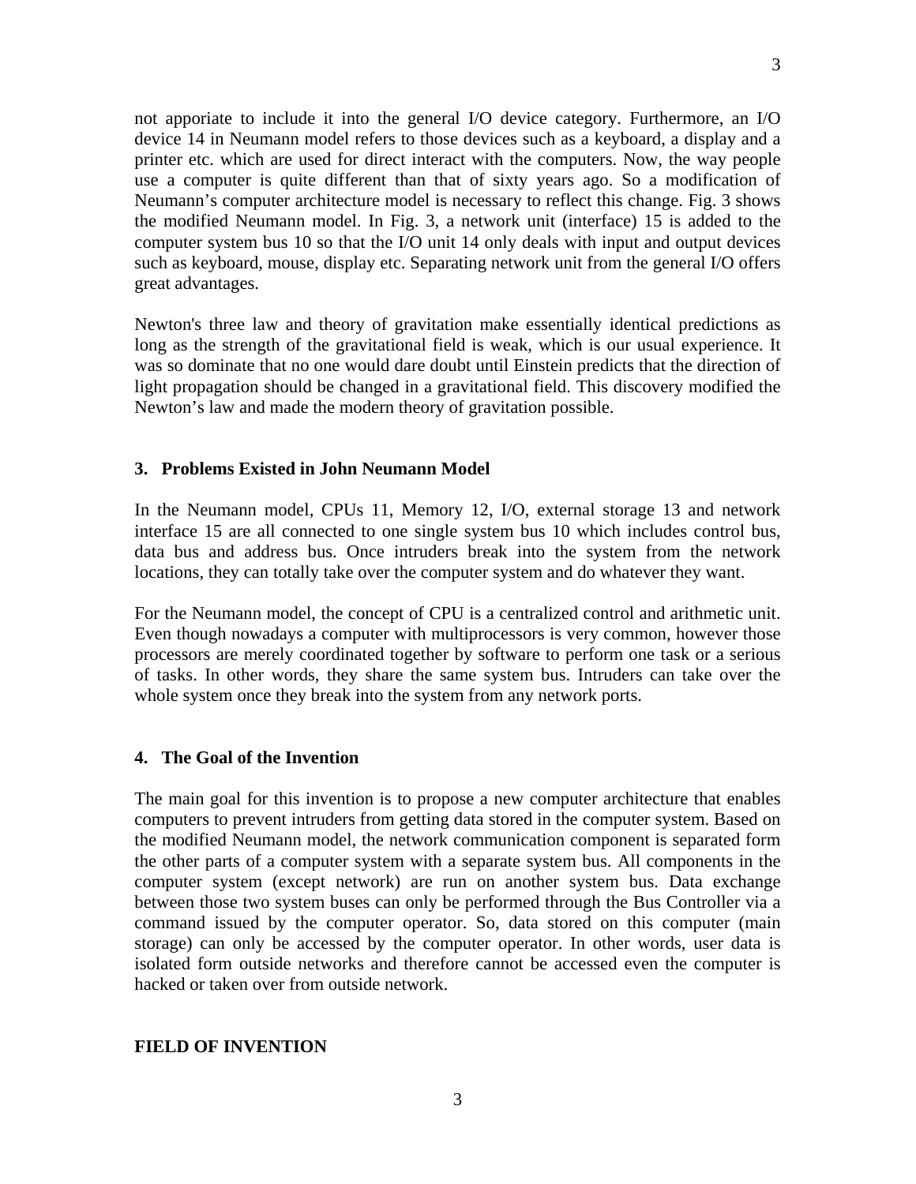not apporiate to include it into the general I/O device category. Furthermore, an I/O device 14 in Neumann model refers to those devices such as a keyboard, a display and a printer etc. which are used for direct interact with the computers. Now, the way people use a computer is quite different than that of sixty years ago. So a modification of Neumann's computer architecture model is necessary to reflect this change. Fig. 3 shows the modified Neumann model. In Fig. 3, a network unit (interface) 15 is added to the computer system bus 10 so that the I/O unit 14 only deals with input and output devices such as keyboard, mouse, display etc. Separating network unit from the general I/O offers great advantages.

Newton's three law and theory of gravitation make essentially identical predictions as long as the strength of the gravitational field is weak, which is our usual experience. It was so dominate that no one would dare doubt until Einstein predicts that the direction of light propagation should be changed in a gravitational field. This discovery modified the Newton's law and made the modern theory of gravitation possible.

### 3. Problems Existed in John Neumann Model

In the Neumann model, CPUs 11, Memory 12, I/O, external storage 13 and network interface 15 are all connected to one single system bus 10 which includes control bus, data bus and address bus. Once intruders break into the system from the network locations, they can totally take over the computer system and do whatever they want.

For the Neumann model, the concept of CPU is a centralized control and arithmetic unit. Even though nowadays a computer with multiprocessors is very common, however those processors are merely coordinated together by software to perform one task or a serious of tasks. In other words, they share the same system bus. Intruders can take over the whole system once they break into the system from any network ports.

### 4. The Goal of the Invention

The main goal for this invention is to propose a new computer architecture that enables computers to prevent intruders from getting data stored in the computer system. Based on the modified Neumann model, the network communication component is separated form the other parts of a computer system with a separate system bus. All components in the computer system (except network) are run on another system bus. Data exchange between those two system buses can only be performed through the Bus Controller via a command issued by the computer operator. So, data stored on this computer (main storage) can only be accessed by the computer operator. In other words, user data is isolated form outside networks and therefore cannot be accessed even the computer is hacked or taken over from outside network.

## FIELD OF INVENTION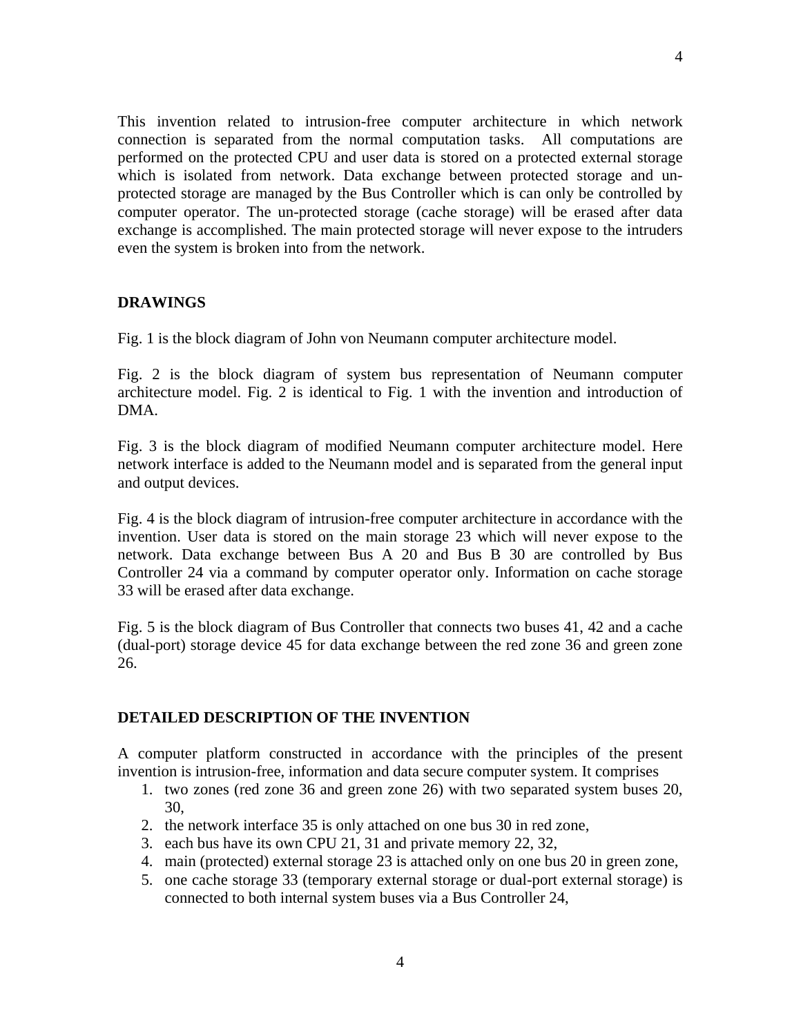This invention related to intrusion-free computer architecture in which network connection is separated from the normal computation tasks. All computations are performed on the protected CPU and user data is stored on a protected external storage which is isolated from network. Data exchange between protected storage and un-protected storage are managed by the Bus Controller which is can only be controlled by computer operator. The un-protected storage (cache storage) will be erased after data exchange is accomplished. The main protected storage will never expose to the intruders even the system is broken into from the network.

## DRAWINGS

Fig. 1 is the block diagram of John von Neumann computer architecture model.

Fig. 2 is the block diagram of system bus representation of Neumann computer architecture model. Fig. 2 is identical to Fig. 1 with the invention and introduction of DMA.

Fig. 3 is the block diagram of modified Neumann computer architecture model. Here network interface is added to the Neumann model and is separated from the general input and output devices.

Fig. 4 is the block diagram of intrusion-free computer architecture in accordance with the invention. User data is stored on the main storage 23 which will never expose to the network. Data exchange between Bus A 20 and Bus B 30 are controlled by Bus Controller 24 via a command by computer operator only. Information on cache storage 33 will be erased after data exchange.

Fig. 5 is the block diagram of Bus Controller that connects two buses 41, 42 and a cache (dual-port) storage device 45 for data exchange between the red zone 36 and green zone 26.

## DETAILED DESCRIPTION OF THE INVENTION

A computer platform constructed in accordance with the principles of the present invention is intrusion-free, information and data secure computer system. It comprises

1. two zones (red zone 36 and green zone 26) with two separated system buses 20, 30,
2. the network interface 35 is only attached on one bus 30 in red zone,
3. each bus have its own CPU 21, 31 and private memory 22, 32,
4. main (protected) external storage 23 is attached only on one bus 20 in green zone,
5. one cache storage 33 (temporary external storage or dual-port external storage) is connected to both internal system buses via a Bus Controller 24,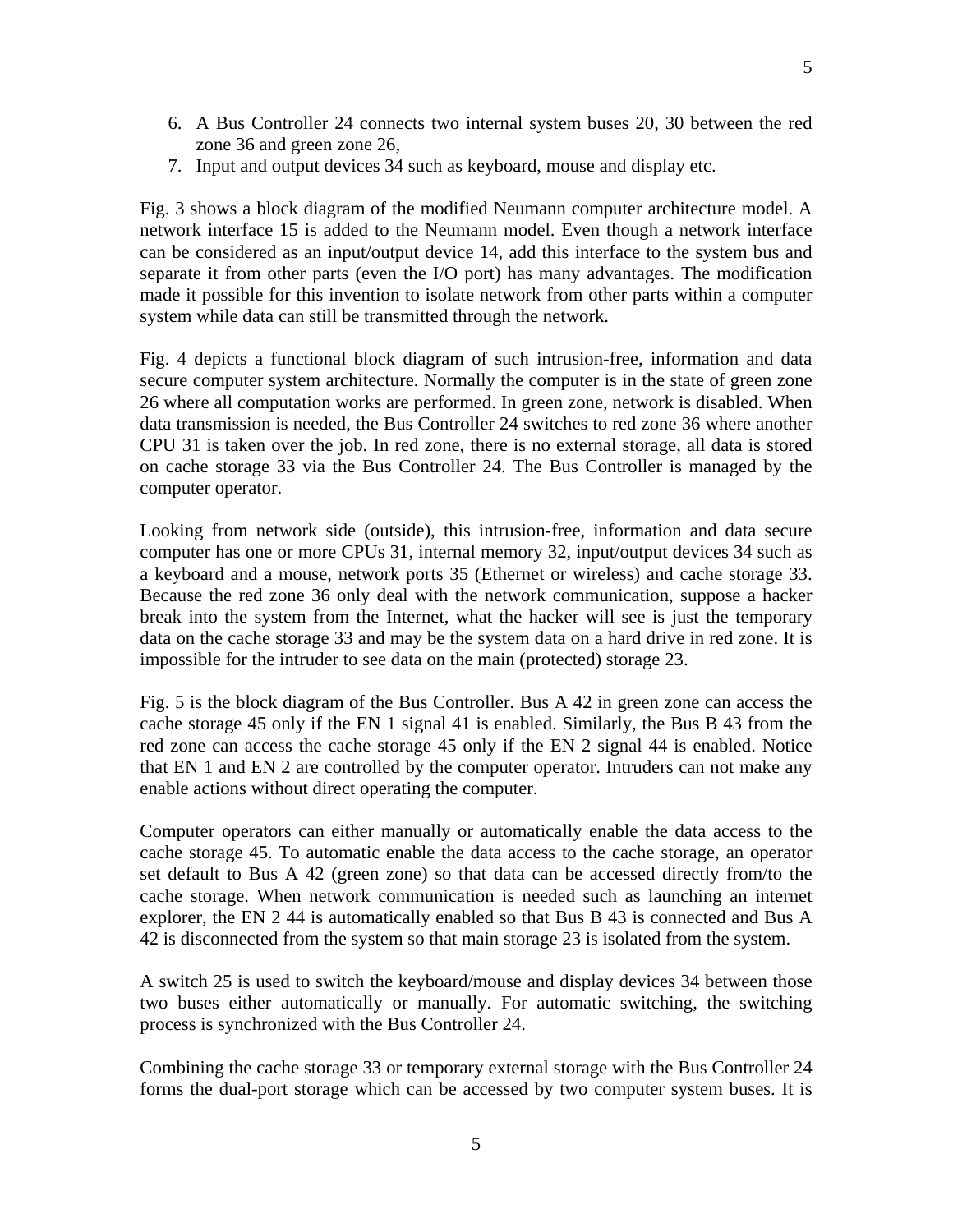6. A Bus Controller 24 connects two internal system buses 20, 30 between the red zone 36 and green zone 26,
7. Input and output devices 34 such as keyboard, mouse and display etc.

Fig. 3 shows a block diagram of the modified Neumann computer architecture model. A network interface 15 is added to the Neumann model. Even though a network interface can be considered as an input/output device 14, add this interface to the system bus and separate it from other parts (even the I/O port) has many advantages. The modification made it possible for this invention to isolate network from other parts within a computer system while data can still be transmitted through the network.

Fig. 4 depicts a functional block diagram of such intrusion-free, information and data secure computer system architecture. Normally the computer is in the state of green zone 26 where all computation works are performed. In green zone, network is disabled. When data transmission is needed, the Bus Controller 24 switches to red zone 36 where another CPU 31 is taken over the job. In red zone, there is no external storage, all data is stored on cache storage 33 via the Bus Controller 24. The Bus Controller is managed by the computer operator.

Looking from network side (outside), this intrusion-free, information and data secure computer has one or more CPUs 31, internal memory 32, input/output devices 34 such as a keyboard and a mouse, network ports 35 (Ethernet or wireless) and cache storage 33. Because the red zone 36 only deal with the network communication, suppose a hacker break into the system from the Internet, what the hacker will see is just the temporary data on the cache storage 33 and may be the system data on a hard drive in red zone. It is impossible for the intruder to see data on the main (protected) storage 23.

Fig. 5 is the block diagram of the Bus Controller. Bus A 42 in green zone can access the cache storage 45 only if the EN 1 signal 41 is enabled. Similarly, the Bus B 43 from the red zone can access the cache storage 45 only if the EN 2 signal 44 is enabled. Notice that EN 1 and EN 2 are controlled by the computer operator. Intruders can not make any enable actions without direct operating the computer.

Computer operators can either manually or automatically enable the data access to the cache storage 45. To automatic enable the data access to the cache storage, an operator set default to Bus A 42 (green zone) so that data can be accessed directly from/to the cache storage. When network communication is needed such as launching an internet explorer, the EN 2 44 is automatically enabled so that Bus B 43 is connected and Bus A 42 is disconnected from the system so that main storage 23 is isolated from the system.

A switch 25 is used to switch the keyboard/mouse and display devices 34 between those two buses either automatically or manually. For automatic switching, the switching process is synchronized with the Bus Controller 24.

Combining the cache storage 33 or temporary external storage with the Bus Controller 24 forms the dual-port storage which can be accessed by two computer system buses. It is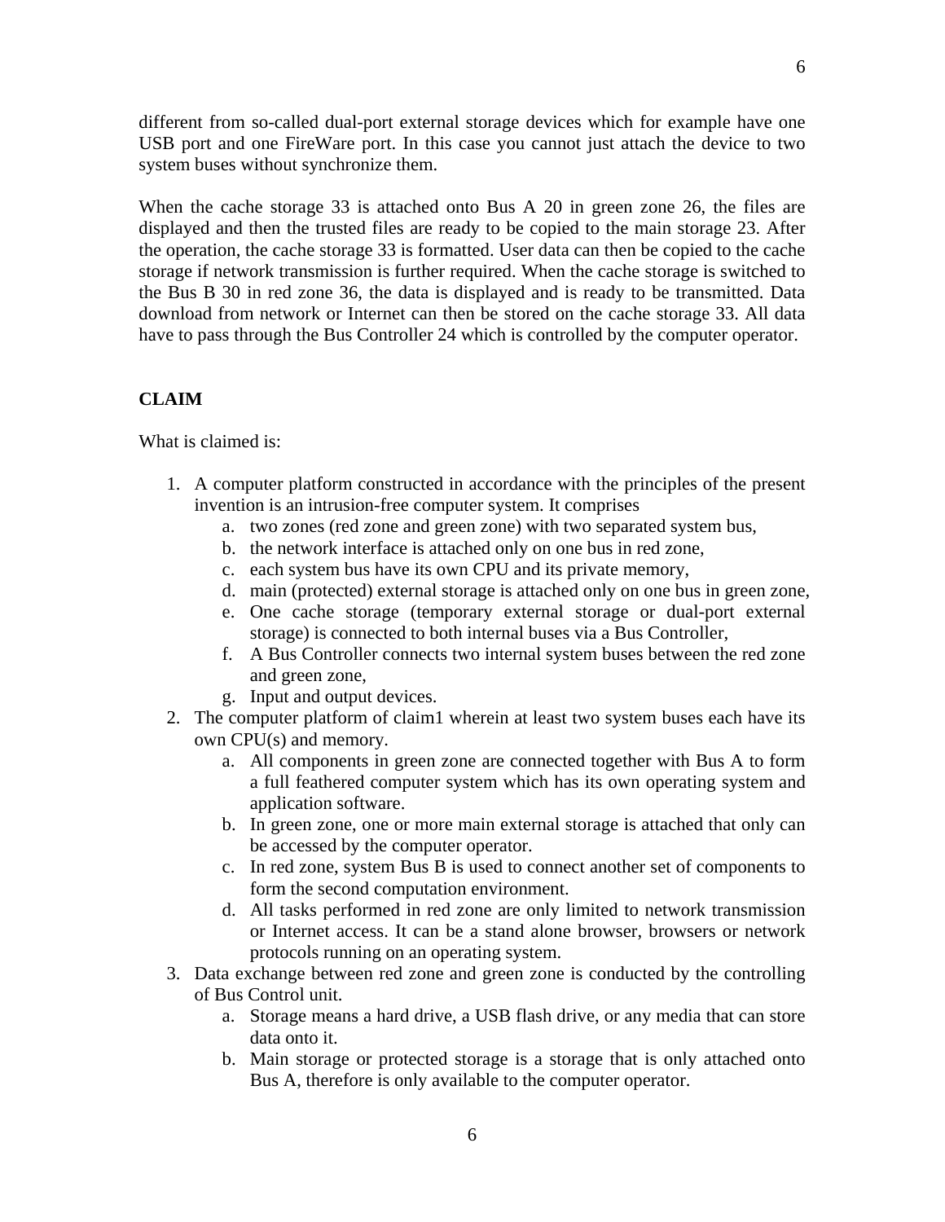different from so-called dual-port external storage devices which for example have one USB port and one FireWare port. In this case you cannot just attach the device to two system buses without synchronize them.

When the cache storage 33 is attached onto Bus A 20 in green zone 26, the files are displayed and then the trusted files are ready to be copied to the main storage 23. After the operation, the cache storage 33 is formatted. User data can then be copied to the cache storage if network transmission is further required. When the cache storage is switched to the Bus B 30 in red zone 36, the data is displayed and is ready to be transmitted. Data download from network or Internet can then be stored on the cache storage 33. All data have to pass through the Bus Controller 24 which is controlled by the computer operator.

**CLAIM**

What is claimed is:

1. A computer platform constructed in accordance with the principles of the present invention is an intrusion-free computer system. It comprises
   a. two zones (red zone and green zone) with two separated system bus,
   b. the network interface is attached only on one bus in red zone,
   c. each system bus have its own CPU and its private memory,
   d. main (protected) external storage is attached only on one bus in green zone,
   e. One cache storage (temporary external storage or dual-port external storage) is connected to both internal buses via a Bus Controller,
   f. A Bus Controller connects two internal system buses between the red zone and green zone,
   g. Input and output devices.
2. The computer platform of claim1 wherein at least two system buses each have its own CPU(s) and memory.
   a. All components in green zone are connected together with Bus A to form a full feathered computer system which has its own operating system and application software.
   b. In green zone, one or more main external storage is attached that only can be accessed by the computer operator.
   c. In red zone, system Bus B is used to connect another set of components to form the second computation environment.
   d. All tasks performed in red zone are only limited to network transmission or Internet access. It can be a stand alone browser, browsers or network protocols running on an operating system.
3. Data exchange between red zone and green zone is conducted by the controlling of Bus Control unit.
   a. Storage means a hard drive, a USB flash drive, or any media that can store data onto it.
   b. Main storage or protected storage is a storage that is only attached onto Bus A, therefore is only available to the computer operator.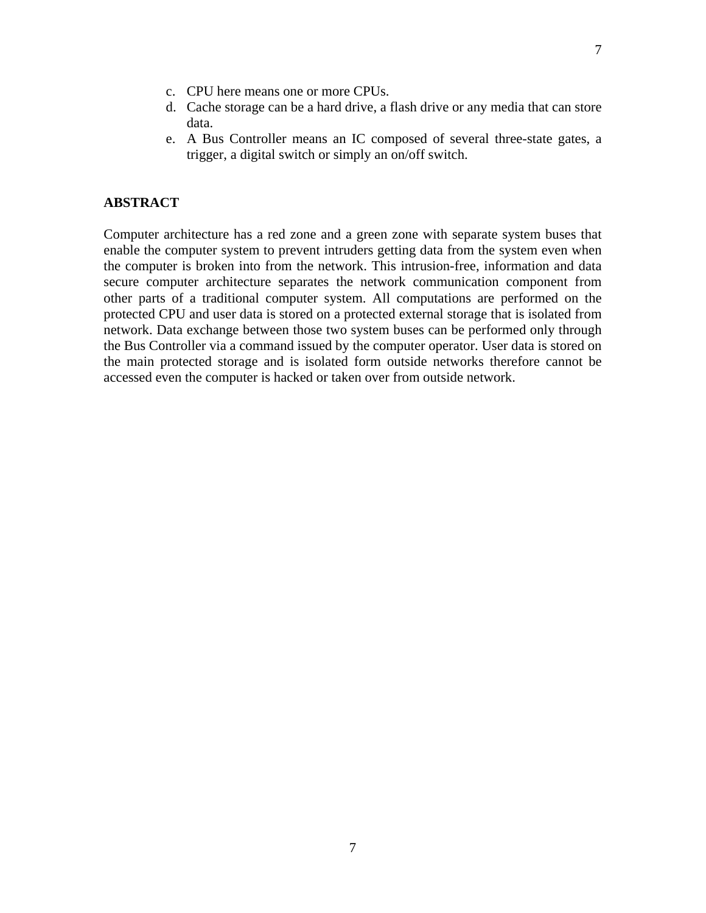c. CPU here means one or more CPUs.
d. Cache storage can be a hard drive, a flash drive or any media that can store data.
e. A Bus Controller means an IC composed of several three-state gates, a trigger, a digital switch or simply an on/off switch.

## ABSTRACT

Computer architecture has a red zone and a green zone with separate system buses that enable the computer system to prevent intruders getting data from the system even when the computer is broken into from the network. This intrusion-free, information and data secure computer architecture separates the network communication component from other parts of a traditional computer system. All computations are performed on the protected CPU and user data is stored on a protected external storage that is isolated from network. Data exchange between those two system buses can be performed only through the Bus Controller via a command issued by the computer operator. User data is stored on the main protected storage and is isolated form outside networks therefore cannot be accessed even the computer is hacked or taken over from outside network.